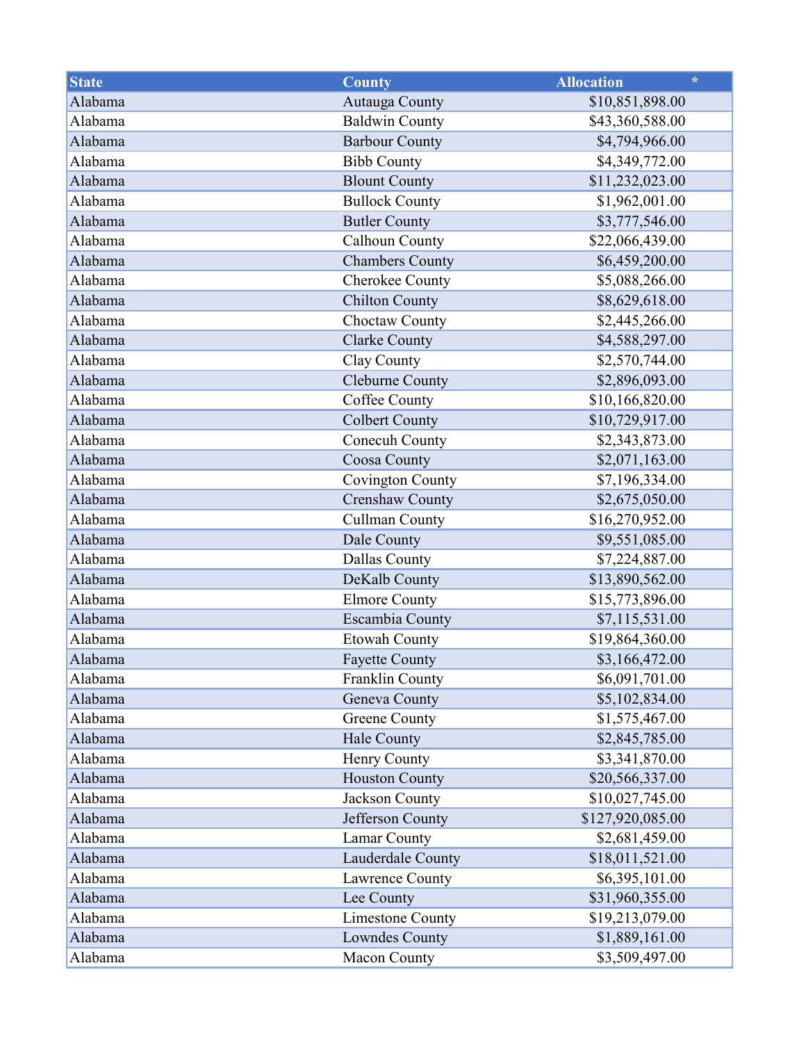| State | County | Allocation * |
| --- | --- | --- |
| Alabama | Autauga County | $10,851,898.00 |
| Alabama | Baldwin County | $43,360,588.00 |
| Alabama | Barbour County | $4,794,966.00 |
| Alabama | Bibb County | $4,349,772.00 |
| Alabama | Blount County | $11,232,023.00 |
| Alabama | Bullock County | $1,962,001.00 |
| Alabama | Butler County | $3,777,546.00 |
| Alabama | Calhoun County | $22,066,439.00 |
| Alabama | Chambers County | $6,459,200.00 |
| Alabama | Cherokee County | $5,088,266.00 |
| Alabama | Chilton County | $8,629,618.00 |
| Alabama | Choctaw County | $2,445,266.00 |
| Alabama | Clarke County | $4,588,297.00 |
| Alabama | Clay County | $2,570,744.00 |
| Alabama | Cleburne County | $2,896,093.00 |
| Alabama | Coffee County | $10,166,820.00 |
| Alabama | Colbert County | $10,729,917.00 |
| Alabama | Conecuh County | $2,343,873.00 |
| Alabama | Coosa County | $2,071,163.00 |
| Alabama | Covington County | $7,196,334.00 |
| Alabama | Crenshaw County | $2,675,050.00 |
| Alabama | Cullman County | $16,270,952.00 |
| Alabama | Dale County | $9,551,085.00 |
| Alabama | Dallas County | $7,224,887.00 |
| Alabama | DeKalb County | $13,890,562.00 |
| Alabama | Elmore County | $15,773,896.00 |
| Alabama | Escambia County | $7,115,531.00 |
| Alabama | Etowah County | $19,864,360.00 |
| Alabama | Fayette County | $3,166,472.00 |
| Alabama | Franklin County | $6,091,701.00 |
| Alabama | Geneva County | $5,102,834.00 |
| Alabama | Greene County | $1,575,467.00 |
| Alabama | Hale County | $2,845,785.00 |
| Alabama | Henry County | $3,341,870.00 |
| Alabama | Houston County | $20,566,337.00 |
| Alabama | Jackson County | $10,027,745.00 |
| Alabama | Jefferson County | $127,920,085.00 |
| Alabama | Lamar County | $2,681,459.00 |
| Alabama | Lauderdale County | $18,011,521.00 |
| Alabama | Lawrence County | $6,395,101.00 |
| Alabama | Lee County | $31,960,355.00 |
| Alabama | Limestone County | $19,213,079.00 |
| Alabama | Lowndes County | $1,889,161.00 |
| Alabama | Macon County | $3,509,497.00 |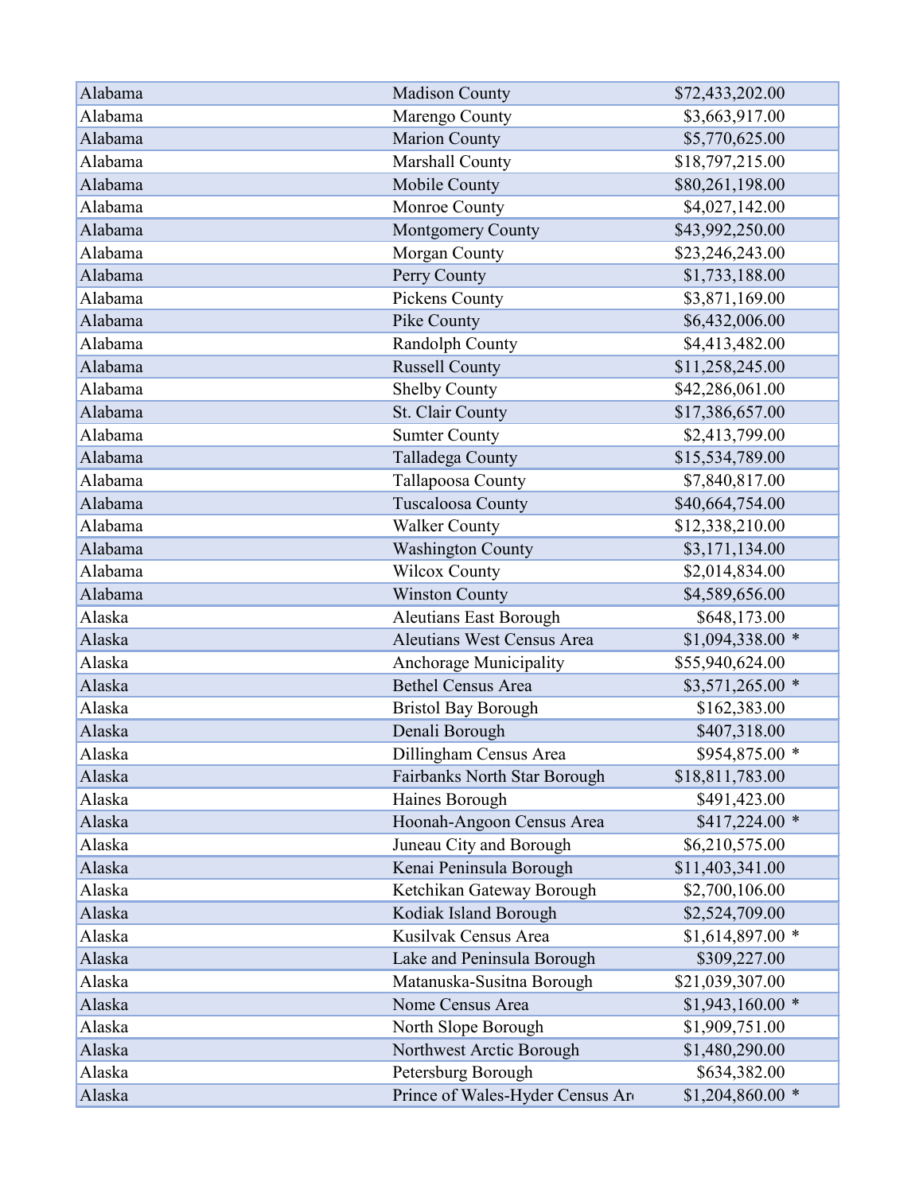| | | | |
|---|---|---|---|
| Alabama | Madison County | $72,433,202.00 | |
| Alabama | Marengo County | $3,663,917.00 | |
| Alabama | Marion County | $5,770,625.00 | |
| Alabama | Marshall County | $18,797,215.00 | |
| Alabama | Mobile County | $80,261,198.00 | |
| Alabama | Monroe County | $4,027,142.00 | |
| Alabama | Montgomery County | $43,992,250.00 | |
| Alabama | Morgan County | $23,246,243.00 | |
| Alabama | Perry County | $1,733,188.00 | |
| Alabama | Pickens County | $3,871,169.00 | |
| Alabama | Pike County | $6,432,006.00 | |
| Alabama | Randolph County | $4,413,482.00 | |
| Alabama | Russell County | $11,258,245.00 | |
| Alabama | Shelby County | $42,286,061.00 | |
| Alabama | St. Clair County | $17,386,657.00 | |
| Alabama | Sumter County | $2,413,799.00 | |
| Alabama | Talladega County | $15,534,789.00 | |
| Alabama | Tallapoosa County | $7,840,817.00 | |
| Alabama | Tuscaloosa County | $40,664,754.00 | |
| Alabama | Walker County | $12,338,210.00 | |
| Alabama | Washington County | $3,171,134.00 | |
| Alabama | Wilcox County | $2,014,834.00 | |
| Alabama | Winston County | $4,589,656.00 | |
| Alaska | Aleutians East Borough | $648,173.00 | |
| Alaska | Aleutians West Census Area | $1,094,338.00 | * |
| Alaska | Anchorage Municipality | $55,940,624.00 | |
| Alaska | Bethel Census Area | $3,571,265.00 | * |
| Alaska | Bristol Bay Borough | $162,383.00 | |
| Alaska | Denali Borough | $407,318.00 | |
| Alaska | Dillingham Census Area | $954,875.00 | * |
| Alaska | Fairbanks North Star Borough | $18,811,783.00 | |
| Alaska | Haines Borough | $491,423.00 | |
| Alaska | Hoonah-Angoon Census Area | $417,224.00 | * |
| Alaska | Juneau City and Borough | $6,210,575.00 | |
| Alaska | Kenai Peninsula Borough | $11,403,341.00 | |
| Alaska | Ketchikan Gateway Borough | $2,700,106.00 | |
| Alaska | Kodiak Island Borough | $2,524,709.00 | |
| Alaska | Kusilvak Census Area | $1,614,897.00 | * |
| Alaska | Lake and Peninsula Borough | $309,227.00 | |
| Alaska | Matanuska-Susitna Borough | $21,039,307.00 | |
| Alaska | Nome Census Area | $1,943,160.00 | * |
| Alaska | North Slope Borough | $1,909,751.00 | |
| Alaska | Northwest Arctic Borough | $1,480,290.00 | |
| Alaska | Petersburg Borough | $634,382.00 | |
| Alaska | Prince of Wales-Hyder Census Ar | $1,204,860.00 | * |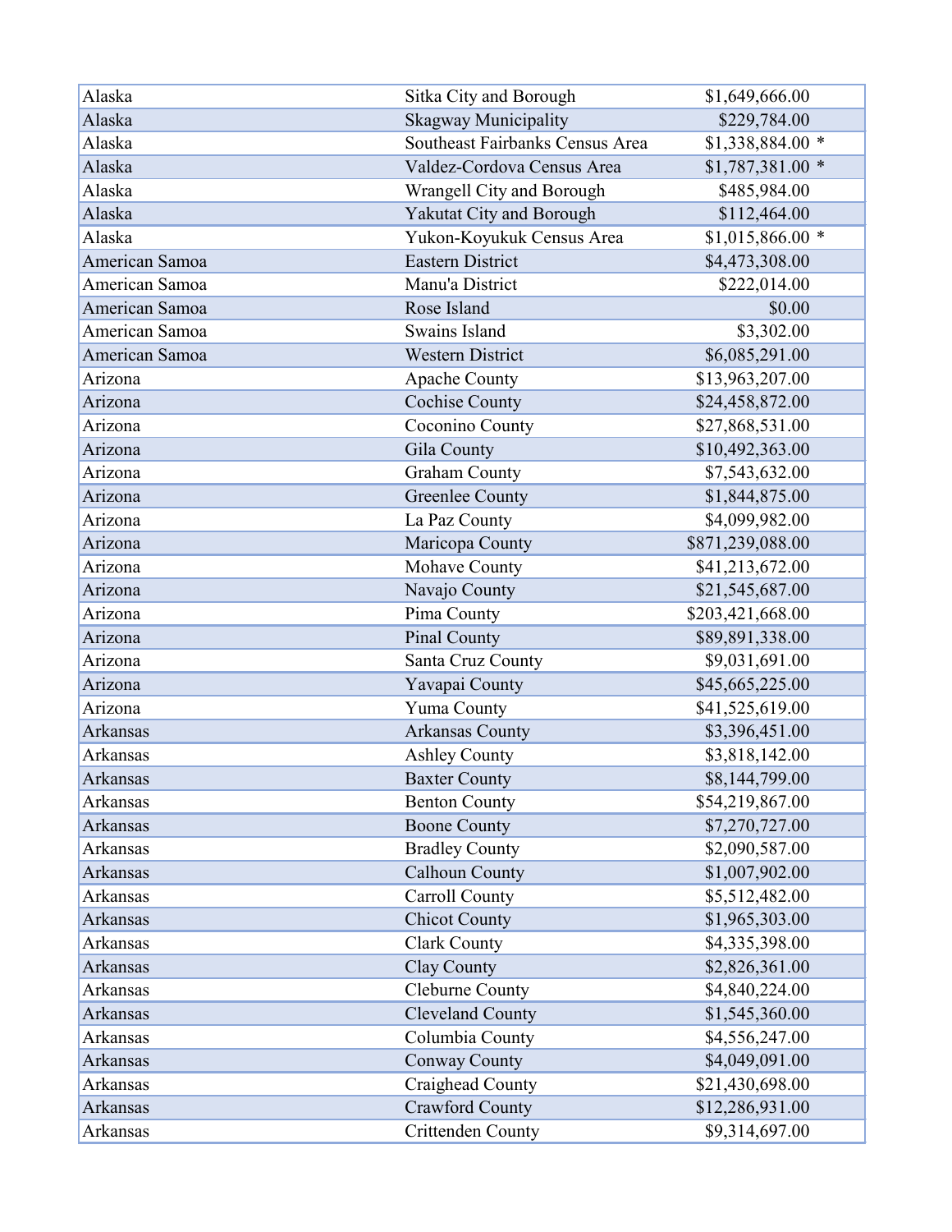| | | |
|---|---|---|
| Alaska | Sitka City and Borough | $1,649,666.00 |
| Alaska | Skagway Municipality | $229,784.00 |
| Alaska | Southeast Fairbanks Census Area | $1,338,884.00 * |
| Alaska | Valdez-Cordova Census Area | $1,787,381.00 * |
| Alaska | Wrangell City and Borough | $485,984.00 |
| Alaska | Yakutat City and Borough | $112,464.00 |
| Alaska | Yukon-Koyukuk Census Area | $1,015,866.00 * |
| American Samoa | Eastern District | $4,473,308.00 |
| American Samoa | Manu'a District | $222,014.00 |
| American Samoa | Rose Island | $0.00 |
| American Samoa | Swains Island | $3,302.00 |
| American Samoa | Western District | $6,085,291.00 |
| Arizona | Apache County | $13,963,207.00 |
| Arizona | Cochise County | $24,458,872.00 |
| Arizona | Coconino County | $27,868,531.00 |
| Arizona | Gila County | $10,492,363.00 |
| Arizona | Graham County | $7,543,632.00 |
| Arizona | Greenlee County | $1,844,875.00 |
| Arizona | La Paz County | $4,099,982.00 |
| Arizona | Maricopa County | $871,239,088.00 |
| Arizona | Mohave County | $41,213,672.00 |
| Arizona | Navajo County | $21,545,687.00 |
| Arizona | Pima County | $203,421,668.00 |
| Arizona | Pinal County | $89,891,338.00 |
| Arizona | Santa Cruz County | $9,031,691.00 |
| Arizona | Yavapai County | $45,665,225.00 |
| Arizona | Yuma County | $41,525,619.00 |
| Arkansas | Arkansas County | $3,396,451.00 |
| Arkansas | Ashley County | $3,818,142.00 |
| Arkansas | Baxter County | $8,144,799.00 |
| Arkansas | Benton County | $54,219,867.00 |
| Arkansas | Boone County | $7,270,727.00 |
| Arkansas | Bradley County | $2,090,587.00 |
| Arkansas | Calhoun County | $1,007,902.00 |
| Arkansas | Carroll County | $5,512,482.00 |
| Arkansas | Chicot County | $1,965,303.00 |
| Arkansas | Clark County | $4,335,398.00 |
| Arkansas | Clay County | $2,826,361.00 |
| Arkansas | Cleburne County | $4,840,224.00 |
| Arkansas | Cleveland County | $1,545,360.00 |
| Arkansas | Columbia County | $4,556,247.00 |
| Arkansas | Conway County | $4,049,091.00 |
| Arkansas | Craighead County | $21,430,698.00 |
| Arkansas | Crawford County | $12,286,931.00 |
| Arkansas | Crittenden County | $9,314,697.00 |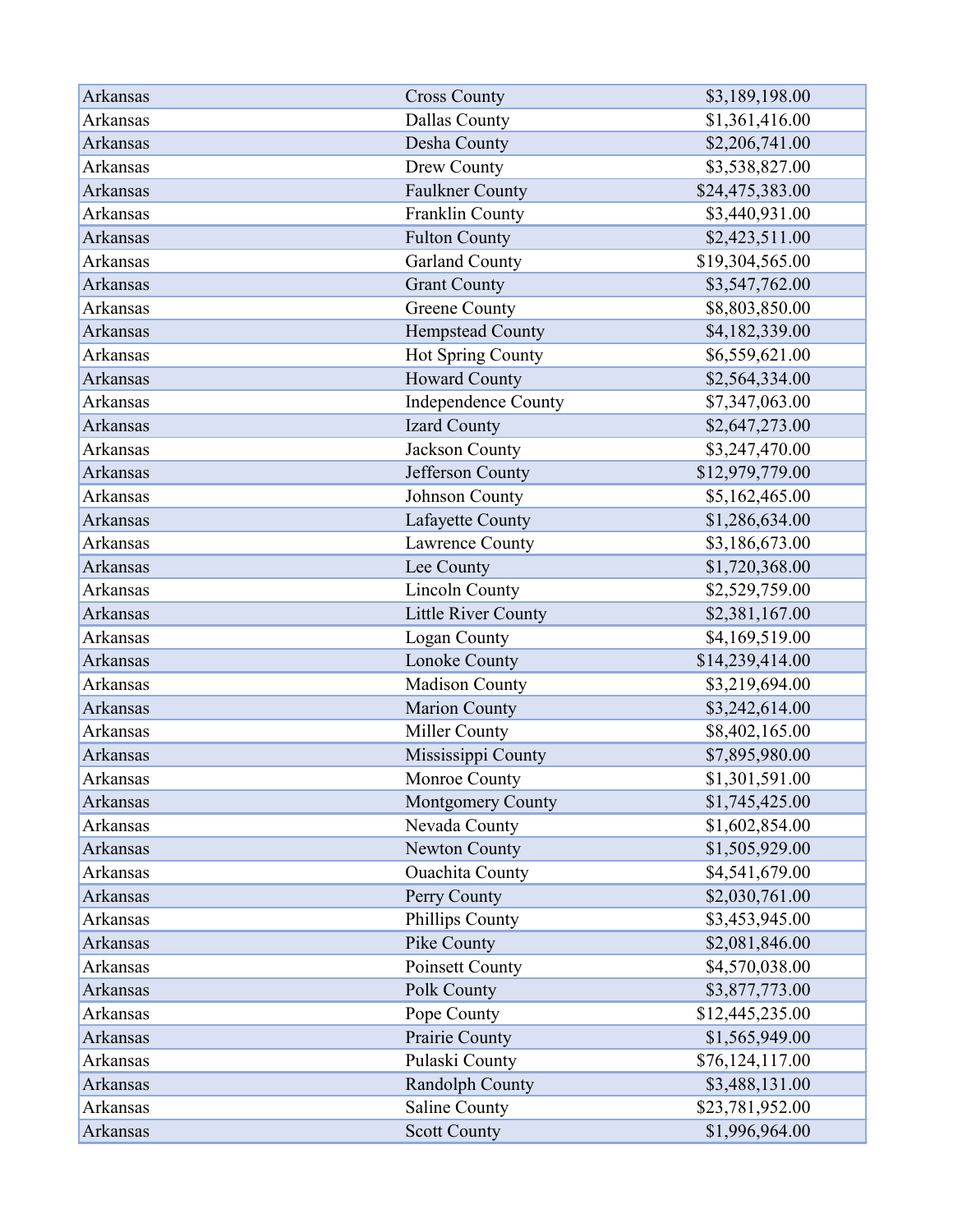| | | |
|---|---|---|
| Arkansas | Cross County | $3,189,198.00 |
| Arkansas | Dallas County | $1,361,416.00 |
| Arkansas | Desha County | $2,206,741.00 |
| Arkansas | Drew County | $3,538,827.00 |
| Arkansas | Faulkner County | $24,475,383.00 |
| Arkansas | Franklin County | $3,440,931.00 |
| Arkansas | Fulton County | $2,423,511.00 |
| Arkansas | Garland County | $19,304,565.00 |
| Arkansas | Grant County | $3,547,762.00 |
| Arkansas | Greene County | $8,803,850.00 |
| Arkansas | Hempstead County | $4,182,339.00 |
| Arkansas | Hot Spring County | $6,559,621.00 |
| Arkansas | Howard County | $2,564,334.00 |
| Arkansas | Independence County | $7,347,063.00 |
| Arkansas | Izard County | $2,647,273.00 |
| Arkansas | Jackson County | $3,247,470.00 |
| Arkansas | Jefferson County | $12,979,779.00 |
| Arkansas | Johnson County | $5,162,465.00 |
| Arkansas | Lafayette County | $1,286,634.00 |
| Arkansas | Lawrence County | $3,186,673.00 |
| Arkansas | Lee County | $1,720,368.00 |
| Arkansas | Lincoln County | $2,529,759.00 |
| Arkansas | Little River County | $2,381,167.00 |
| Arkansas | Logan County | $4,169,519.00 |
| Arkansas | Lonoke County | $14,239,414.00 |
| Arkansas | Madison County | $3,219,694.00 |
| Arkansas | Marion County | $3,242,614.00 |
| Arkansas | Miller County | $8,402,165.00 |
| Arkansas | Mississippi County | $7,895,980.00 |
| Arkansas | Monroe County | $1,301,591.00 |
| Arkansas | Montgomery County | $1,745,425.00 |
| Arkansas | Nevada County | $1,602,854.00 |
| Arkansas | Newton County | $1,505,929.00 |
| Arkansas | Ouachita County | $4,541,679.00 |
| Arkansas | Perry County | $2,030,761.00 |
| Arkansas | Phillips County | $3,453,945.00 |
| Arkansas | Pike County | $2,081,846.00 |
| Arkansas | Poinsett County | $4,570,038.00 |
| Arkansas | Polk County | $3,877,773.00 |
| Arkansas | Pope County | $12,445,235.00 |
| Arkansas | Prairie County | $1,565,949.00 |
| Arkansas | Pulaski County | $76,124,117.00 |
| Arkansas | Randolph County | $3,488,131.00 |
| Arkansas | Saline County | $23,781,952.00 |
| Arkansas | Scott County | $1,996,964.00 |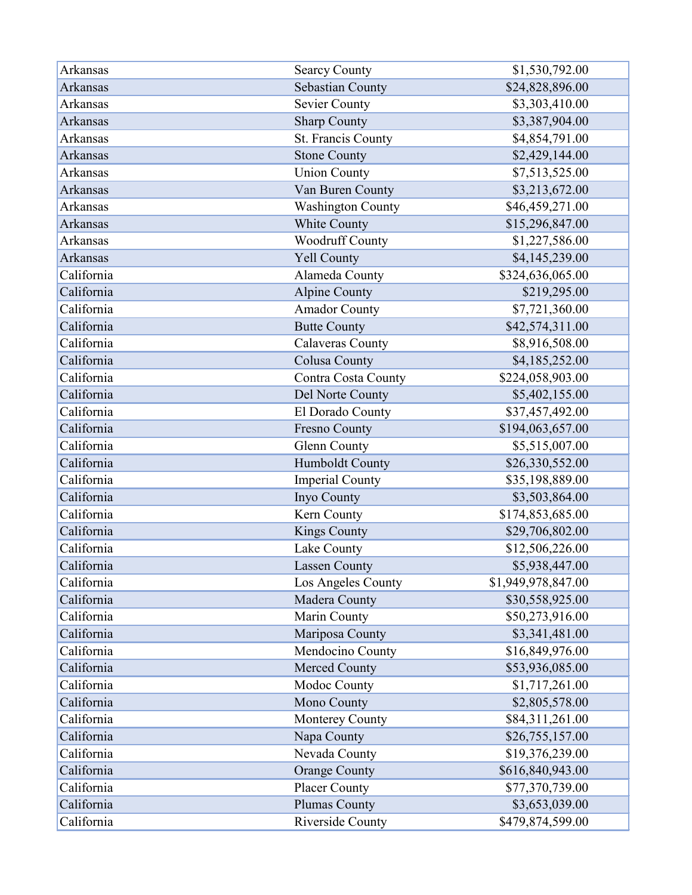| | | |
|---|---|---|
| Arkansas | Searcy County | $1,530,792.00 |
| Arkansas | Sebastian County | $24,828,896.00 |
| Arkansas | Sevier County | $3,303,410.00 |
| Arkansas | Sharp County | $3,387,904.00 |
| Arkansas | St. Francis County | $4,854,791.00 |
| Arkansas | Stone County | $2,429,144.00 |
| Arkansas | Union County | $7,513,525.00 |
| Arkansas | Van Buren County | $3,213,672.00 |
| Arkansas | Washington County | $46,459,271.00 |
| Arkansas | White County | $15,296,847.00 |
| Arkansas | Woodruff County | $1,227,586.00 |
| Arkansas | Yell County | $4,145,239.00 |
| California | Alameda County | $324,636,065.00 |
| California | Alpine County | $219,295.00 |
| California | Amador County | $7,721,360.00 |
| California | Butte County | $42,574,311.00 |
| California | Calaveras County | $8,916,508.00 |
| California | Colusa County | $4,185,252.00 |
| California | Contra Costa County | $224,058,903.00 |
| California | Del Norte County | $5,402,155.00 |
| California | El Dorado County | $37,457,492.00 |
| California | Fresno County | $194,063,657.00 |
| California | Glenn County | $5,515,007.00 |
| California | Humboldt County | $26,330,552.00 |
| California | Imperial County | $35,198,889.00 |
| California | Inyo County | $3,503,864.00 |
| California | Kern County | $174,853,685.00 |
| California | Kings County | $29,706,802.00 |
| California | Lake County | $12,506,226.00 |
| California | Lassen County | $5,938,447.00 |
| California | Los Angeles County | $1,949,978,847.00 |
| California | Madera County | $30,558,925.00 |
| California | Marin County | $50,273,916.00 |
| California | Mariposa County | $3,341,481.00 |
| California | Mendocino County | $16,849,976.00 |
| California | Merced County | $53,936,085.00 |
| California | Modoc County | $1,717,261.00 |
| California | Mono County | $2,805,578.00 |
| California | Monterey County | $84,311,261.00 |
| California | Napa County | $26,755,157.00 |
| California | Nevada County | $19,376,239.00 |
| California | Orange County | $616,840,943.00 |
| California | Placer County | $77,370,739.00 |
| California | Plumas County | $3,653,039.00 |
| California | Riverside County | $479,874,599.00 |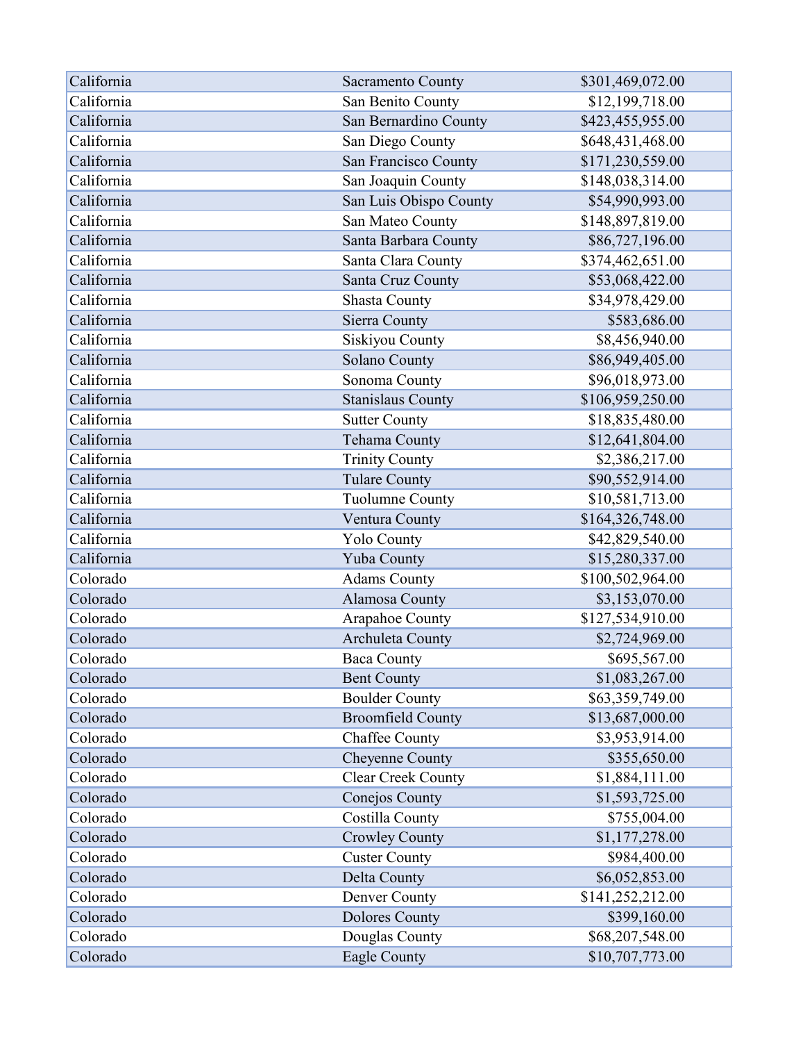| | | |
|---|---|---|
| California | Sacramento County | $301,469,072.00 |
| California | San Benito County | $12,199,718.00 |
| California | San Bernardino County | $423,455,955.00 |
| California | San Diego County | $648,431,468.00 |
| California | San Francisco County | $171,230,559.00 |
| California | San Joaquin County | $148,038,314.00 |
| California | San Luis Obispo County | $54,990,993.00 |
| California | San Mateo County | $148,897,819.00 |
| California | Santa Barbara County | $86,727,196.00 |
| California | Santa Clara County | $374,462,651.00 |
| California | Santa Cruz County | $53,068,422.00 |
| California | Shasta County | $34,978,429.00 |
| California | Sierra County | $583,686.00 |
| California | Siskiyou County | $8,456,940.00 |
| California | Solano County | $86,949,405.00 |
| California | Sonoma County | $96,018,973.00 |
| California | Stanislaus County | $106,959,250.00 |
| California | Sutter County | $18,835,480.00 |
| California | Tehama County | $12,641,804.00 |
| California | Trinity County | $2,386,217.00 |
| California | Tulare County | $90,552,914.00 |
| California | Tuolumne County | $10,581,713.00 |
| California | Ventura County | $164,326,748.00 |
| California | Yolo County | $42,829,540.00 |
| California | Yuba County | $15,280,337.00 |
| Colorado | Adams County | $100,502,964.00 |
| Colorado | Alamosa County | $3,153,070.00 |
| Colorado | Arapahoe County | $127,534,910.00 |
| Colorado | Archuleta County | $2,724,969.00 |
| Colorado | Baca County | $695,567.00 |
| Colorado | Bent County | $1,083,267.00 |
| Colorado | Boulder County | $63,359,749.00 |
| Colorado | Broomfield County | $13,687,000.00 |
| Colorado | Chaffee County | $3,953,914.00 |
| Colorado | Cheyenne County | $355,650.00 |
| Colorado | Clear Creek County | $1,884,111.00 |
| Colorado | Conejos County | $1,593,725.00 |
| Colorado | Costilla County | $755,004.00 |
| Colorado | Crowley County | $1,177,278.00 |
| Colorado | Custer County | $984,400.00 |
| Colorado | Delta County | $6,052,853.00 |
| Colorado | Denver County | $141,252,212.00 |
| Colorado | Dolores County | $399,160.00 |
| Colorado | Douglas County | $68,207,548.00 |
| Colorado | Eagle County | $10,707,773.00 |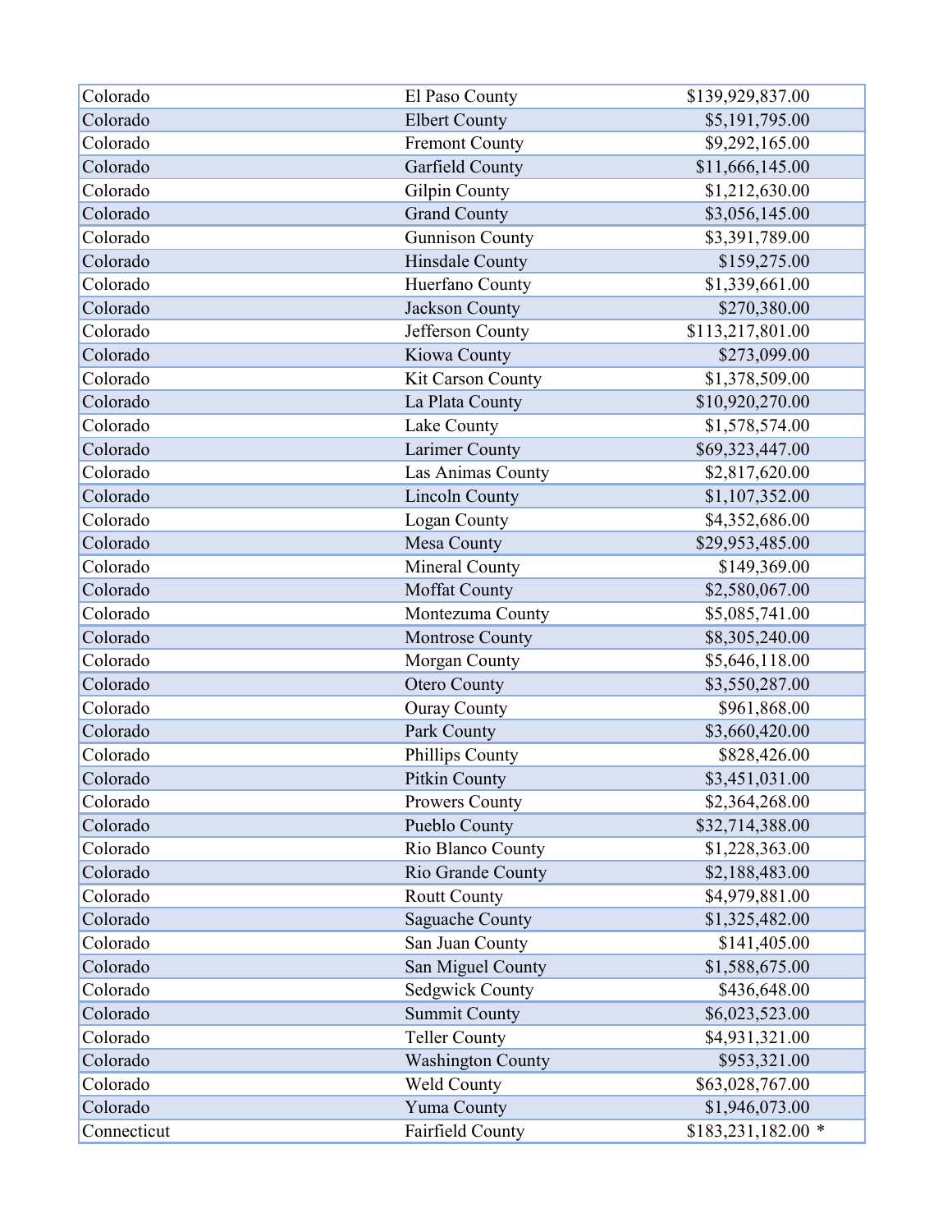| | | |
|---|---|---|
| Colorado | El Paso County | $139,929,837.00 |
| Colorado | Elbert County | $5,191,795.00 |
| Colorado | Fremont County | $9,292,165.00 |
| Colorado | Garfield County | $11,666,145.00 |
| Colorado | Gilpin County | $1,212,630.00 |
| Colorado | Grand County | $3,056,145.00 |
| Colorado | Gunnison County | $3,391,789.00 |
| Colorado | Hinsdale County | $159,275.00 |
| Colorado | Huerfano County | $1,339,661.00 |
| Colorado | Jackson County | $270,380.00 |
| Colorado | Jefferson County | $113,217,801.00 |
| Colorado | Kiowa County | $273,099.00 |
| Colorado | Kit Carson County | $1,378,509.00 |
| Colorado | La Plata County | $10,920,270.00 |
| Colorado | Lake County | $1,578,574.00 |
| Colorado | Larimer County | $69,323,447.00 |
| Colorado | Las Animas County | $2,817,620.00 |
| Colorado | Lincoln County | $1,107,352.00 |
| Colorado | Logan County | $4,352,686.00 |
| Colorado | Mesa County | $29,953,485.00 |
| Colorado | Mineral County | $149,369.00 |
| Colorado | Moffat County | $2,580,067.00 |
| Colorado | Montezuma County | $5,085,741.00 |
| Colorado | Montrose County | $8,305,240.00 |
| Colorado | Morgan County | $5,646,118.00 |
| Colorado | Otero County | $3,550,287.00 |
| Colorado | Ouray County | $961,868.00 |
| Colorado | Park County | $3,660,420.00 |
| Colorado | Phillips County | $828,426.00 |
| Colorado | Pitkin County | $3,451,031.00 |
| Colorado | Prowers County | $2,364,268.00 |
| Colorado | Pueblo County | $32,714,388.00 |
| Colorado | Rio Blanco County | $1,228,363.00 |
| Colorado | Rio Grande County | $2,188,483.00 |
| Colorado | Routt County | $4,979,881.00 |
| Colorado | Saguache County | $1,325,482.00 |
| Colorado | San Juan County | $141,405.00 |
| Colorado | San Miguel County | $1,588,675.00 |
| Colorado | Sedgwick County | $436,648.00 |
| Colorado | Summit County | $6,023,523.00 |
| Colorado | Teller County | $4,931,321.00 |
| Colorado | Washington County | $953,321.00 |
| Colorado | Weld County | $63,028,767.00 |
| Colorado | Yuma County | $1,946,073.00 |
| Connecticut | Fairfield County | $183,231,182.00 * |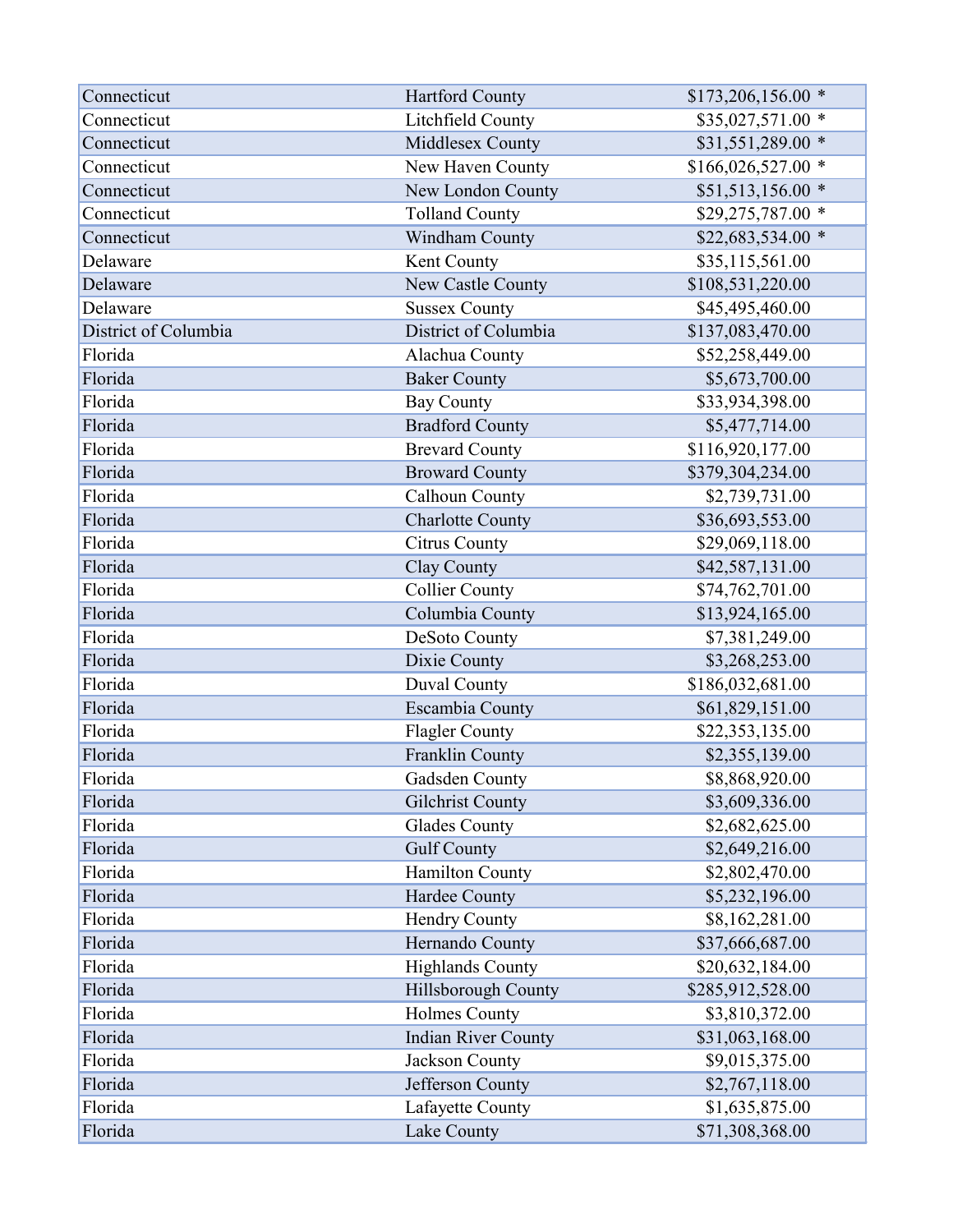| | | |
|---|---|---|
| Connecticut | Hartford County | $173,206,156.00 * |
| Connecticut | Litchfield County | $35,027,571.00 * |
| Connecticut | Middlesex County | $31,551,289.00 * |
| Connecticut | New Haven County | $166,026,527.00 * |
| Connecticut | New London County | $51,513,156.00 * |
| Connecticut | Tolland County | $29,275,787.00 * |
| Connecticut | Windham County | $22,683,534.00 * |
| Delaware | Kent County | $35,115,561.00 |
| Delaware | New Castle County | $108,531,220.00 |
| Delaware | Sussex County | $45,495,460.00 |
| District of Columbia | District of Columbia | $137,083,470.00 |
| Florida | Alachua County | $52,258,449.00 |
| Florida | Baker County | $5,673,700.00 |
| Florida | Bay County | $33,934,398.00 |
| Florida | Bradford County | $5,477,714.00 |
| Florida | Brevard County | $116,920,177.00 |
| Florida | Broward County | $379,304,234.00 |
| Florida | Calhoun County | $2,739,731.00 |
| Florida | Charlotte County | $36,693,553.00 |
| Florida | Citrus County | $29,069,118.00 |
| Florida | Clay County | $42,587,131.00 |
| Florida | Collier County | $74,762,701.00 |
| Florida | Columbia County | $13,924,165.00 |
| Florida | DeSoto County | $7,381,249.00 |
| Florida | Dixie County | $3,268,253.00 |
| Florida | Duval County | $186,032,681.00 |
| Florida | Escambia County | $61,829,151.00 |
| Florida | Flagler County | $22,353,135.00 |
| Florida | Franklin County | $2,355,139.00 |
| Florida | Gadsden County | $8,868,920.00 |
| Florida | Gilchrist County | $3,609,336.00 |
| Florida | Glades County | $2,682,625.00 |
| Florida | Gulf County | $2,649,216.00 |
| Florida | Hamilton County | $2,802,470.00 |
| Florida | Hardee County | $5,232,196.00 |
| Florida | Hendry County | $8,162,281.00 |
| Florida | Hernando County | $37,666,687.00 |
| Florida | Highlands County | $20,632,184.00 |
| Florida | Hillsborough County | $285,912,528.00 |
| Florida | Holmes County | $3,810,372.00 |
| Florida | Indian River County | $31,063,168.00 |
| Florida | Jackson County | $9,015,375.00 |
| Florida | Jefferson County | $2,767,118.00 |
| Florida | Lafayette County | $1,635,875.00 |
| Florida | Lake County | $71,308,368.00 |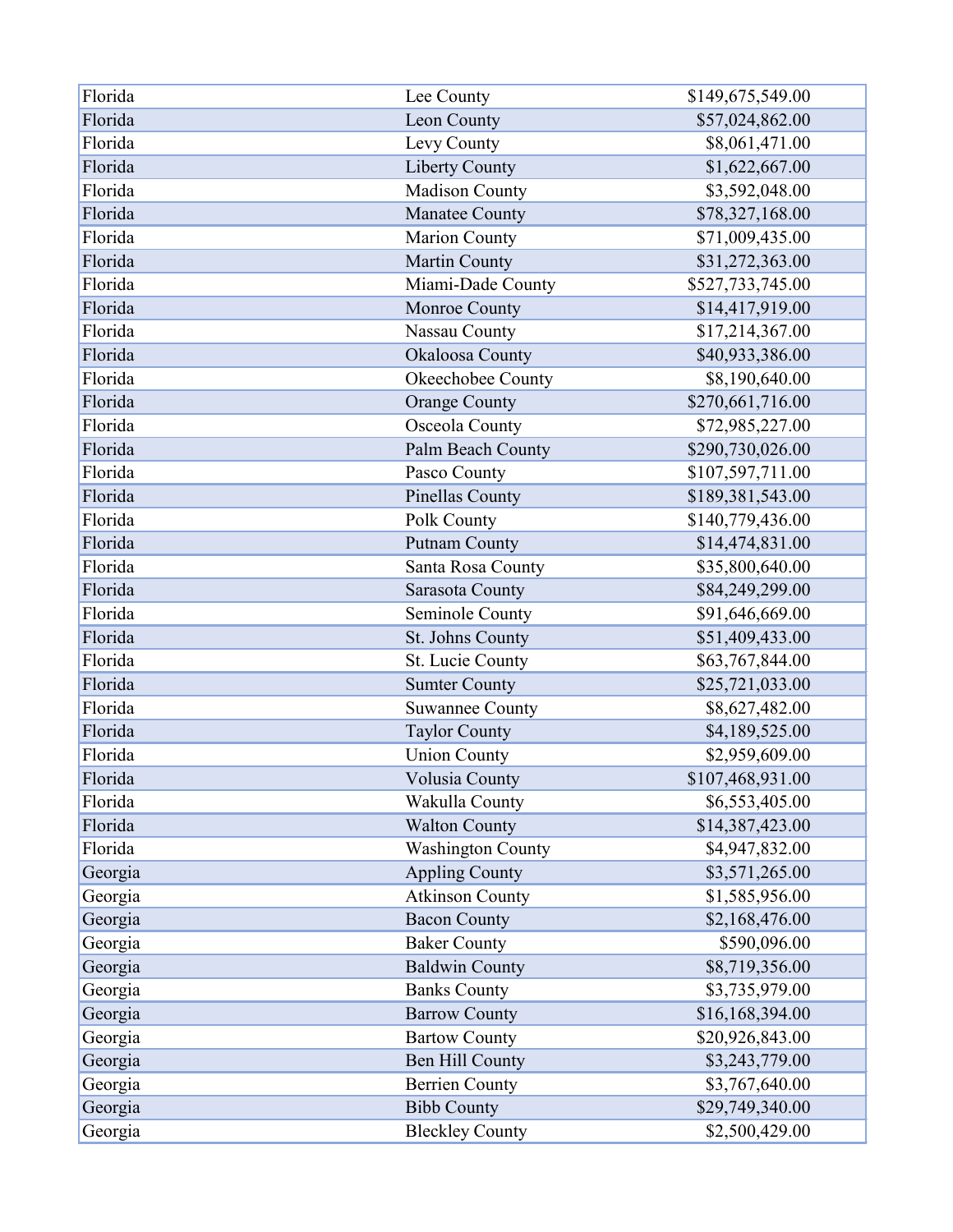| | | |
|---|---|---|
| Florida | Lee County | $149,675,549.00 |
| Florida | Leon County | $57,024,862.00 |
| Florida | Levy County | $8,061,471.00 |
| Florida | Liberty County | $1,622,667.00 |
| Florida | Madison County | $3,592,048.00 |
| Florida | Manatee County | $78,327,168.00 |
| Florida | Marion County | $71,009,435.00 |
| Florida | Martin County | $31,272,363.00 |
| Florida | Miami-Dade County | $527,733,745.00 |
| Florida | Monroe County | $14,417,919.00 |
| Florida | Nassau County | $17,214,367.00 |
| Florida | Okaloosa County | $40,933,386.00 |
| Florida | Okeechobee County | $8,190,640.00 |
| Florida | Orange County | $270,661,716.00 |
| Florida | Osceola County | $72,985,227.00 |
| Florida | Palm Beach County | $290,730,026.00 |
| Florida | Pasco County | $107,597,711.00 |
| Florida | Pinellas County | $189,381,543.00 |
| Florida | Polk County | $140,779,436.00 |
| Florida | Putnam County | $14,474,831.00 |
| Florida | Santa Rosa County | $35,800,640.00 |
| Florida | Sarasota County | $84,249,299.00 |
| Florida | Seminole County | $91,646,669.00 |
| Florida | St. Johns County | $51,409,433.00 |
| Florida | St. Lucie County | $63,767,844.00 |
| Florida | Sumter County | $25,721,033.00 |
| Florida | Suwannee County | $8,627,482.00 |
| Florida | Taylor County | $4,189,525.00 |
| Florida | Union County | $2,959,609.00 |
| Florida | Volusia County | $107,468,931.00 |
| Florida | Wakulla County | $6,553,405.00 |
| Florida | Walton County | $14,387,423.00 |
| Florida | Washington County | $4,947,832.00 |
| Georgia | Appling County | $3,571,265.00 |
| Georgia | Atkinson County | $1,585,956.00 |
| Georgia | Bacon County | $2,168,476.00 |
| Georgia | Baker County | $590,096.00 |
| Georgia | Baldwin County | $8,719,356.00 |
| Georgia | Banks County | $3,735,979.00 |
| Georgia | Barrow County | $16,168,394.00 |
| Georgia | Bartow County | $20,926,843.00 |
| Georgia | Ben Hill County | $3,243,779.00 |
| Georgia | Berrien County | $3,767,640.00 |
| Georgia | Bibb County | $29,749,340.00 |
| Georgia | Bleckley County | $2,500,429.00 |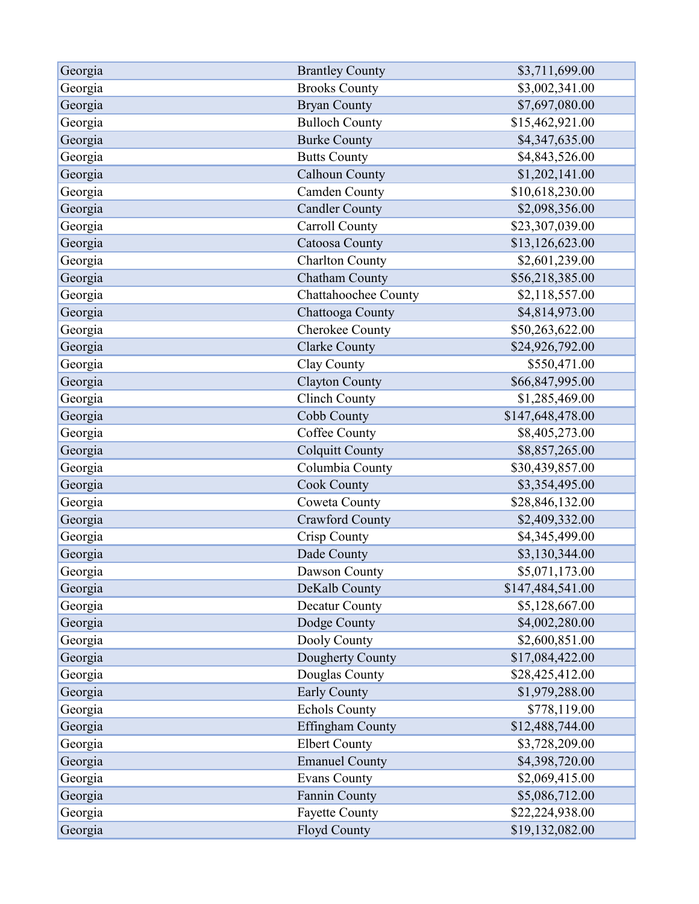| | | |
|---|---|---|
| Georgia | Brantley County | $3,711,699.00 |
| Georgia | Brooks County | $3,002,341.00 |
| Georgia | Bryan County | $7,697,080.00 |
| Georgia | Bulloch County | $15,462,921.00 |
| Georgia | Burke County | $4,347,635.00 |
| Georgia | Butts County | $4,843,526.00 |
| Georgia | Calhoun County | $1,202,141.00 |
| Georgia | Camden County | $10,618,230.00 |
| Georgia | Candler County | $2,098,356.00 |
| Georgia | Carroll County | $23,307,039.00 |
| Georgia | Catoosa County | $13,126,623.00 |
| Georgia | Charlton County | $2,601,239.00 |
| Georgia | Chatham County | $56,218,385.00 |
| Georgia | Chattahoochee County | $2,118,557.00 |
| Georgia | Chattooga County | $4,814,973.00 |
| Georgia | Cherokee County | $50,263,622.00 |
| Georgia | Clarke County | $24,926,792.00 |
| Georgia | Clay County | $550,471.00 |
| Georgia | Clayton County | $66,847,995.00 |
| Georgia | Clinch County | $1,285,469.00 |
| Georgia | Cobb County | $147,648,478.00 |
| Georgia | Coffee County | $8,405,273.00 |
| Georgia | Colquitt County | $8,857,265.00 |
| Georgia | Columbia County | $30,439,857.00 |
| Georgia | Cook County | $3,354,495.00 |
| Georgia | Coweta County | $28,846,132.00 |
| Georgia | Crawford County | $2,409,332.00 |
| Georgia | Crisp County | $4,345,499.00 |
| Georgia | Dade County | $3,130,344.00 |
| Georgia | Dawson County | $5,071,173.00 |
| Georgia | DeKalb County | $147,484,541.00 |
| Georgia | Decatur County | $5,128,667.00 |
| Georgia | Dodge County | $4,002,280.00 |
| Georgia | Dooly County | $2,600,851.00 |
| Georgia | Dougherty County | $17,084,422.00 |
| Georgia | Douglas County | $28,425,412.00 |
| Georgia | Early County | $1,979,288.00 |
| Georgia | Echols County | $778,119.00 |
| Georgia | Effingham County | $12,488,744.00 |
| Georgia | Elbert County | $3,728,209.00 |
| Georgia | Emanuel County | $4,398,720.00 |
| Georgia | Evans County | $2,069,415.00 |
| Georgia | Fannin County | $5,086,712.00 |
| Georgia | Fayette County | $22,224,938.00 |
| Georgia | Floyd County | $19,132,082.00 |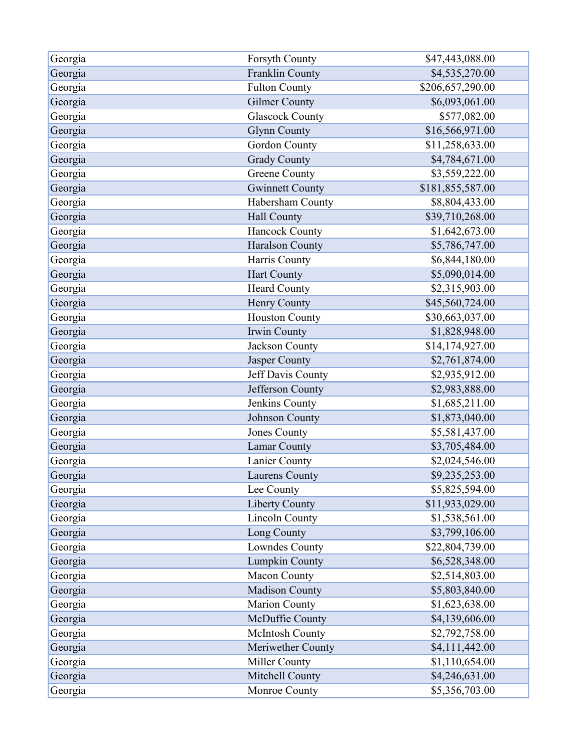| | | |
|---|---|---|
| Georgia | Forsyth County | $47,443,088.00 |
| Georgia | Franklin County | $4,535,270.00 |
| Georgia | Fulton County | $206,657,290.00 |
| Georgia | Gilmer County | $6,093,061.00 |
| Georgia | Glascock County | $577,082.00 |
| Georgia | Glynn County | $16,566,971.00 |
| Georgia | Gordon County | $11,258,633.00 |
| Georgia | Grady County | $4,784,671.00 |
| Georgia | Greene County | $3,559,222.00 |
| Georgia | Gwinnett County | $181,855,587.00 |
| Georgia | Habersham County | $8,804,433.00 |
| Georgia | Hall County | $39,710,268.00 |
| Georgia | Hancock County | $1,642,673.00 |
| Georgia | Haralson County | $5,786,747.00 |
| Georgia | Harris County | $6,844,180.00 |
| Georgia | Hart County | $5,090,014.00 |
| Georgia | Heard County | $2,315,903.00 |
| Georgia | Henry County | $45,560,724.00 |
| Georgia | Houston County | $30,663,037.00 |
| Georgia | Irwin County | $1,828,948.00 |
| Georgia | Jackson County | $14,174,927.00 |
| Georgia | Jasper County | $2,761,874.00 |
| Georgia | Jeff Davis County | $2,935,912.00 |
| Georgia | Jefferson County | $2,983,888.00 |
| Georgia | Jenkins County | $1,685,211.00 |
| Georgia | Johnson County | $1,873,040.00 |
| Georgia | Jones County | $5,581,437.00 |
| Georgia | Lamar County | $3,705,484.00 |
| Georgia | Lanier County | $2,024,546.00 |
| Georgia | Laurens County | $9,235,253.00 |
| Georgia | Lee County | $5,825,594.00 |
| Georgia | Liberty County | $11,933,029.00 |
| Georgia | Lincoln County | $1,538,561.00 |
| Georgia | Long County | $3,799,106.00 |
| Georgia | Lowndes County | $22,804,739.00 |
| Georgia | Lumpkin County | $6,528,348.00 |
| Georgia | Macon County | $2,514,803.00 |
| Georgia | Madison County | $5,803,840.00 |
| Georgia | Marion County | $1,623,638.00 |
| Georgia | McDuffie County | $4,139,606.00 |
| Georgia | McIntosh County | $2,792,758.00 |
| Georgia | Meriwether County | $4,111,442.00 |
| Georgia | Miller County | $1,110,654.00 |
| Georgia | Mitchell County | $4,246,631.00 |
| Georgia | Monroe County | $5,356,703.00 |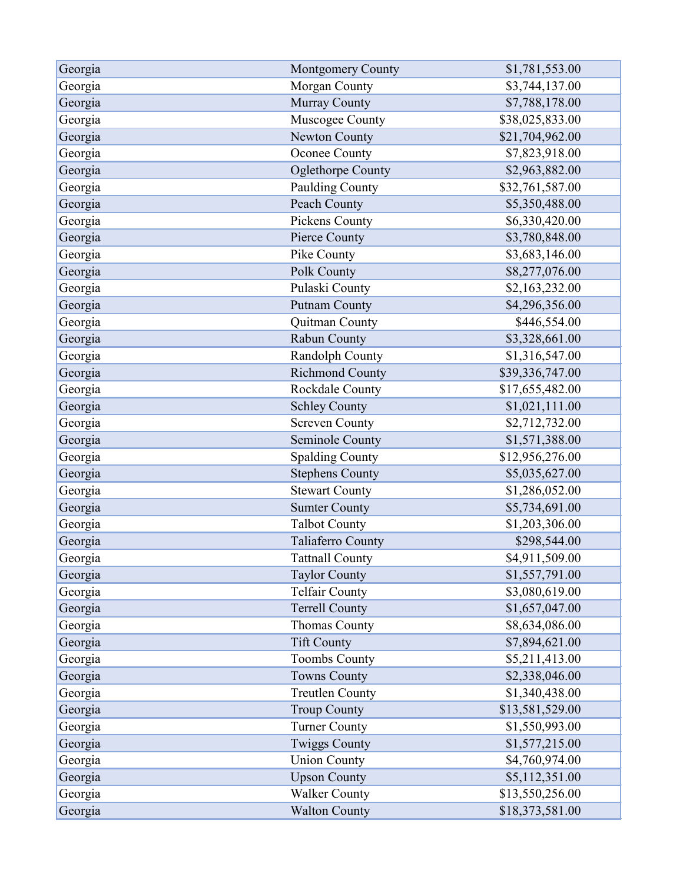| | | |
|---|---|---|
| Georgia | Montgomery County | $1,781,553.00 |
| Georgia | Morgan County | $3,744,137.00 |
| Georgia | Murray County | $7,788,178.00 |
| Georgia | Muscogee County | $38,025,833.00 |
| Georgia | Newton County | $21,704,962.00 |
| Georgia | Oconee County | $7,823,918.00 |
| Georgia | Oglethorpe County | $2,963,882.00 |
| Georgia | Paulding County | $32,761,587.00 |
| Georgia | Peach County | $5,350,488.00 |
| Georgia | Pickens County | $6,330,420.00 |
| Georgia | Pierce County | $3,780,848.00 |
| Georgia | Pike County | $3,683,146.00 |
| Georgia | Polk County | $8,277,076.00 |
| Georgia | Pulaski County | $2,163,232.00 |
| Georgia | Putnam County | $4,296,356.00 |
| Georgia | Quitman County | $446,554.00 |
| Georgia | Rabun County | $3,328,661.00 |
| Georgia | Randolph County | $1,316,547.00 |
| Georgia | Richmond County | $39,336,747.00 |
| Georgia | Rockdale County | $17,655,482.00 |
| Georgia | Schley County | $1,021,111.00 |
| Georgia | Screven County | $2,712,732.00 |
| Georgia | Seminole County | $1,571,388.00 |
| Georgia | Spalding County | $12,956,276.00 |
| Georgia | Stephens County | $5,035,627.00 |
| Georgia | Stewart County | $1,286,052.00 |
| Georgia | Sumter County | $5,734,691.00 |
| Georgia | Talbot County | $1,203,306.00 |
| Georgia | Taliaferro County | $298,544.00 |
| Georgia | Tattnall County | $4,911,509.00 |
| Georgia | Taylor County | $1,557,791.00 |
| Georgia | Telfair County | $3,080,619.00 |
| Georgia | Terrell County | $1,657,047.00 |
| Georgia | Thomas County | $8,634,086.00 |
| Georgia | Tift County | $7,894,621.00 |
| Georgia | Toombs County | $5,211,413.00 |
| Georgia | Towns County | $2,338,046.00 |
| Georgia | Treutlen County | $1,340,438.00 |
| Georgia | Troup County | $13,581,529.00 |
| Georgia | Turner County | $1,550,993.00 |
| Georgia | Twiggs County | $1,577,215.00 |
| Georgia | Union County | $4,760,974.00 |
| Georgia | Upson County | $5,112,351.00 |
| Georgia | Walker County | $13,550,256.00 |
| Georgia | Walton County | $18,373,581.00 |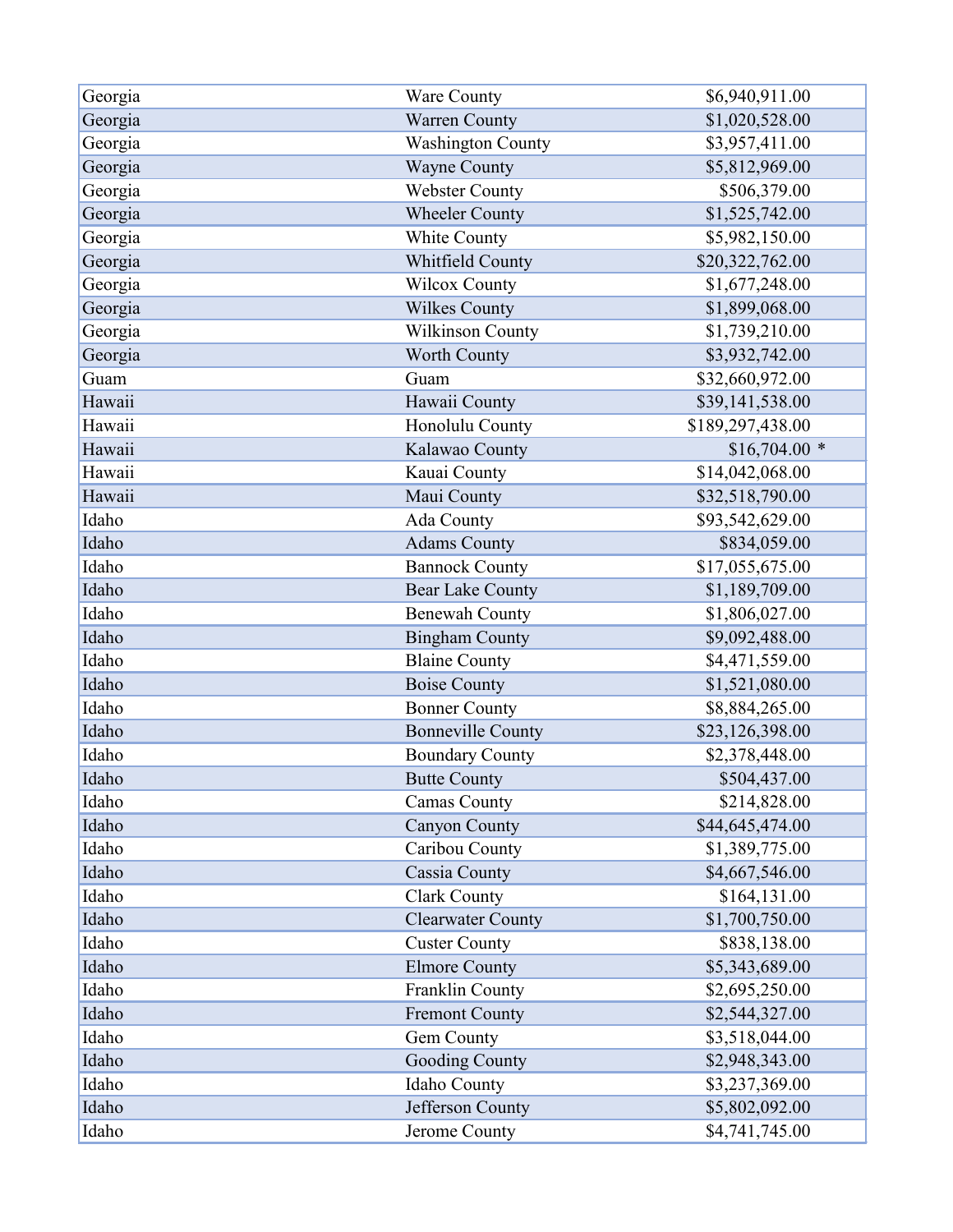| | | |
|---|---|---|
| Georgia | Ware County | $6,940,911.00 |
| Georgia | Warren County | $1,020,528.00 |
| Georgia | Washington County | $3,957,411.00 |
| Georgia | Wayne County | $5,812,969.00 |
| Georgia | Webster County | $506,379.00 |
| Georgia | Wheeler County | $1,525,742.00 |
| Georgia | White County | $5,982,150.00 |
| Georgia | Whitfield County | $20,322,762.00 |
| Georgia | Wilcox County | $1,677,248.00 |
| Georgia | Wilkes County | $1,899,068.00 |
| Georgia | Wilkinson County | $1,739,210.00 |
| Georgia | Worth County | $3,932,742.00 |
| Guam | Guam | $32,660,972.00 |
| Hawaii | Hawaii County | $39,141,538.00 |
| Hawaii | Honolulu County | $189,297,438.00 |
| Hawaii | Kalawao County | $16,704.00 * |
| Hawaii | Kauai County | $14,042,068.00 |
| Hawaii | Maui County | $32,518,790.00 |
| Idaho | Ada County | $93,542,629.00 |
| Idaho | Adams County | $834,059.00 |
| Idaho | Bannock County | $17,055,675.00 |
| Idaho | Bear Lake County | $1,189,709.00 |
| Idaho | Benewah County | $1,806,027.00 |
| Idaho | Bingham County | $9,092,488.00 |
| Idaho | Blaine County | $4,471,559.00 |
| Idaho | Boise County | $1,521,080.00 |
| Idaho | Bonner County | $8,884,265.00 |
| Idaho | Bonneville County | $23,126,398.00 |
| Idaho | Boundary County | $2,378,448.00 |
| Idaho | Butte County | $504,437.00 |
| Idaho | Camas County | $214,828.00 |
| Idaho | Canyon County | $44,645,474.00 |
| Idaho | Caribou County | $1,389,775.00 |
| Idaho | Cassia County | $4,667,546.00 |
| Idaho | Clark County | $164,131.00 |
| Idaho | Clearwater County | $1,700,750.00 |
| Idaho | Custer County | $838,138.00 |
| Idaho | Elmore County | $5,343,689.00 |
| Idaho | Franklin County | $2,695,250.00 |
| Idaho | Fremont County | $2,544,327.00 |
| Idaho | Gem County | $3,518,044.00 |
| Idaho | Gooding County | $2,948,343.00 |
| Idaho | Idaho County | $3,237,369.00 |
| Idaho | Jefferson County | $5,802,092.00 |
| Idaho | Jerome County | $4,741,745.00 |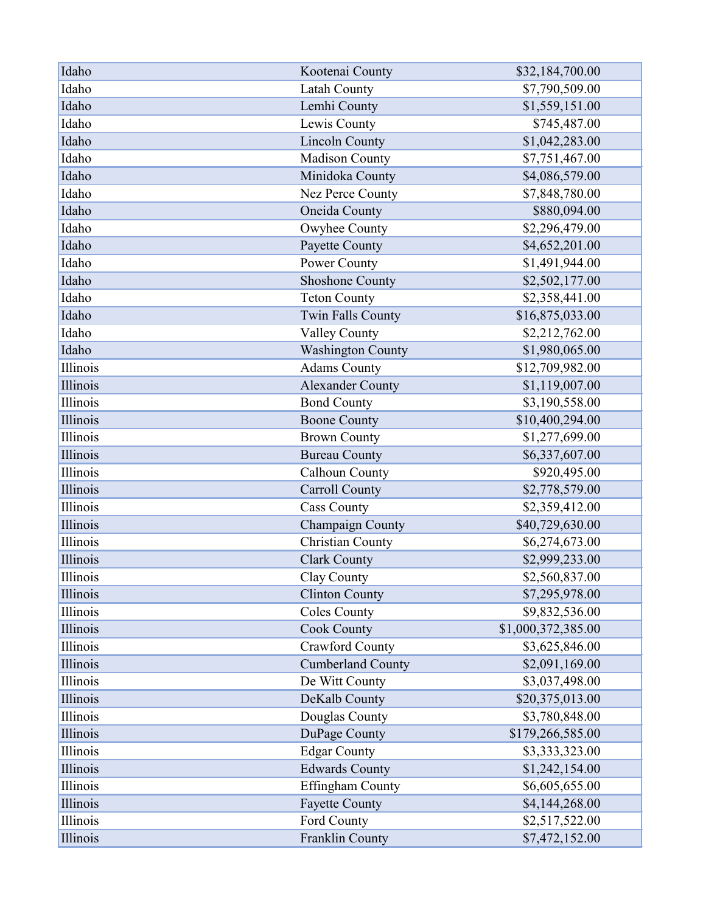| | | |
|---|---|---|
| Idaho | Kootenai County | $32,184,700.00 |
| Idaho | Latah County | $7,790,509.00 |
| Idaho | Lemhi County | $1,559,151.00 |
| Idaho | Lewis County | $745,487.00 |
| Idaho | Lincoln County | $1,042,283.00 |
| Idaho | Madison County | $7,751,467.00 |
| Idaho | Minidoka County | $4,086,579.00 |
| Idaho | Nez Perce County | $7,848,780.00 |
| Idaho | Oneida County | $880,094.00 |
| Idaho | Owyhee County | $2,296,479.00 |
| Idaho | Payette County | $4,652,201.00 |
| Idaho | Power County | $1,491,944.00 |
| Idaho | Shoshone County | $2,502,177.00 |
| Idaho | Teton County | $2,358,441.00 |
| Idaho | Twin Falls County | $16,875,033.00 |
| Idaho | Valley County | $2,212,762.00 |
| Idaho | Washington County | $1,980,065.00 |
| Illinois | Adams County | $12,709,982.00 |
| Illinois | Alexander County | $1,119,007.00 |
| Illinois | Bond County | $3,190,558.00 |
| Illinois | Boone County | $10,400,294.00 |
| Illinois | Brown County | $1,277,699.00 |
| Illinois | Bureau County | $6,337,607.00 |
| Illinois | Calhoun County | $920,495.00 |
| Illinois | Carroll County | $2,778,579.00 |
| Illinois | Cass County | $2,359,412.00 |
| Illinois | Champaign County | $40,729,630.00 |
| Illinois | Christian County | $6,274,673.00 |
| Illinois | Clark County | $2,999,233.00 |
| Illinois | Clay County | $2,560,837.00 |
| Illinois | Clinton County | $7,295,978.00 |
| Illinois | Coles County | $9,832,536.00 |
| Illinois | Cook County | $1,000,372,385.00 |
| Illinois | Crawford County | $3,625,846.00 |
| Illinois | Cumberland County | $2,091,169.00 |
| Illinois | De Witt County | $3,037,498.00 |
| Illinois | DeKalb County | $20,375,013.00 |
| Illinois | Douglas County | $3,780,848.00 |
| Illinois | DuPage County | $179,266,585.00 |
| Illinois | Edgar County | $3,333,323.00 |
| Illinois | Edwards County | $1,242,154.00 |
| Illinois | Effingham County | $6,605,655.00 |
| Illinois | Fayette County | $4,144,268.00 |
| Illinois | Ford County | $2,517,522.00 |
| Illinois | Franklin County | $7,472,152.00 |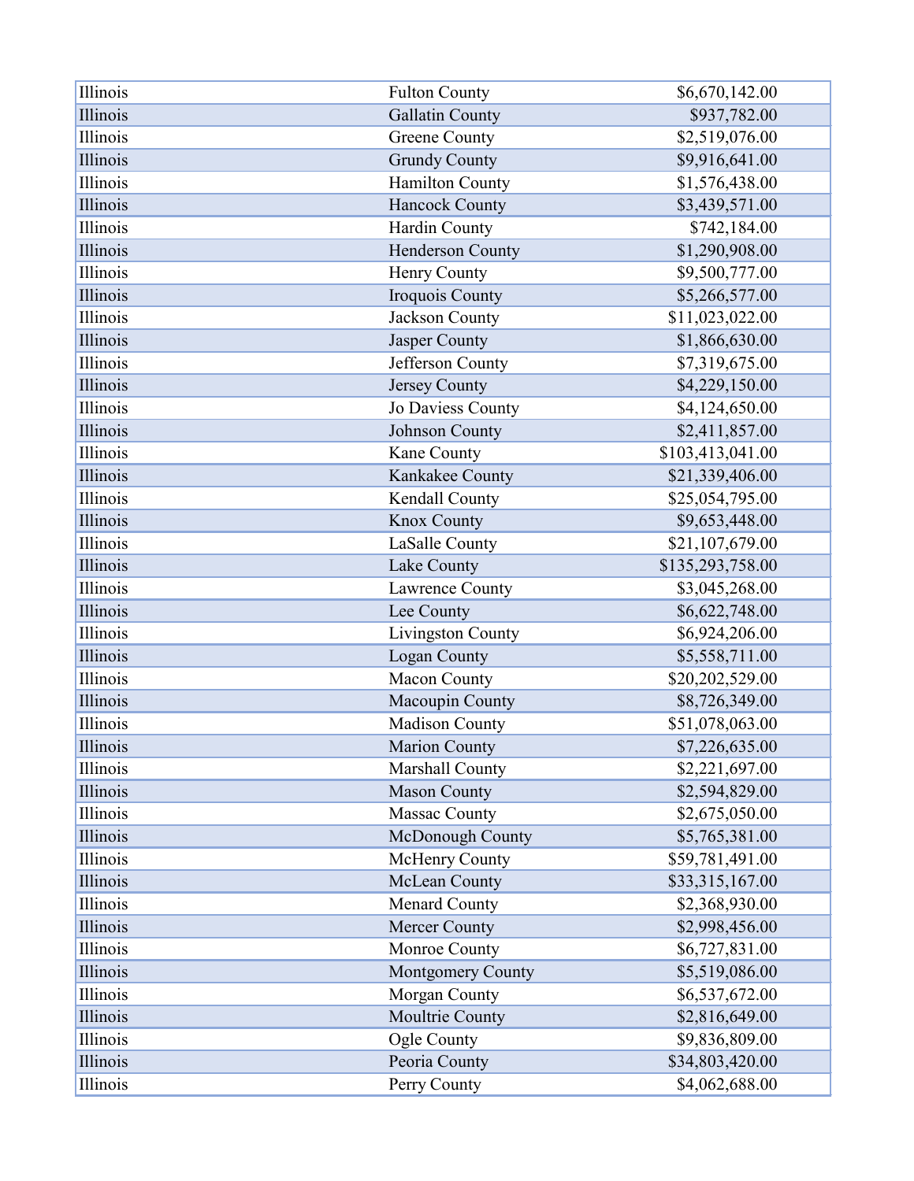| Illinois | Fulton County | $6,670,142.00 |
|---|---|---|
| Illinois | Gallatin County | $937,782.00 |
| Illinois | Greene County | $2,519,076.00 |
| Illinois | Grundy County | $9,916,641.00 |
| Illinois | Hamilton County | $1,576,438.00 |
| Illinois | Hancock County | $3,439,571.00 |
| Illinois | Hardin County | $742,184.00 |
| Illinois | Henderson County | $1,290,908.00 |
| Illinois | Henry County | $9,500,777.00 |
| Illinois | Iroquois County | $5,266,577.00 |
| Illinois | Jackson County | $11,023,022.00 |
| Illinois | Jasper County | $1,866,630.00 |
| Illinois | Jefferson County | $7,319,675.00 |
| Illinois | Jersey County | $4,229,150.00 |
| Illinois | Jo Daviess County | $4,124,650.00 |
| Illinois | Johnson County | $2,411,857.00 |
| Illinois | Kane County | $103,413,041.00 |
| Illinois | Kankakee County | $21,339,406.00 |
| Illinois | Kendall County | $25,054,795.00 |
| Illinois | Knox County | $9,653,448.00 |
| Illinois | LaSalle County | $21,107,679.00 |
| Illinois | Lake County | $135,293,758.00 |
| Illinois | Lawrence County | $3,045,268.00 |
| Illinois | Lee County | $6,622,748.00 |
| Illinois | Livingston County | $6,924,206.00 |
| Illinois | Logan County | $5,558,711.00 |
| Illinois | Macon County | $20,202,529.00 |
| Illinois | Macoupin County | $8,726,349.00 |
| Illinois | Madison County | $51,078,063.00 |
| Illinois | Marion County | $7,226,635.00 |
| Illinois | Marshall County | $2,221,697.00 |
| Illinois | Mason County | $2,594,829.00 |
| Illinois | Massac County | $2,675,050.00 |
| Illinois | McDonough County | $5,765,381.00 |
| Illinois | McHenry County | $59,781,491.00 |
| Illinois | McLean County | $33,315,167.00 |
| Illinois | Menard County | $2,368,930.00 |
| Illinois | Mercer County | $2,998,456.00 |
| Illinois | Monroe County | $6,727,831.00 |
| Illinois | Montgomery County | $5,519,086.00 |
| Illinois | Morgan County | $6,537,672.00 |
| Illinois | Moultrie County | $2,816,649.00 |
| Illinois | Ogle County | $9,836,809.00 |
| Illinois | Peoria County | $34,803,420.00 |
| Illinois | Perry County | $4,062,688.00 |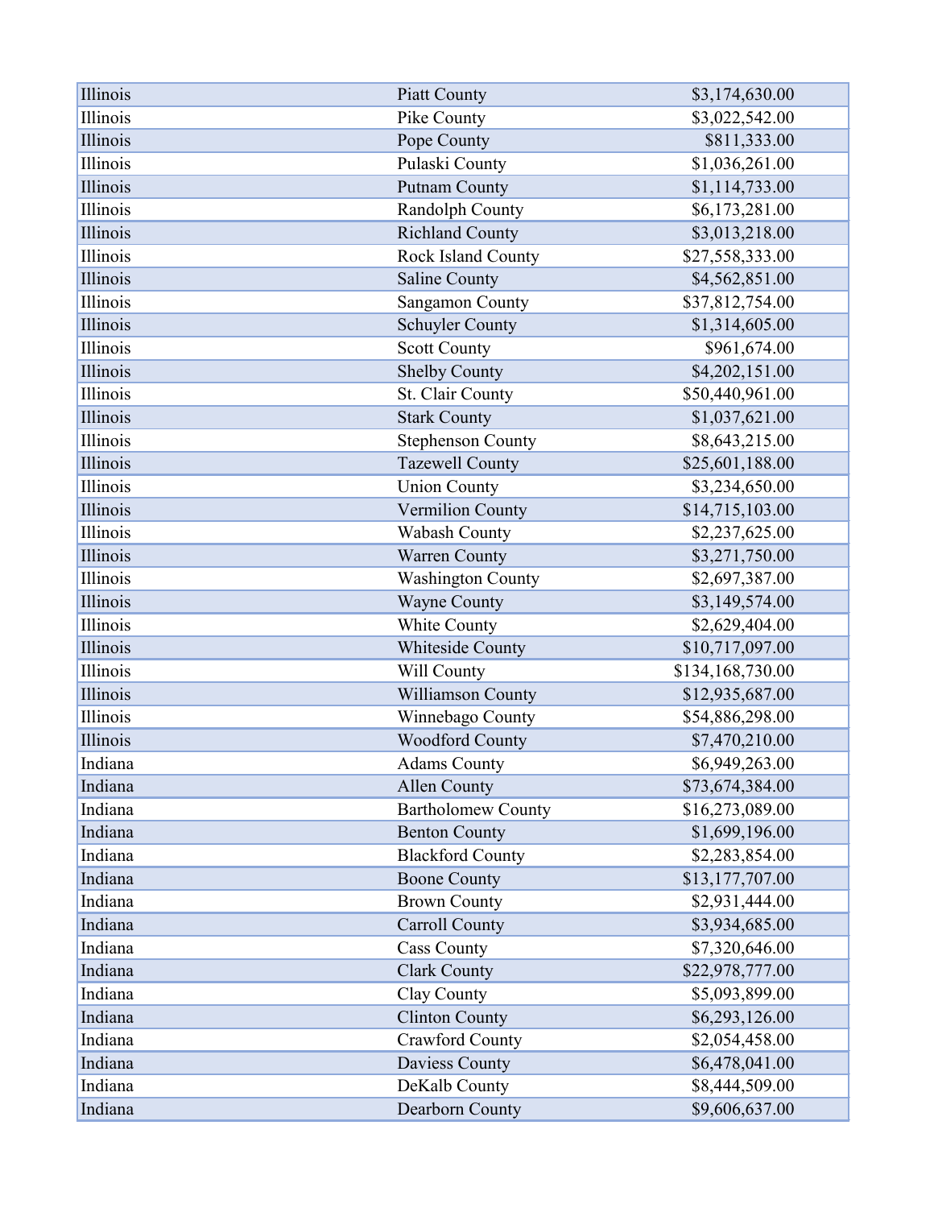| | | |
|---|---|---|
| Illinois | Piatt County | $3,174,630.00 |
| Illinois | Pike County | $3,022,542.00 |
| Illinois | Pope County | $811,333.00 |
| Illinois | Pulaski County | $1,036,261.00 |
| Illinois | Putnam County | $1,114,733.00 |
| Illinois | Randolph County | $6,173,281.00 |
| Illinois | Richland County | $3,013,218.00 |
| Illinois | Rock Island County | $27,558,333.00 |
| Illinois | Saline County | $4,562,851.00 |
| Illinois | Sangamon County | $37,812,754.00 |
| Illinois | Schuyler County | $1,314,605.00 |
| Illinois | Scott County | $961,674.00 |
| Illinois | Shelby County | $4,202,151.00 |
| Illinois | St. Clair County | $50,440,961.00 |
| Illinois | Stark County | $1,037,621.00 |
| Illinois | Stephenson County | $8,643,215.00 |
| Illinois | Tazewell County | $25,601,188.00 |
| Illinois | Union County | $3,234,650.00 |
| Illinois | Vermilion County | $14,715,103.00 |
| Illinois | Wabash County | $2,237,625.00 |
| Illinois | Warren County | $3,271,750.00 |
| Illinois | Washington County | $2,697,387.00 |
| Illinois | Wayne County | $3,149,574.00 |
| Illinois | White County | $2,629,404.00 |
| Illinois | Whiteside County | $10,717,097.00 |
| Illinois | Will County | $134,168,730.00 |
| Illinois | Williamson County | $12,935,687.00 |
| Illinois | Winnebago County | $54,886,298.00 |
| Illinois | Woodford County | $7,470,210.00 |
| Indiana | Adams County | $6,949,263.00 |
| Indiana | Allen County | $73,674,384.00 |
| Indiana | Bartholomew County | $16,273,089.00 |
| Indiana | Benton County | $1,699,196.00 |
| Indiana | Blackford County | $2,283,854.00 |
| Indiana | Boone County | $13,177,707.00 |
| Indiana | Brown County | $2,931,444.00 |
| Indiana | Carroll County | $3,934,685.00 |
| Indiana | Cass County | $7,320,646.00 |
| Indiana | Clark County | $22,978,777.00 |
| Indiana | Clay County | $5,093,899.00 |
| Indiana | Clinton County | $6,293,126.00 |
| Indiana | Crawford County | $2,054,458.00 |
| Indiana | Daviess County | $6,478,041.00 |
| Indiana | DeKalb County | $8,444,509.00 |
| Indiana | Dearborn County | $9,606,637.00 |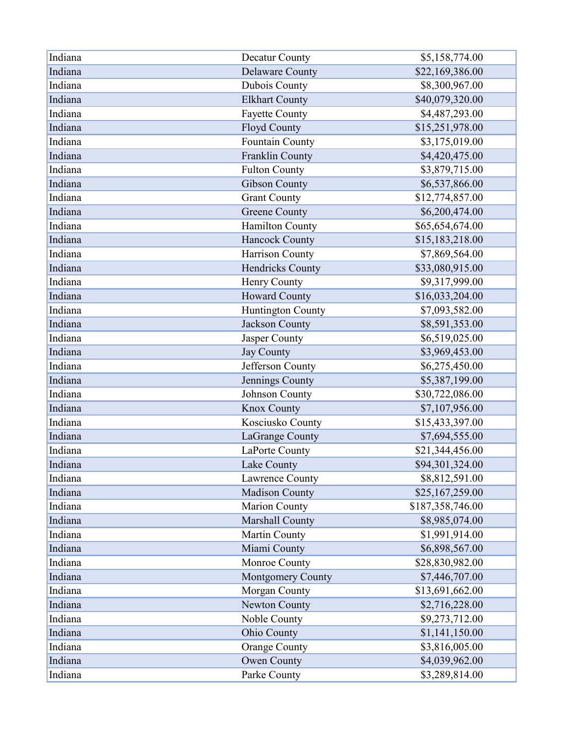| Indiana | Decatur County | $5,158,774.00 |
|---|---|---|
| Indiana | Delaware County | $22,169,386.00 |
| Indiana | Dubois County | $8,300,967.00 |
| Indiana | Elkhart County | $40,079,320.00 |
| Indiana | Fayette County | $4,487,293.00 |
| Indiana | Floyd County | $15,251,978.00 |
| Indiana | Fountain County | $3,175,019.00 |
| Indiana | Franklin County | $4,420,475.00 |
| Indiana | Fulton County | $3,879,715.00 |
| Indiana | Gibson County | $6,537,866.00 |
| Indiana | Grant County | $12,774,857.00 |
| Indiana | Greene County | $6,200,474.00 |
| Indiana | Hamilton County | $65,654,674.00 |
| Indiana | Hancock County | $15,183,218.00 |
| Indiana | Harrison County | $7,869,564.00 |
| Indiana | Hendricks County | $33,080,915.00 |
| Indiana | Henry County | $9,317,999.00 |
| Indiana | Howard County | $16,033,204.00 |
| Indiana | Huntington County | $7,093,582.00 |
| Indiana | Jackson County | $8,591,353.00 |
| Indiana | Jasper County | $6,519,025.00 |
| Indiana | Jay County | $3,969,453.00 |
| Indiana | Jefferson County | $6,275,450.00 |
| Indiana | Jennings County | $5,387,199.00 |
| Indiana | Johnson County | $30,722,086.00 |
| Indiana | Knox County | $7,107,956.00 |
| Indiana | Kosciusko County | $15,433,397.00 |
| Indiana | LaGrange County | $7,694,555.00 |
| Indiana | LaPorte County | $21,344,456.00 |
| Indiana | Lake County | $94,301,324.00 |
| Indiana | Lawrence County | $8,812,591.00 |
| Indiana | Madison County | $25,167,259.00 |
| Indiana | Marion County | $187,358,746.00 |
| Indiana | Marshall County | $8,985,074.00 |
| Indiana | Martin County | $1,991,914.00 |
| Indiana | Miami County | $6,898,567.00 |
| Indiana | Monroe County | $28,830,982.00 |
| Indiana | Montgomery County | $7,446,707.00 |
| Indiana | Morgan County | $13,691,662.00 |
| Indiana | Newton County | $2,716,228.00 |
| Indiana | Noble County | $9,273,712.00 |
| Indiana | Ohio County | $1,141,150.00 |
| Indiana | Orange County | $3,816,005.00 |
| Indiana | Owen County | $4,039,962.00 |
| Indiana | Parke County | $3,289,814.00 |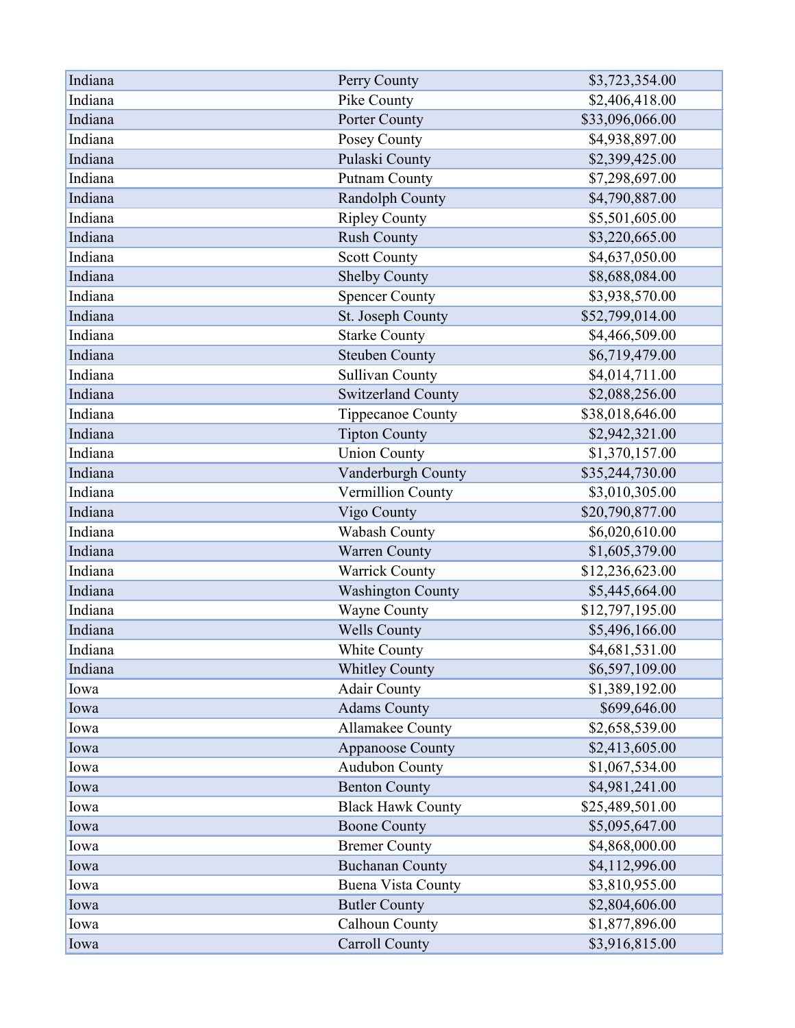| | | |
|---|---|---|
| Indiana | Perry County | $3,723,354.00 |
| Indiana | Pike County | $2,406,418.00 |
| Indiana | Porter County | $33,096,066.00 |
| Indiana | Posey County | $4,938,897.00 |
| Indiana | Pulaski County | $2,399,425.00 |
| Indiana | Putnam County | $7,298,697.00 |
| Indiana | Randolph County | $4,790,887.00 |
| Indiana | Ripley County | $5,501,605.00 |
| Indiana | Rush County | $3,220,665.00 |
| Indiana | Scott County | $4,637,050.00 |
| Indiana | Shelby County | $8,688,084.00 |
| Indiana | Spencer County | $3,938,570.00 |
| Indiana | St. Joseph County | $52,799,014.00 |
| Indiana | Starke County | $4,466,509.00 |
| Indiana | Steuben County | $6,719,479.00 |
| Indiana | Sullivan County | $4,014,711.00 |
| Indiana | Switzerland County | $2,088,256.00 |
| Indiana | Tippecanoe County | $38,018,646.00 |
| Indiana | Tipton County | $2,942,321.00 |
| Indiana | Union County | $1,370,157.00 |
| Indiana | Vanderburgh County | $35,244,730.00 |
| Indiana | Vermillion County | $3,010,305.00 |
| Indiana | Vigo County | $20,790,877.00 |
| Indiana | Wabash County | $6,020,610.00 |
| Indiana | Warren County | $1,605,379.00 |
| Indiana | Warrick County | $12,236,623.00 |
| Indiana | Washington County | $5,445,664.00 |
| Indiana | Wayne County | $12,797,195.00 |
| Indiana | Wells County | $5,496,166.00 |
| Indiana | White County | $4,681,531.00 |
| Indiana | Whitley County | $6,597,109.00 |
| Iowa | Adair County | $1,389,192.00 |
| Iowa | Adams County | $699,646.00 |
| Iowa | Allamakee County | $2,658,539.00 |
| Iowa | Appanoose County | $2,413,605.00 |
| Iowa | Audubon County | $1,067,534.00 |
| Iowa | Benton County | $4,981,241.00 |
| Iowa | Black Hawk County | $25,489,501.00 |
| Iowa | Boone County | $5,095,647.00 |
| Iowa | Bremer County | $4,868,000.00 |
| Iowa | Buchanan County | $4,112,996.00 |
| Iowa | Buena Vista County | $3,810,955.00 |
| Iowa | Butler County | $2,804,606.00 |
| Iowa | Calhoun County | $1,877,896.00 |
| Iowa | Carroll County | $3,916,815.00 |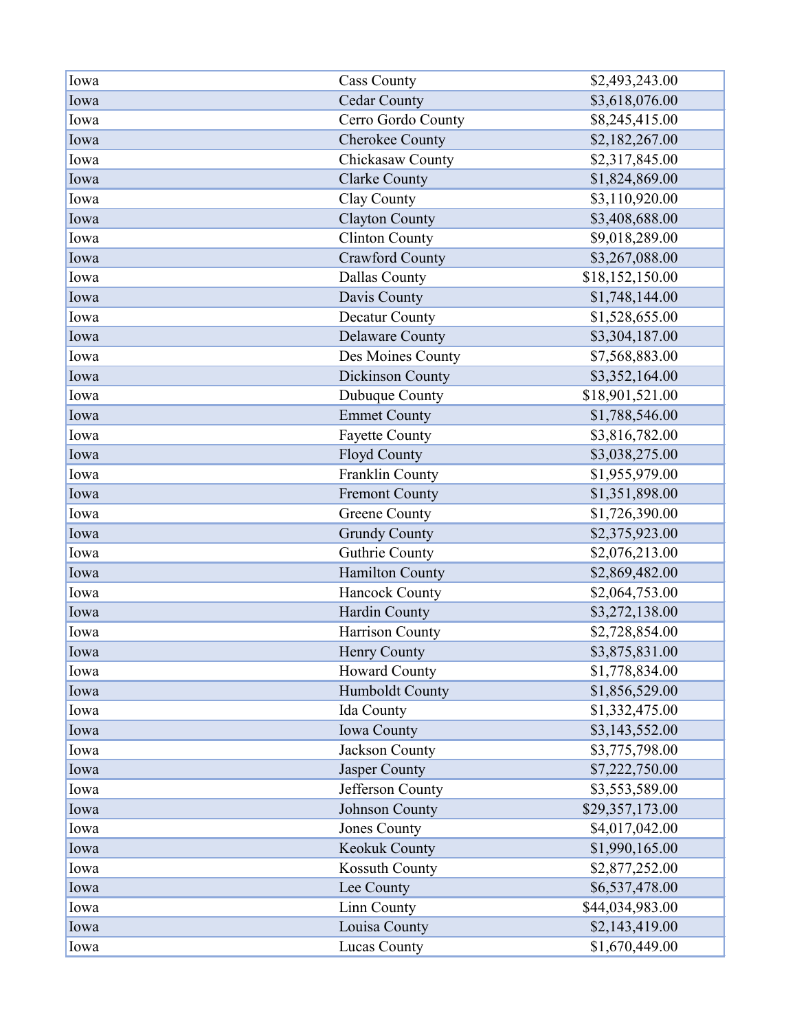| | | |
|---|---|---|
| Iowa | Cass County | $2,493,243.00 |
| Iowa | Cedar County | $3,618,076.00 |
| Iowa | Cerro Gordo County | $8,245,415.00 |
| Iowa | Cherokee County | $2,182,267.00 |
| Iowa | Chickasaw County | $2,317,845.00 |
| Iowa | Clarke County | $1,824,869.00 |
| Iowa | Clay County | $3,110,920.00 |
| Iowa | Clayton County | $3,408,688.00 |
| Iowa | Clinton County | $9,018,289.00 |
| Iowa | Crawford County | $3,267,088.00 |
| Iowa | Dallas County | $18,152,150.00 |
| Iowa | Davis County | $1,748,144.00 |
| Iowa | Decatur County | $1,528,655.00 |
| Iowa | Delaware County | $3,304,187.00 |
| Iowa | Des Moines County | $7,568,883.00 |
| Iowa | Dickinson County | $3,352,164.00 |
| Iowa | Dubuque County | $18,901,521.00 |
| Iowa | Emmet County | $1,788,546.00 |
| Iowa | Fayette County | $3,816,782.00 |
| Iowa | Floyd County | $3,038,275.00 |
| Iowa | Franklin County | $1,955,979.00 |
| Iowa | Fremont County | $1,351,898.00 |
| Iowa | Greene County | $1,726,390.00 |
| Iowa | Grundy County | $2,375,923.00 |
| Iowa | Guthrie County | $2,076,213.00 |
| Iowa | Hamilton County | $2,869,482.00 |
| Iowa | Hancock County | $2,064,753.00 |
| Iowa | Hardin County | $3,272,138.00 |
| Iowa | Harrison County | $2,728,854.00 |
| Iowa | Henry County | $3,875,831.00 |
| Iowa | Howard County | $1,778,834.00 |
| Iowa | Humboldt County | $1,856,529.00 |
| Iowa | Ida County | $1,332,475.00 |
| Iowa | Iowa County | $3,143,552.00 |
| Iowa | Jackson County | $3,775,798.00 |
| Iowa | Jasper County | $7,222,750.00 |
| Iowa | Jefferson County | $3,553,589.00 |
| Iowa | Johnson County | $29,357,173.00 |
| Iowa | Jones County | $4,017,042.00 |
| Iowa | Keokuk County | $1,990,165.00 |
| Iowa | Kossuth County | $2,877,252.00 |
| Iowa | Lee County | $6,537,478.00 |
| Iowa | Linn County | $44,034,983.00 |
| Iowa | Louisa County | $2,143,419.00 |
| Iowa | Lucas County | $1,670,449.00 |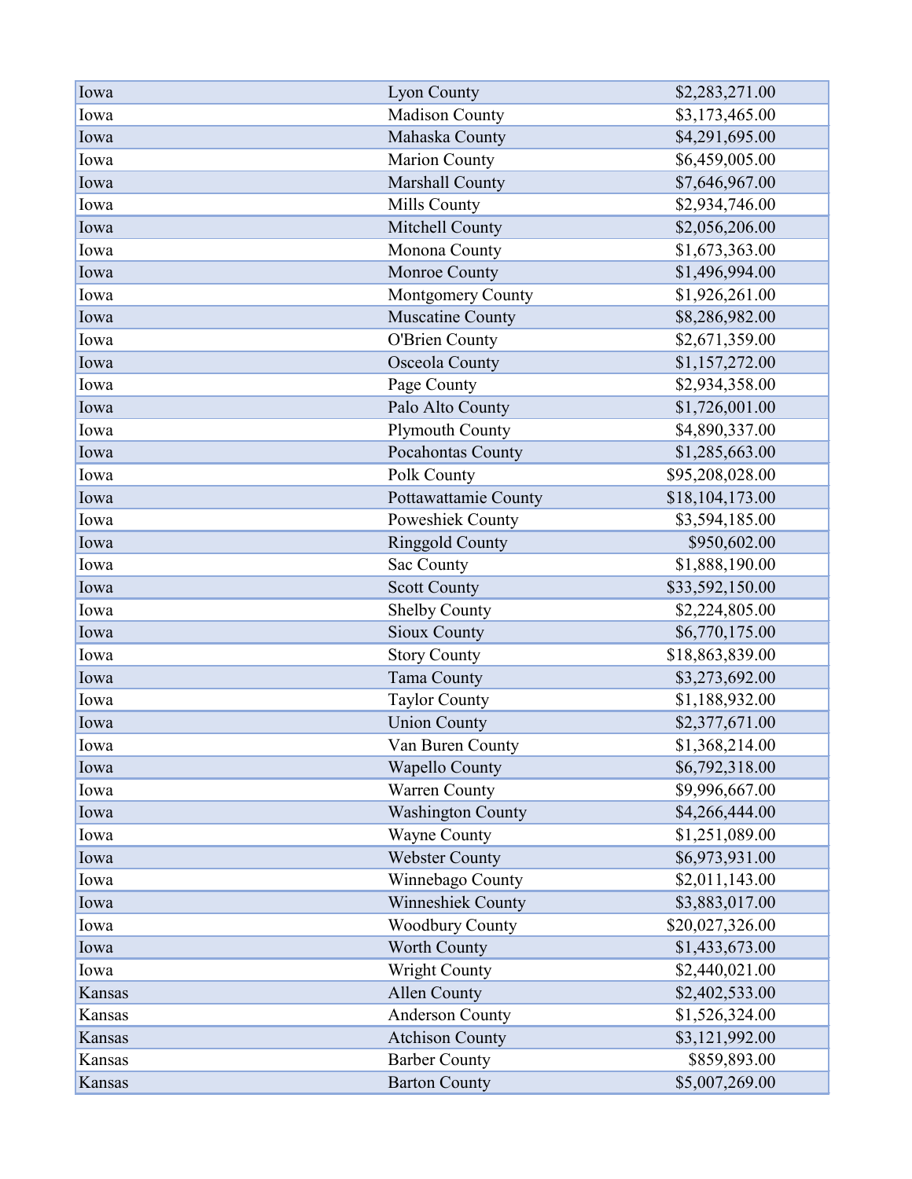| | | |
|---|---|---|
| Iowa | Lyon County | $2,283,271.00 |
| Iowa | Madison County | $3,173,465.00 |
| Iowa | Mahaska County | $4,291,695.00 |
| Iowa | Marion County | $6,459,005.00 |
| Iowa | Marshall County | $7,646,967.00 |
| Iowa | Mills County | $2,934,746.00 |
| Iowa | Mitchell County | $2,056,206.00 |
| Iowa | Monona County | $1,673,363.00 |
| Iowa | Monroe County | $1,496,994.00 |
| Iowa | Montgomery County | $1,926,261.00 |
| Iowa | Muscatine County | $8,286,982.00 |
| Iowa | O'Brien County | $2,671,359.00 |
| Iowa | Osceola County | $1,157,272.00 |
| Iowa | Page County | $2,934,358.00 |
| Iowa | Palo Alto County | $1,726,001.00 |
| Iowa | Plymouth County | $4,890,337.00 |
| Iowa | Pocahontas County | $1,285,663.00 |
| Iowa | Polk County | $95,208,028.00 |
| Iowa | Pottawattamie County | $18,104,173.00 |
| Iowa | Poweshiek County | $3,594,185.00 |
| Iowa | Ringgold County | $950,602.00 |
| Iowa | Sac County | $1,888,190.00 |
| Iowa | Scott County | $33,592,150.00 |
| Iowa | Shelby County | $2,224,805.00 |
| Iowa | Sioux County | $6,770,175.00 |
| Iowa | Story County | $18,863,839.00 |
| Iowa | Tama County | $3,273,692.00 |
| Iowa | Taylor County | $1,188,932.00 |
| Iowa | Union County | $2,377,671.00 |
| Iowa | Van Buren County | $1,368,214.00 |
| Iowa | Wapello County | $6,792,318.00 |
| Iowa | Warren County | $9,996,667.00 |
| Iowa | Washington County | $4,266,444.00 |
| Iowa | Wayne County | $1,251,089.00 |
| Iowa | Webster County | $6,973,931.00 |
| Iowa | Winnebago County | $2,011,143.00 |
| Iowa | Winneshiek County | $3,883,017.00 |
| Iowa | Woodbury County | $20,027,326.00 |
| Iowa | Worth County | $1,433,673.00 |
| Iowa | Wright County | $2,440,021.00 |
| Kansas | Allen County | $2,402,533.00 |
| Kansas | Anderson County | $1,526,324.00 |
| Kansas | Atchison County | $3,121,992.00 |
| Kansas | Barber County | $859,893.00 |
| Kansas | Barton County | $5,007,269.00 |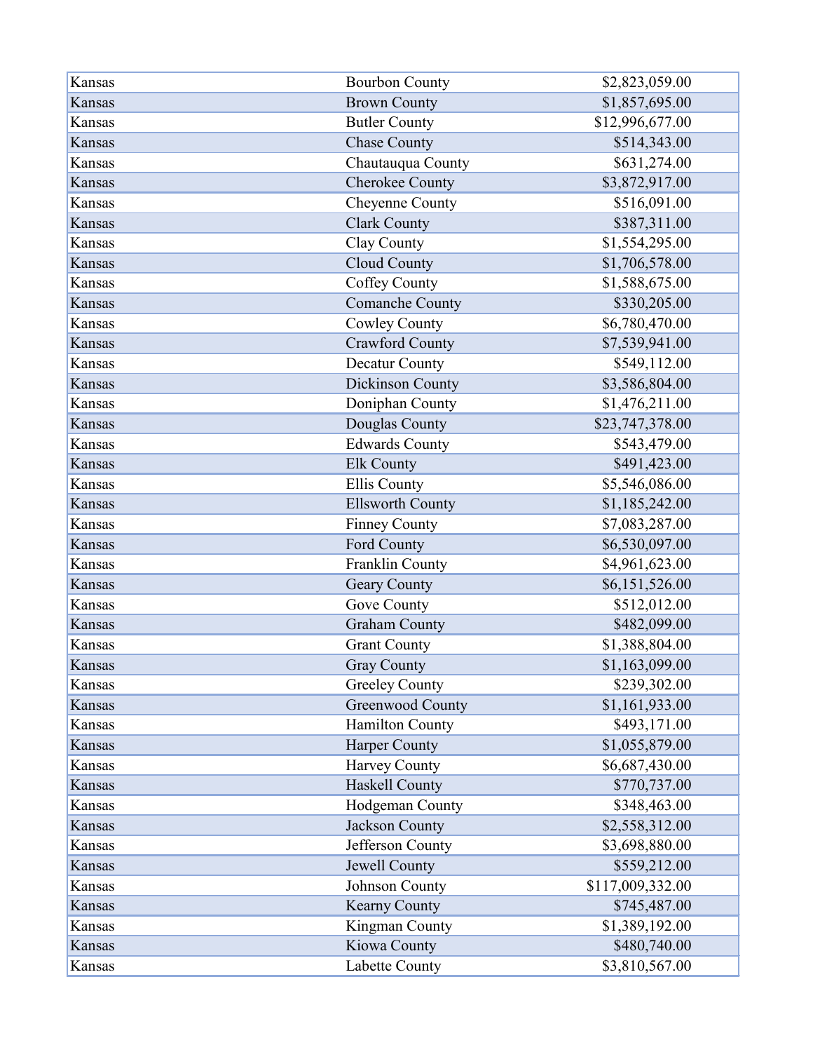| | | |
|---|---|---|
| Kansas | Bourbon County | $2,823,059.00 |
| Kansas | Brown County | $1,857,695.00 |
| Kansas | Butler County | $12,996,677.00 |
| Kansas | Chase County | $514,343.00 |
| Kansas | Chautauqua County | $631,274.00 |
| Kansas | Cherokee County | $3,872,917.00 |
| Kansas | Cheyenne County | $516,091.00 |
| Kansas | Clark County | $387,311.00 |
| Kansas | Clay County | $1,554,295.00 |
| Kansas | Cloud County | $1,706,578.00 |
| Kansas | Coffey County | $1,588,675.00 |
| Kansas | Comanche County | $330,205.00 |
| Kansas | Cowley County | $6,780,470.00 |
| Kansas | Crawford County | $7,539,941.00 |
| Kansas | Decatur County | $549,112.00 |
| Kansas | Dickinson County | $3,586,804.00 |
| Kansas | Doniphan County | $1,476,211.00 |
| Kansas | Douglas County | $23,747,378.00 |
| Kansas | Edwards County | $543,479.00 |
| Kansas | Elk County | $491,423.00 |
| Kansas | Ellis County | $5,546,086.00 |
| Kansas | Ellsworth County | $1,185,242.00 |
| Kansas | Finney County | $7,083,287.00 |
| Kansas | Ford County | $6,530,097.00 |
| Kansas | Franklin County | $4,961,623.00 |
| Kansas | Geary County | $6,151,526.00 |
| Kansas | Gove County | $512,012.00 |
| Kansas | Graham County | $482,099.00 |
| Kansas | Grant County | $1,388,804.00 |
| Kansas | Gray County | $1,163,099.00 |
| Kansas | Greeley County | $239,302.00 |
| Kansas | Greenwood County | $1,161,933.00 |
| Kansas | Hamilton County | $493,171.00 |
| Kansas | Harper County | $1,055,879.00 |
| Kansas | Harvey County | $6,687,430.00 |
| Kansas | Haskell County | $770,737.00 |
| Kansas | Hodgeman County | $348,463.00 |
| Kansas | Jackson County | $2,558,312.00 |
| Kansas | Jefferson County | $3,698,880.00 |
| Kansas | Jewell County | $559,212.00 |
| Kansas | Johnson County | $117,009,332.00 |
| Kansas | Kearny County | $745,487.00 |
| Kansas | Kingman County | $1,389,192.00 |
| Kansas | Kiowa County | $480,740.00 |
| Kansas | Labette County | $3,810,567.00 |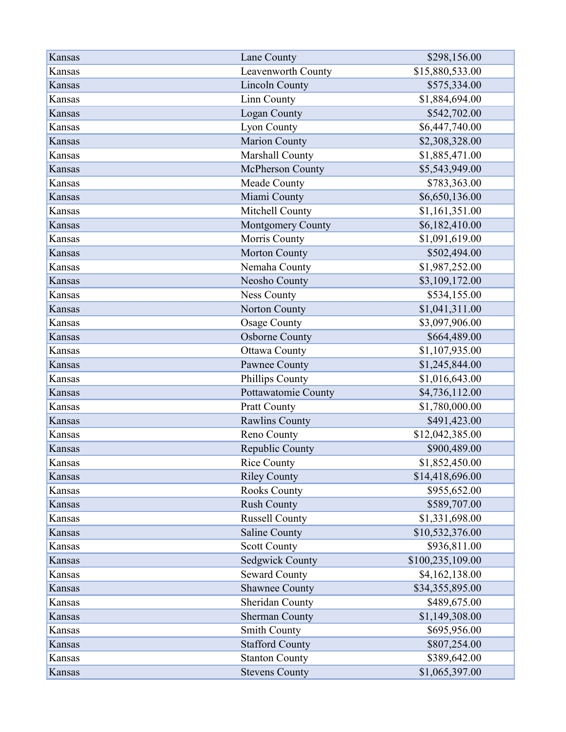| | | |
|---|---|---|
| Kansas | Lane County | $298,156.00 |
| Kansas | Leavenworth County | $15,880,533.00 |
| Kansas | Lincoln County | $575,334.00 |
| Kansas | Linn County | $1,884,694.00 |
| Kansas | Logan County | $542,702.00 |
| Kansas | Lyon County | $6,447,740.00 |
| Kansas | Marion County | $2,308,328.00 |
| Kansas | Marshall County | $1,885,471.00 |
| Kansas | McPherson County | $5,543,949.00 |
| Kansas | Meade County | $783,363.00 |
| Kansas | Miami County | $6,650,136.00 |
| Kansas | Mitchell County | $1,161,351.00 |
| Kansas | Montgomery County | $6,182,410.00 |
| Kansas | Morris County | $1,091,619.00 |
| Kansas | Morton County | $502,494.00 |
| Kansas | Nemaha County | $1,987,252.00 |
| Kansas | Neosho County | $3,109,172.00 |
| Kansas | Ness County | $534,155.00 |
| Kansas | Norton County | $1,041,311.00 |
| Kansas | Osage County | $3,097,906.00 |
| Kansas | Osborne County | $664,489.00 |
| Kansas | Ottawa County | $1,107,935.00 |
| Kansas | Pawnee County | $1,245,844.00 |
| Kansas | Phillips County | $1,016,643.00 |
| Kansas | Pottawatomie County | $4,736,112.00 |
| Kansas | Pratt County | $1,780,000.00 |
| Kansas | Rawlins County | $491,423.00 |
| Kansas | Reno County | $12,042,385.00 |
| Kansas | Republic County | $900,489.00 |
| Kansas | Rice County | $1,852,450.00 |
| Kansas | Riley County | $14,418,696.00 |
| Kansas | Rooks County | $955,652.00 |
| Kansas | Rush County | $589,707.00 |
| Kansas | Russell County | $1,331,698.00 |
| Kansas | Saline County | $10,532,376.00 |
| Kansas | Scott County | $936,811.00 |
| Kansas | Sedgwick County | $100,235,109.00 |
| Kansas | Seward County | $4,162,138.00 |
| Kansas | Shawnee County | $34,355,895.00 |
| Kansas | Sheridan County | $489,675.00 |
| Kansas | Sherman County | $1,149,308.00 |
| Kansas | Smith County | $695,956.00 |
| Kansas | Stafford County | $807,254.00 |
| Kansas | Stanton County | $389,642.00 |
| Kansas | Stevens County | $1,065,397.00 |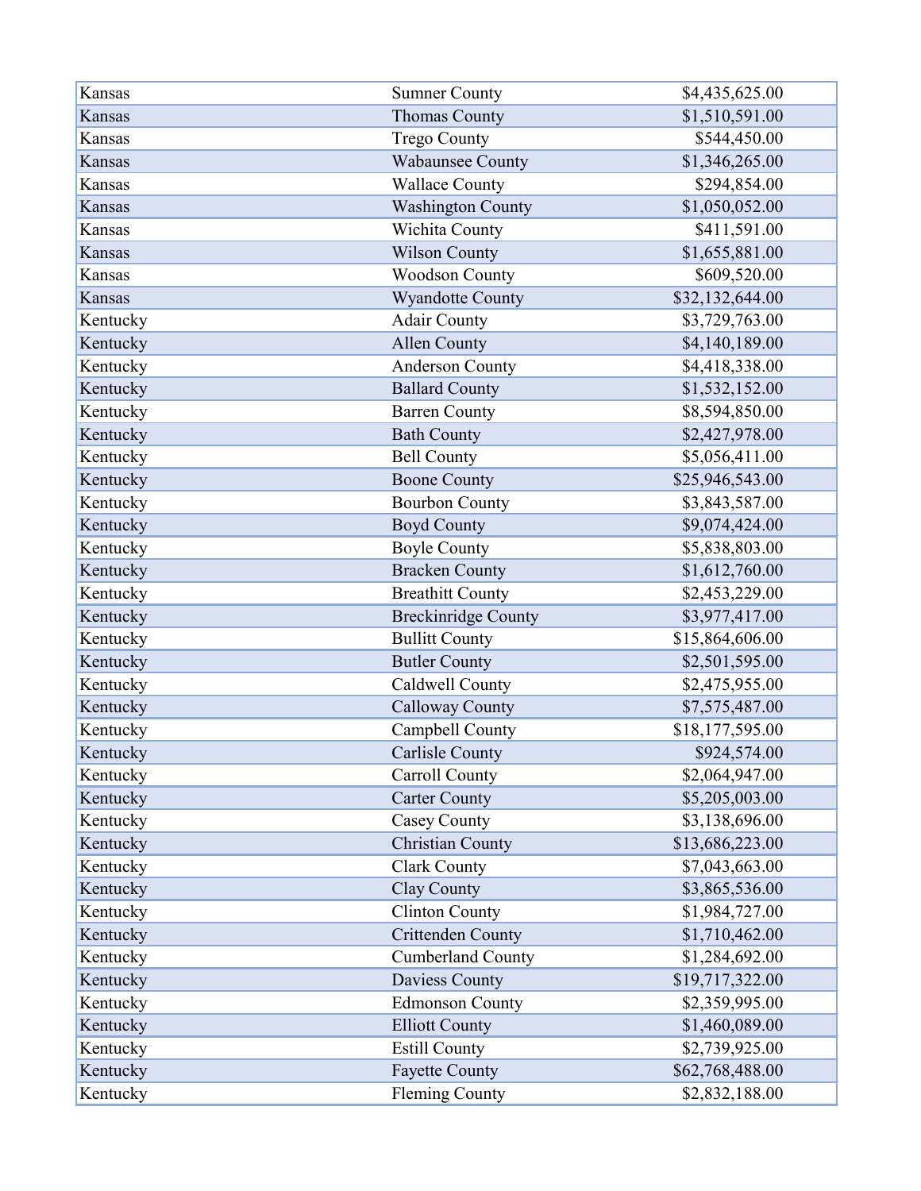| Kansas | Sumner County | $4,435,625.00 |
|---|---|---|
| Kansas | Thomas County | $1,510,591.00 |
| Kansas | Trego County | $544,450.00 |
| Kansas | Wabaunsee County | $1,346,265.00 |
| Kansas | Wallace County | $294,854.00 |
| Kansas | Washington County | $1,050,052.00 |
| Kansas | Wichita County | $411,591.00 |
| Kansas | Wilson County | $1,655,881.00 |
| Kansas | Woodson County | $609,520.00 |
| Kansas | Wyandotte County | $32,132,644.00 |
| Kentucky | Adair County | $3,729,763.00 |
| Kentucky | Allen County | $4,140,189.00 |
| Kentucky | Anderson County | $4,418,338.00 |
| Kentucky | Ballard County | $1,532,152.00 |
| Kentucky | Barren County | $8,594,850.00 |
| Kentucky | Bath County | $2,427,978.00 |
| Kentucky | Bell County | $5,056,411.00 |
| Kentucky | Boone County | $25,946,543.00 |
| Kentucky | Bourbon County | $3,843,587.00 |
| Kentucky | Boyd County | $9,074,424.00 |
| Kentucky | Boyle County | $5,838,803.00 |
| Kentucky | Bracken County | $1,612,760.00 |
| Kentucky | Breathitt County | $2,453,229.00 |
| Kentucky | Breckinridge County | $3,977,417.00 |
| Kentucky | Bullitt County | $15,864,606.00 |
| Kentucky | Butler County | $2,501,595.00 |
| Kentucky | Caldwell County | $2,475,955.00 |
| Kentucky | Calloway County | $7,575,487.00 |
| Kentucky | Campbell County | $18,177,595.00 |
| Kentucky | Carlisle County | $924,574.00 |
| Kentucky | Carroll County | $2,064,947.00 |
| Kentucky | Carter County | $5,205,003.00 |
| Kentucky | Casey County | $3,138,696.00 |
| Kentucky | Christian County | $13,686,223.00 |
| Kentucky | Clark County | $7,043,663.00 |
| Kentucky | Clay County | $3,865,536.00 |
| Kentucky | Clinton County | $1,984,727.00 |
| Kentucky | Crittenden County | $1,710,462.00 |
| Kentucky | Cumberland County | $1,284,692.00 |
| Kentucky | Daviess County | $19,717,322.00 |
| Kentucky | Edmonson County | $2,359,995.00 |
| Kentucky | Elliott County | $1,460,089.00 |
| Kentucky | Estill County | $2,739,925.00 |
| Kentucky | Fayette County | $62,768,488.00 |
| Kentucky | Fleming County | $2,832,188.00 |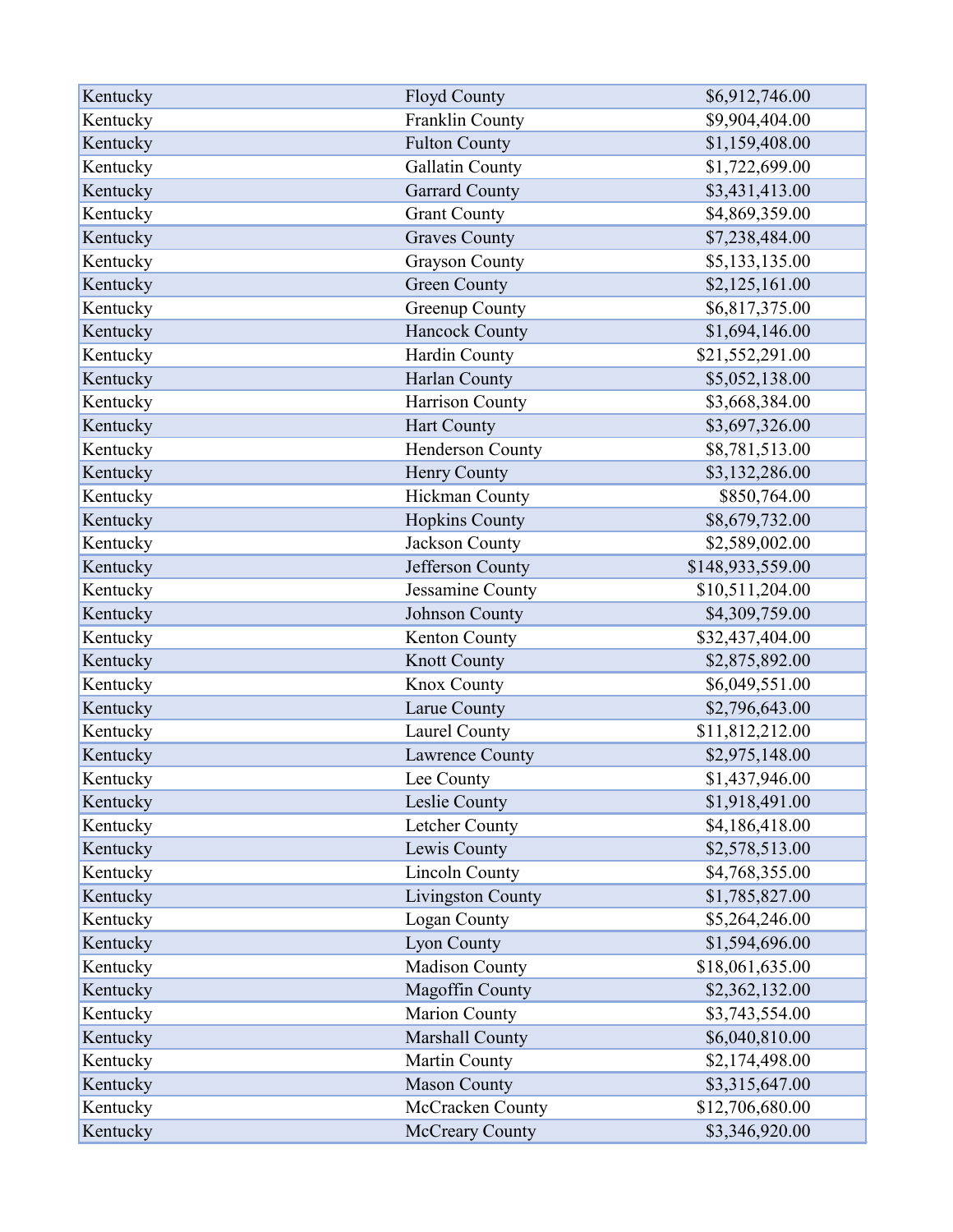| | | |
|---|---|---|
| Kentucky | Floyd County | $6,912,746.00 |
| Kentucky | Franklin County | $9,904,404.00 |
| Kentucky | Fulton County | $1,159,408.00 |
| Kentucky | Gallatin County | $1,722,699.00 |
| Kentucky | Garrard County | $3,431,413.00 |
| Kentucky | Grant County | $4,869,359.00 |
| Kentucky | Graves County | $7,238,484.00 |
| Kentucky | Grayson County | $5,133,135.00 |
| Kentucky | Green County | $2,125,161.00 |
| Kentucky | Greenup County | $6,817,375.00 |
| Kentucky | Hancock County | $1,694,146.00 |
| Kentucky | Hardin County | $21,552,291.00 |
| Kentucky | Harlan County | $5,052,138.00 |
| Kentucky | Harrison County | $3,668,384.00 |
| Kentucky | Hart County | $3,697,326.00 |
| Kentucky | Henderson County | $8,781,513.00 |
| Kentucky | Henry County | $3,132,286.00 |
| Kentucky | Hickman County | $850,764.00 |
| Kentucky | Hopkins County | $8,679,732.00 |
| Kentucky | Jackson County | $2,589,002.00 |
| Kentucky | Jefferson County | $148,933,559.00 |
| Kentucky | Jessamine County | $10,511,204.00 |
| Kentucky | Johnson County | $4,309,759.00 |
| Kentucky | Kenton County | $32,437,404.00 |
| Kentucky | Knott County | $2,875,892.00 |
| Kentucky | Knox County | $6,049,551.00 |
| Kentucky | Larue County | $2,796,643.00 |
| Kentucky | Laurel County | $11,812,212.00 |
| Kentucky | Lawrence County | $2,975,148.00 |
| Kentucky | Lee County | $1,437,946.00 |
| Kentucky | Leslie County | $1,918,491.00 |
| Kentucky | Letcher County | $4,186,418.00 |
| Kentucky | Lewis County | $2,578,513.00 |
| Kentucky | Lincoln County | $4,768,355.00 |
| Kentucky | Livingston County | $1,785,827.00 |
| Kentucky | Logan County | $5,264,246.00 |
| Kentucky | Lyon County | $1,594,696.00 |
| Kentucky | Madison County | $18,061,635.00 |
| Kentucky | Magoffin County | $2,362,132.00 |
| Kentucky | Marion County | $3,743,554.00 |
| Kentucky | Marshall County | $6,040,810.00 |
| Kentucky | Martin County | $2,174,498.00 |
| Kentucky | Mason County | $3,315,647.00 |
| Kentucky | McCracken County | $12,706,680.00 |
| Kentucky | McCreary County | $3,346,920.00 |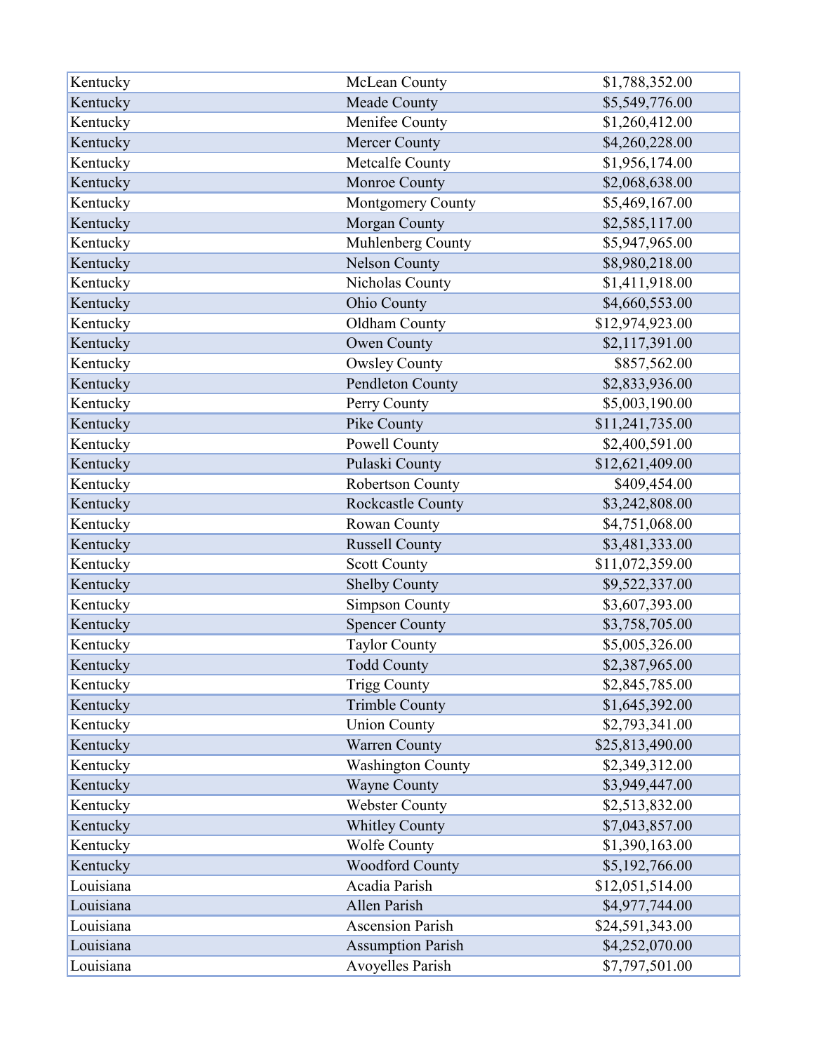| Kentucky | McLean County | $1,788,352.00 |
|---|---|---|
| Kentucky | Meade County | $5,549,776.00 |
| Kentucky | Menifee County | $1,260,412.00 |
| Kentucky | Mercer County | $4,260,228.00 |
| Kentucky | Metcalfe County | $1,956,174.00 |
| Kentucky | Monroe County | $2,068,638.00 |
| Kentucky | Montgomery County | $5,469,167.00 |
| Kentucky | Morgan County | $2,585,117.00 |
| Kentucky | Muhlenberg County | $5,947,965.00 |
| Kentucky | Nelson County | $8,980,218.00 |
| Kentucky | Nicholas County | $1,411,918.00 |
| Kentucky | Ohio County | $4,660,553.00 |
| Kentucky | Oldham County | $12,974,923.00 |
| Kentucky | Owen County | $2,117,391.00 |
| Kentucky | Owsley County | $857,562.00 |
| Kentucky | Pendleton County | $2,833,936.00 |
| Kentucky | Perry County | $5,003,190.00 |
| Kentucky | Pike County | $11,241,735.00 |
| Kentucky | Powell County | $2,400,591.00 |
| Kentucky | Pulaski County | $12,621,409.00 |
| Kentucky | Robertson County | $409,454.00 |
| Kentucky | Rockcastle County | $3,242,808.00 |
| Kentucky | Rowan County | $4,751,068.00 |
| Kentucky | Russell County | $3,481,333.00 |
| Kentucky | Scott County | $11,072,359.00 |
| Kentucky | Shelby County | $9,522,337.00 |
| Kentucky | Simpson County | $3,607,393.00 |
| Kentucky | Spencer County | $3,758,705.00 |
| Kentucky | Taylor County | $5,005,326.00 |
| Kentucky | Todd County | $2,387,965.00 |
| Kentucky | Trigg County | $2,845,785.00 |
| Kentucky | Trimble County | $1,645,392.00 |
| Kentucky | Union County | $2,793,341.00 |
| Kentucky | Warren County | $25,813,490.00 |
| Kentucky | Washington County | $2,349,312.00 |
| Kentucky | Wayne County | $3,949,447.00 |
| Kentucky | Webster County | $2,513,832.00 |
| Kentucky | Whitley County | $7,043,857.00 |
| Kentucky | Wolfe County | $1,390,163.00 |
| Kentucky | Woodford County | $5,192,766.00 |
| Louisiana | Acadia Parish | $12,051,514.00 |
| Louisiana | Allen Parish | $4,977,744.00 |
| Louisiana | Ascension Parish | $24,591,343.00 |
| Louisiana | Assumption Parish | $4,252,070.00 |
| Louisiana | Avoyelles Parish | $7,797,501.00 |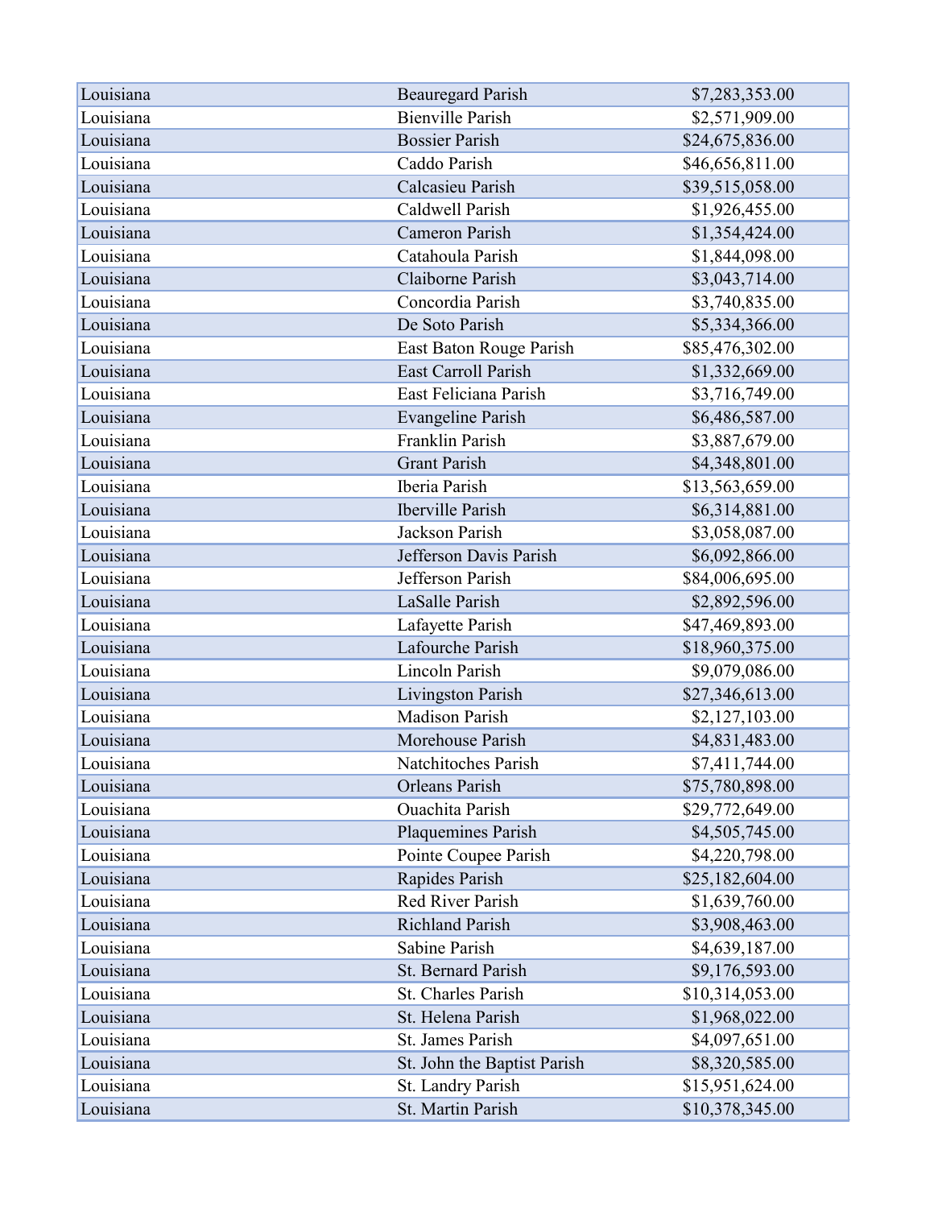| | | |
|---|---|---|
| Louisiana | Beauregard Parish | $7,283,353.00 |
| Louisiana | Bienville Parish | $2,571,909.00 |
| Louisiana | Bossier Parish | $24,675,836.00 |
| Louisiana | Caddo Parish | $46,656,811.00 |
| Louisiana | Calcasieu Parish | $39,515,058.00 |
| Louisiana | Caldwell Parish | $1,926,455.00 |
| Louisiana | Cameron Parish | $1,354,424.00 |
| Louisiana | Catahoula Parish | $1,844,098.00 |
| Louisiana | Claiborne Parish | $3,043,714.00 |
| Louisiana | Concordia Parish | $3,740,835.00 |
| Louisiana | De Soto Parish | $5,334,366.00 |
| Louisiana | East Baton Rouge Parish | $85,476,302.00 |
| Louisiana | East Carroll Parish | $1,332,669.00 |
| Louisiana | East Feliciana Parish | $3,716,749.00 |
| Louisiana | Evangeline Parish | $6,486,587.00 |
| Louisiana | Franklin Parish | $3,887,679.00 |
| Louisiana | Grant Parish | $4,348,801.00 |
| Louisiana | Iberia Parish | $13,563,659.00 |
| Louisiana | Iberville Parish | $6,314,881.00 |
| Louisiana | Jackson Parish | $3,058,087.00 |
| Louisiana | Jefferson Davis Parish | $6,092,866.00 |
| Louisiana | Jefferson Parish | $84,006,695.00 |
| Louisiana | LaSalle Parish | $2,892,596.00 |
| Louisiana | Lafayette Parish | $47,469,893.00 |
| Louisiana | Lafourche Parish | $18,960,375.00 |
| Louisiana | Lincoln Parish | $9,079,086.00 |
| Louisiana | Livingston Parish | $27,346,613.00 |
| Louisiana | Madison Parish | $2,127,103.00 |
| Louisiana | Morehouse Parish | $4,831,483.00 |
| Louisiana | Natchitoches Parish | $7,411,744.00 |
| Louisiana | Orleans Parish | $75,780,898.00 |
| Louisiana | Ouachita Parish | $29,772,649.00 |
| Louisiana | Plaquemines Parish | $4,505,745.00 |
| Louisiana | Pointe Coupee Parish | $4,220,798.00 |
| Louisiana | Rapides Parish | $25,182,604.00 |
| Louisiana | Red River Parish | $1,639,760.00 |
| Louisiana | Richland Parish | $3,908,463.00 |
| Louisiana | Sabine Parish | $4,639,187.00 |
| Louisiana | St. Bernard Parish | $9,176,593.00 |
| Louisiana | St. Charles Parish | $10,314,053.00 |
| Louisiana | St. Helena Parish | $1,968,022.00 |
| Louisiana | St. James Parish | $4,097,651.00 |
| Louisiana | St. John the Baptist Parish | $8,320,585.00 |
| Louisiana | St. Landry Parish | $15,951,624.00 |
| Louisiana | St. Martin Parish | $10,378,345.00 |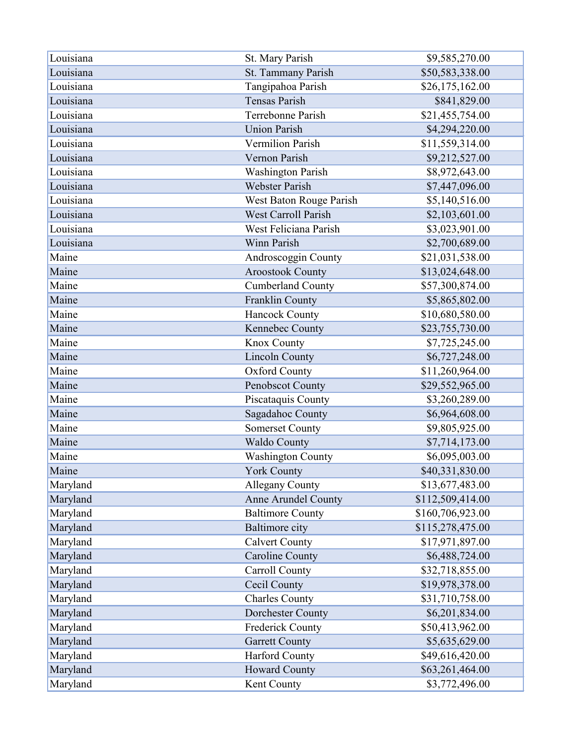| | | |
|---|---|---|
| Louisiana | St. Mary Parish | $9,585,270.00 |
| Louisiana | St. Tammany Parish | $50,583,338.00 |
| Louisiana | Tangipahoa Parish | $26,175,162.00 |
| Louisiana | Tensas Parish | $841,829.00 |
| Louisiana | Terrebonne Parish | $21,455,754.00 |
| Louisiana | Union Parish | $4,294,220.00 |
| Louisiana | Vermilion Parish | $11,559,314.00 |
| Louisiana | Vernon Parish | $9,212,527.00 |
| Louisiana | Washington Parish | $8,972,643.00 |
| Louisiana | Webster Parish | $7,447,096.00 |
| Louisiana | West Baton Rouge Parish | $5,140,516.00 |
| Louisiana | West Carroll Parish | $2,103,601.00 |
| Louisiana | West Feliciana Parish | $3,023,901.00 |
| Louisiana | Winn Parish | $2,700,689.00 |
| Maine | Androscoggin County | $21,031,538.00 |
| Maine | Aroostook County | $13,024,648.00 |
| Maine | Cumberland County | $57,300,874.00 |
| Maine | Franklin County | $5,865,802.00 |
| Maine | Hancock County | $10,680,580.00 |
| Maine | Kennebec County | $23,755,730.00 |
| Maine | Knox County | $7,725,245.00 |
| Maine | Lincoln County | $6,727,248.00 |
| Maine | Oxford County | $11,260,964.00 |
| Maine | Penobscot County | $29,552,965.00 |
| Maine | Piscataquis County | $3,260,289.00 |
| Maine | Sagadahoc County | $6,964,608.00 |
| Maine | Somerset County | $9,805,925.00 |
| Maine | Waldo County | $7,714,173.00 |
| Maine | Washington County | $6,095,003.00 |
| Maine | York County | $40,331,830.00 |
| Maryland | Allegany County | $13,677,483.00 |
| Maryland | Anne Arundel County | $112,509,414.00 |
| Maryland | Baltimore County | $160,706,923.00 |
| Maryland | Baltimore city | $115,278,475.00 |
| Maryland | Calvert County | $17,971,897.00 |
| Maryland | Caroline County | $6,488,724.00 |
| Maryland | Carroll County | $32,718,855.00 |
| Maryland | Cecil County | $19,978,378.00 |
| Maryland | Charles County | $31,710,758.00 |
| Maryland | Dorchester County | $6,201,834.00 |
| Maryland | Frederick County | $50,413,962.00 |
| Maryland | Garrett County | $5,635,629.00 |
| Maryland | Harford County | $49,616,420.00 |
| Maryland | Howard County | $63,261,464.00 |
| Maryland | Kent County | $3,772,496.00 |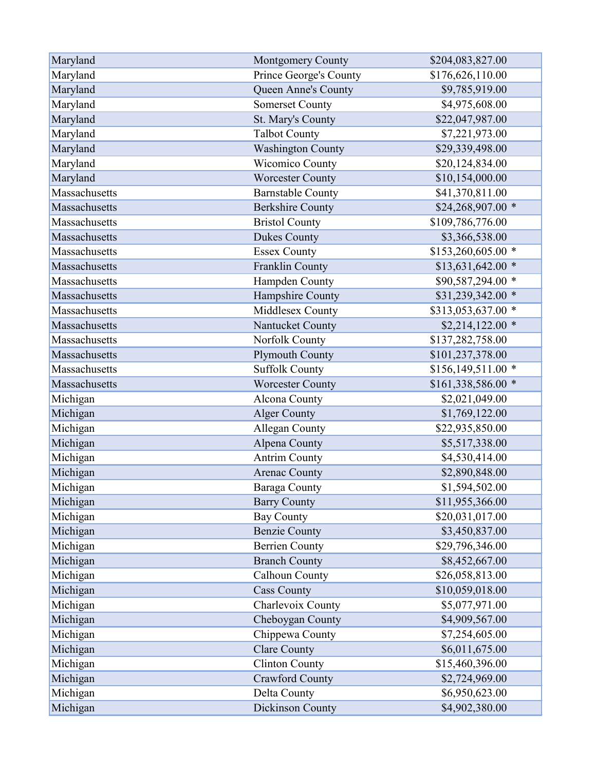| | | | |
|---|---|---|---|
| Maryland | Montgomery County | $204,083,827.00 | |
| Maryland | Prince George's County | $176,626,110.00 | |
| Maryland | Queen Anne's County | $9,785,919.00 | |
| Maryland | Somerset County | $4,975,608.00 | |
| Maryland | St. Mary's County | $22,047,987.00 | |
| Maryland | Talbot County | $7,221,973.00 | |
| Maryland | Washington County | $29,339,498.00 | |
| Maryland | Wicomico County | $20,124,834.00 | |
| Maryland | Worcester County | $10,154,000.00 | |
| Massachusetts | Barnstable County | $41,370,811.00 | |
| Massachusetts | Berkshire County | $24,268,907.00 | * |
| Massachusetts | Bristol County | $109,786,776.00 | |
| Massachusetts | Dukes County | $3,366,538.00 | |
| Massachusetts | Essex County | $153,260,605.00 | * |
| Massachusetts | Franklin County | $13,631,642.00 | * |
| Massachusetts | Hampden County | $90,587,294.00 | * |
| Massachusetts | Hampshire County | $31,239,342.00 | * |
| Massachusetts | Middlesex County | $313,053,637.00 | * |
| Massachusetts | Nantucket County | $2,214,122.00 | * |
| Massachusetts | Norfolk County | $137,282,758.00 | |
| Massachusetts | Plymouth County | $101,237,378.00 | |
| Massachusetts | Suffolk County | $156,149,511.00 | * |
| Massachusetts | Worcester County | $161,338,586.00 | * |
| Michigan | Alcona County | $2,021,049.00 | |
| Michigan | Alger County | $1,769,122.00 | |
| Michigan | Allegan County | $22,935,850.00 | |
| Michigan | Alpena County | $5,517,338.00 | |
| Michigan | Antrim County | $4,530,414.00 | |
| Michigan | Arenac County | $2,890,848.00 | |
| Michigan | Baraga County | $1,594,502.00 | |
| Michigan | Barry County | $11,955,366.00 | |
| Michigan | Bay County | $20,031,017.00 | |
| Michigan | Benzie County | $3,450,837.00 | |
| Michigan | Berrien County | $29,796,346.00 | |
| Michigan | Branch County | $8,452,667.00 | |
| Michigan | Calhoun County | $26,058,813.00 | |
| Michigan | Cass County | $10,059,018.00 | |
| Michigan | Charlevoix County | $5,077,971.00 | |
| Michigan | Cheboygan County | $4,909,567.00 | |
| Michigan | Chippewa County | $7,254,605.00 | |
| Michigan | Clare County | $6,011,675.00 | |
| Michigan | Clinton County | $15,460,396.00 | |
| Michigan | Crawford County | $2,724,969.00 | |
| Michigan | Delta County | $6,950,623.00 | |
| Michigan | Dickinson County | $4,902,380.00 | |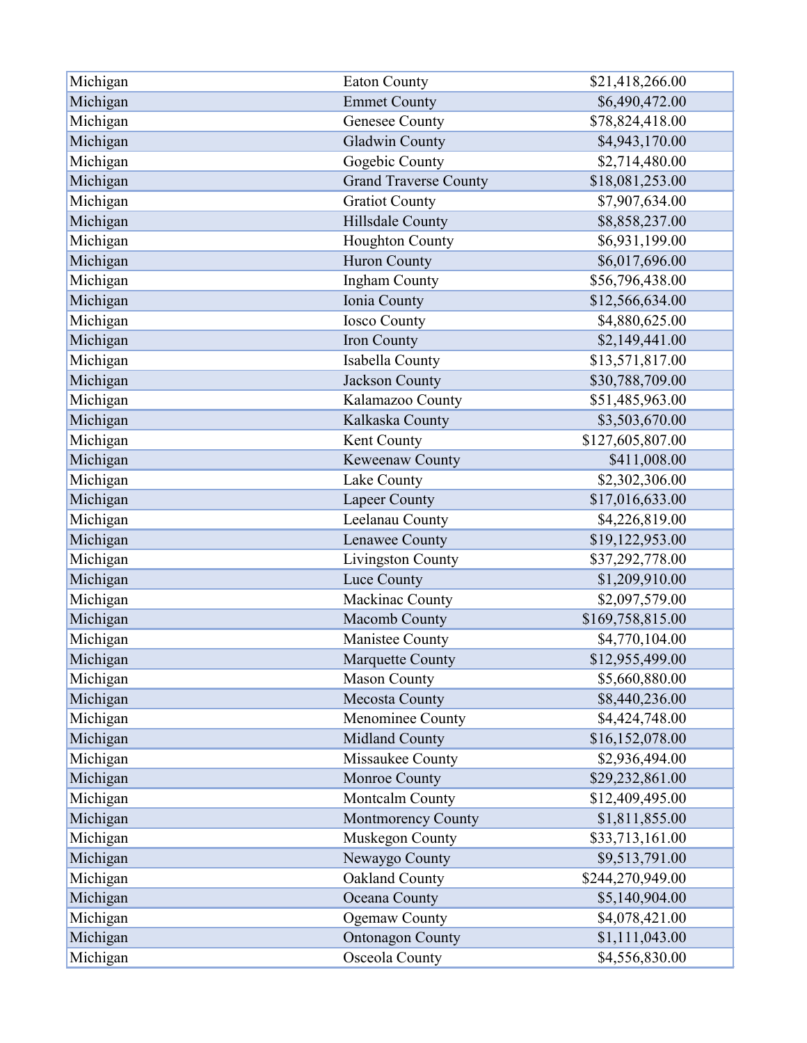| Michigan | Eaton County | $21,418,266.00 |
|---|---|---|
| Michigan | Emmet County | $6,490,472.00 |
| Michigan | Genesee County | $78,824,418.00 |
| Michigan | Gladwin County | $4,943,170.00 |
| Michigan | Gogebic County | $2,714,480.00 |
| Michigan | Grand Traverse County | $18,081,253.00 |
| Michigan | Gratiot County | $7,907,634.00 |
| Michigan | Hillsdale County | $8,858,237.00 |
| Michigan | Houghton County | $6,931,199.00 |
| Michigan | Huron County | $6,017,696.00 |
| Michigan | Ingham County | $56,796,438.00 |
| Michigan | Ionia County | $12,566,634.00 |
| Michigan | Iosco County | $4,880,625.00 |
| Michigan | Iron County | $2,149,441.00 |
| Michigan | Isabella County | $13,571,817.00 |
| Michigan | Jackson County | $30,788,709.00 |
| Michigan | Kalamazoo County | $51,485,963.00 |
| Michigan | Kalkaska County | $3,503,670.00 |
| Michigan | Kent County | $127,605,807.00 |
| Michigan | Keweenaw County | $411,008.00 |
| Michigan | Lake County | $2,302,306.00 |
| Michigan | Lapeer County | $17,016,633.00 |
| Michigan | Leelanau County | $4,226,819.00 |
| Michigan | Lenawee County | $19,122,953.00 |
| Michigan | Livingston County | $37,292,778.00 |
| Michigan | Luce County | $1,209,910.00 |
| Michigan | Mackinac County | $2,097,579.00 |
| Michigan | Macomb County | $169,758,815.00 |
| Michigan | Manistee County | $4,770,104.00 |
| Michigan | Marquette County | $12,955,499.00 |
| Michigan | Mason County | $5,660,880.00 |
| Michigan | Mecosta County | $8,440,236.00 |
| Michigan | Menominee County | $4,424,748.00 |
| Michigan | Midland County | $16,152,078.00 |
| Michigan | Missaukee County | $2,936,494.00 |
| Michigan | Monroe County | $29,232,861.00 |
| Michigan | Montcalm County | $12,409,495.00 |
| Michigan | Montmorency County | $1,811,855.00 |
| Michigan | Muskegon County | $33,713,161.00 |
| Michigan | Newaygo County | $9,513,791.00 |
| Michigan | Oakland County | $244,270,949.00 |
| Michigan | Oceana County | $5,140,904.00 |
| Michigan | Ogemaw County | $4,078,421.00 |
| Michigan | Ontonagon County | $1,111,043.00 |
| Michigan | Osceola County | $4,556,830.00 |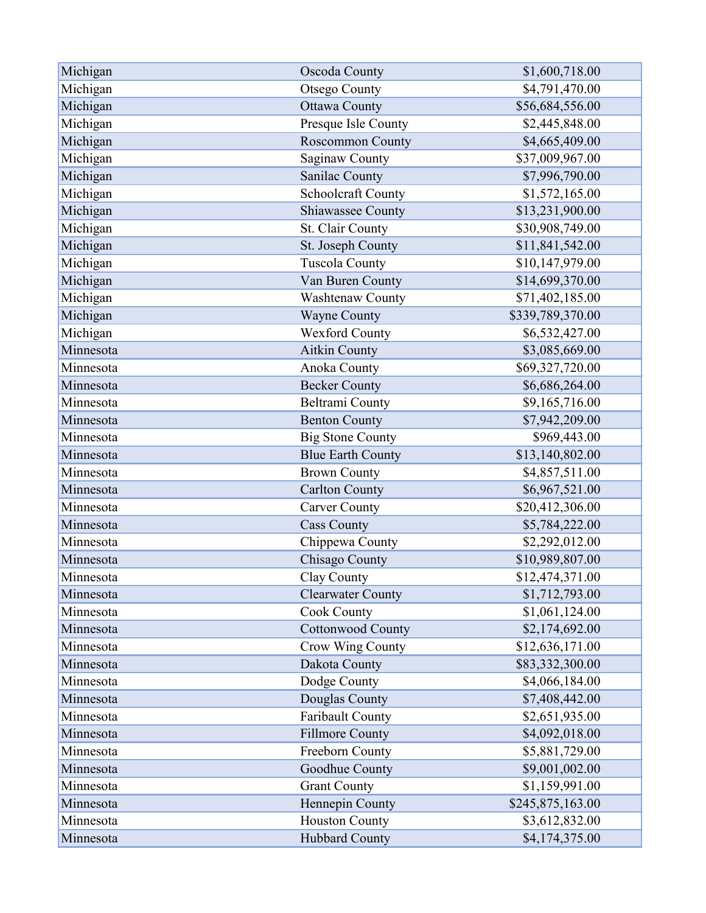| Michigan | Oscoda County | $1,600,718.00 |
|---|---|---|
| Michigan | Otsego County | $4,791,470.00 |
| Michigan | Ottawa County | $56,684,556.00 |
| Michigan | Presque Isle County | $2,445,848.00 |
| Michigan | Roscommon County | $4,665,409.00 |
| Michigan | Saginaw County | $37,009,967.00 |
| Michigan | Sanilac County | $7,996,790.00 |
| Michigan | Schoolcraft County | $1,572,165.00 |
| Michigan | Shiawassee County | $13,231,900.00 |
| Michigan | St. Clair County | $30,908,749.00 |
| Michigan | St. Joseph County | $11,841,542.00 |
| Michigan | Tuscola County | $10,147,979.00 |
| Michigan | Van Buren County | $14,699,370.00 |
| Michigan | Washtenaw County | $71,402,185.00 |
| Michigan | Wayne County | $339,789,370.00 |
| Michigan | Wexford County | $6,532,427.00 |
| Minnesota | Aitkin County | $3,085,669.00 |
| Minnesota | Anoka County | $69,327,720.00 |
| Minnesota | Becker County | $6,686,264.00 |
| Minnesota | Beltrami County | $9,165,716.00 |
| Minnesota | Benton County | $7,942,209.00 |
| Minnesota | Big Stone County | $969,443.00 |
| Minnesota | Blue Earth County | $13,140,802.00 |
| Minnesota | Brown County | $4,857,511.00 |
| Minnesota | Carlton County | $6,967,521.00 |
| Minnesota | Carver County | $20,412,306.00 |
| Minnesota | Cass County | $5,784,222.00 |
| Minnesota | Chippewa County | $2,292,012.00 |
| Minnesota | Chisago County | $10,989,807.00 |
| Minnesota | Clay County | $12,474,371.00 |
| Minnesota | Clearwater County | $1,712,793.00 |
| Minnesota | Cook County | $1,061,124.00 |
| Minnesota | Cottonwood County | $2,174,692.00 |
| Minnesota | Crow Wing County | $12,636,171.00 |
| Minnesota | Dakota County | $83,332,300.00 |
| Minnesota | Dodge County | $4,066,184.00 |
| Minnesota | Douglas County | $7,408,442.00 |
| Minnesota | Faribault County | $2,651,935.00 |
| Minnesota | Fillmore County | $4,092,018.00 |
| Minnesota | Freeborn County | $5,881,729.00 |
| Minnesota | Goodhue County | $9,001,002.00 |
| Minnesota | Grant County | $1,159,991.00 |
| Minnesota | Hennepin County | $245,875,163.00 |
| Minnesota | Houston County | $3,612,832.00 |
| Minnesota | Hubbard County | $4,174,375.00 |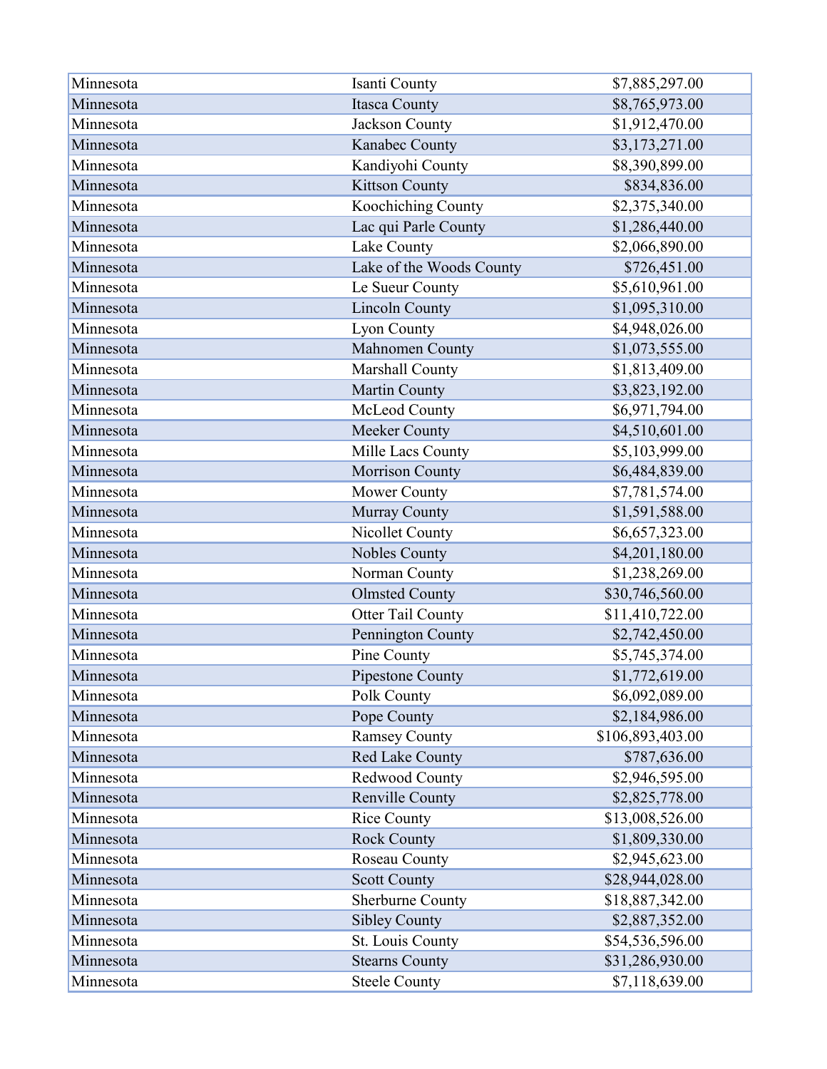| Minnesota | Isanti County | $7,885,297.00 |
|---|---|---|
| Minnesota | Itasca County | $8,765,973.00 |
| Minnesota | Jackson County | $1,912,470.00 |
| Minnesota | Kanabec County | $3,173,271.00 |
| Minnesota | Kandiyohi County | $8,390,899.00 |
| Minnesota | Kittson County | $834,836.00 |
| Minnesota | Koochiching County | $2,375,340.00 |
| Minnesota | Lac qui Parle County | $1,286,440.00 |
| Minnesota | Lake County | $2,066,890.00 |
| Minnesota | Lake of the Woods County | $726,451.00 |
| Minnesota | Le Sueur County | $5,610,961.00 |
| Minnesota | Lincoln County | $1,095,310.00 |
| Minnesota | Lyon County | $4,948,026.00 |
| Minnesota | Mahnomen County | $1,073,555.00 |
| Minnesota | Marshall County | $1,813,409.00 |
| Minnesota | Martin County | $3,823,192.00 |
| Minnesota | McLeod County | $6,971,794.00 |
| Minnesota | Meeker County | $4,510,601.00 |
| Minnesota | Mille Lacs County | $5,103,999.00 |
| Minnesota | Morrison County | $6,484,839.00 |
| Minnesota | Mower County | $7,781,574.00 |
| Minnesota | Murray County | $1,591,588.00 |
| Minnesota | Nicollet County | $6,657,323.00 |
| Minnesota | Nobles County | $4,201,180.00 |
| Minnesota | Norman County | $1,238,269.00 |
| Minnesota | Olmsted County | $30,746,560.00 |
| Minnesota | Otter Tail County | $11,410,722.00 |
| Minnesota | Pennington County | $2,742,450.00 |
| Minnesota | Pine County | $5,745,374.00 |
| Minnesota | Pipestone County | $1,772,619.00 |
| Minnesota | Polk County | $6,092,089.00 |
| Minnesota | Pope County | $2,184,986.00 |
| Minnesota | Ramsey County | $106,893,403.00 |
| Minnesota | Red Lake County | $787,636.00 |
| Minnesota | Redwood County | $2,946,595.00 |
| Minnesota | Renville County | $2,825,778.00 |
| Minnesota | Rice County | $13,008,526.00 |
| Minnesota | Rock County | $1,809,330.00 |
| Minnesota | Roseau County | $2,945,623.00 |
| Minnesota | Scott County | $28,944,028.00 |
| Minnesota | Sherburne County | $18,887,342.00 |
| Minnesota | Sibley County | $2,887,352.00 |
| Minnesota | St. Louis County | $54,536,596.00 |
| Minnesota | Stearns County | $31,286,930.00 |
| Minnesota | Steele County | $7,118,639.00 |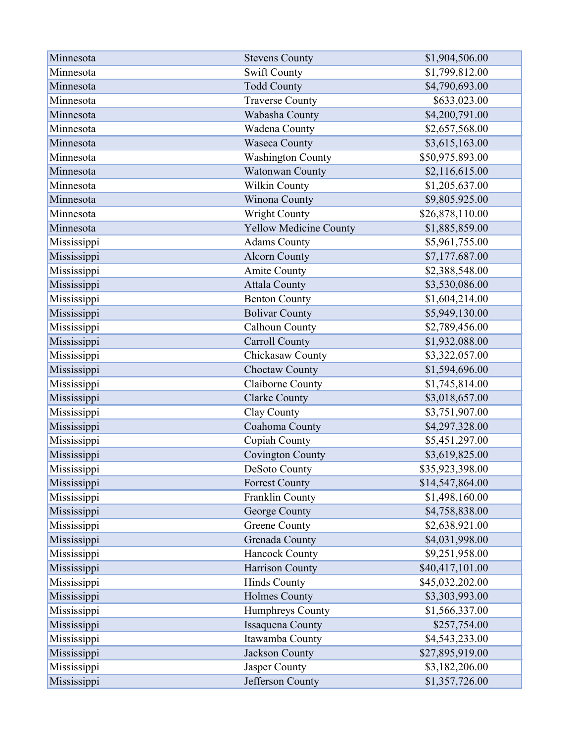| | | |
|---|---|---|
| Minnesota | Stevens County | $1,904,506.00 |
| Minnesota | Swift County | $1,799,812.00 |
| Minnesota | Todd County | $4,790,693.00 |
| Minnesota | Traverse County | $633,023.00 |
| Minnesota | Wabasha County | $4,200,791.00 |
| Minnesota | Wadena County | $2,657,568.00 |
| Minnesota | Waseca County | $3,615,163.00 |
| Minnesota | Washington County | $50,975,893.00 |
| Minnesota | Watonwan County | $2,116,615.00 |
| Minnesota | Wilkin County | $1,205,637.00 |
| Minnesota | Winona County | $9,805,925.00 |
| Minnesota | Wright County | $26,878,110.00 |
| Minnesota | Yellow Medicine County | $1,885,859.00 |
| Mississippi | Adams County | $5,961,755.00 |
| Mississippi | Alcorn County | $7,177,687.00 |
| Mississippi | Amite County | $2,388,548.00 |
| Mississippi | Attala County | $3,530,086.00 |
| Mississippi | Benton County | $1,604,214.00 |
| Mississippi | Bolivar County | $5,949,130.00 |
| Mississippi | Calhoun County | $2,789,456.00 |
| Mississippi | Carroll County | $1,932,088.00 |
| Mississippi | Chickasaw County | $3,322,057.00 |
| Mississippi | Choctaw County | $1,594,696.00 |
| Mississippi | Claiborne County | $1,745,814.00 |
| Mississippi | Clarke County | $3,018,657.00 |
| Mississippi | Clay County | $3,751,907.00 |
| Mississippi | Coahoma County | $4,297,328.00 |
| Mississippi | Copiah County | $5,451,297.00 |
| Mississippi | Covington County | $3,619,825.00 |
| Mississippi | DeSoto County | $35,923,398.00 |
| Mississippi | Forrest County | $14,547,864.00 |
| Mississippi | Franklin County | $1,498,160.00 |
| Mississippi | George County | $4,758,838.00 |
| Mississippi | Greene County | $2,638,921.00 |
| Mississippi | Grenada County | $4,031,998.00 |
| Mississippi | Hancock County | $9,251,958.00 |
| Mississippi | Harrison County | $40,417,101.00 |
| Mississippi | Hinds County | $45,032,202.00 |
| Mississippi | Holmes County | $3,303,993.00 |
| Mississippi | Humphreys County | $1,566,337.00 |
| Mississippi | Issaquena County | $257,754.00 |
| Mississippi | Itawamba County | $4,543,233.00 |
| Mississippi | Jackson County | $27,895,919.00 |
| Mississippi | Jasper County | $3,182,206.00 |
| Mississippi | Jefferson County | $1,357,726.00 |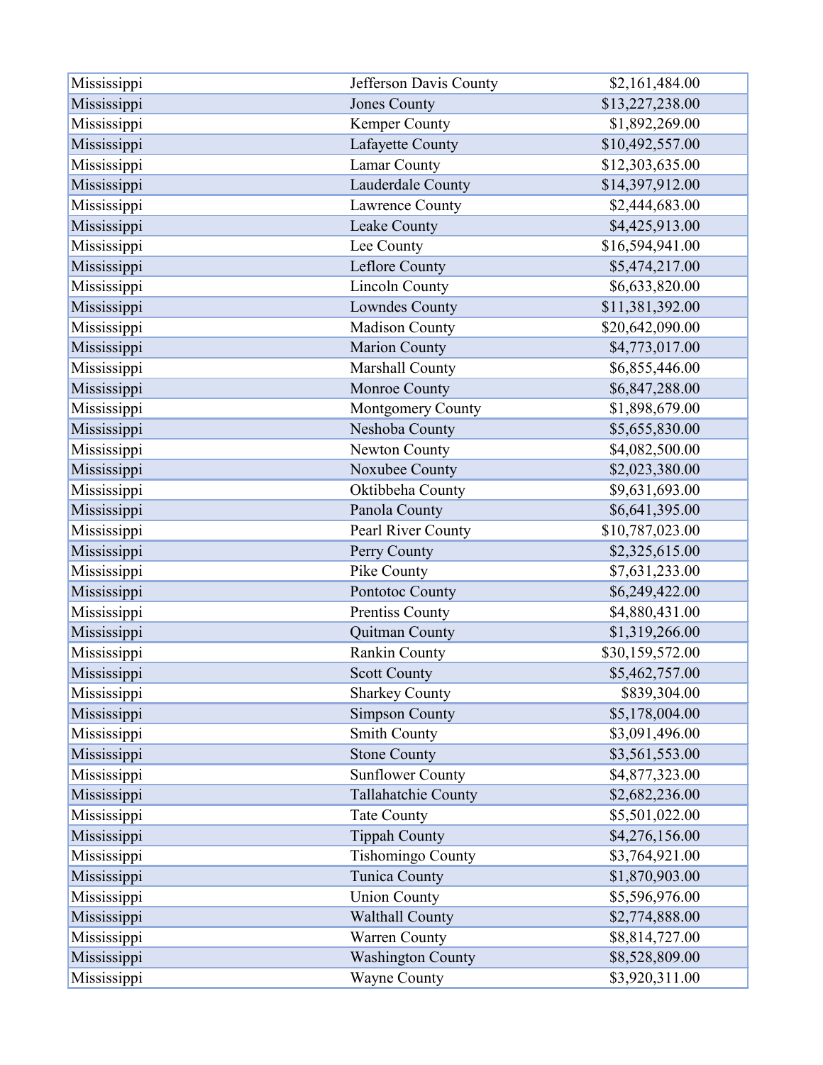| | | |
|---|---|---|
| Mississippi | Jefferson Davis County | $2,161,484.00 |
| Mississippi | Jones County | $13,227,238.00 |
| Mississippi | Kemper County | $1,892,269.00 |
| Mississippi | Lafayette County | $10,492,557.00 |
| Mississippi | Lamar County | $12,303,635.00 |
| Mississippi | Lauderdale County | $14,397,912.00 |
| Mississippi | Lawrence County | $2,444,683.00 |
| Mississippi | Leake County | $4,425,913.00 |
| Mississippi | Lee County | $16,594,941.00 |
| Mississippi | Leflore County | $5,474,217.00 |
| Mississippi | Lincoln County | $6,633,820.00 |
| Mississippi | Lowndes County | $11,381,392.00 |
| Mississippi | Madison County | $20,642,090.00 |
| Mississippi | Marion County | $4,773,017.00 |
| Mississippi | Marshall County | $6,855,446.00 |
| Mississippi | Monroe County | $6,847,288.00 |
| Mississippi | Montgomery County | $1,898,679.00 |
| Mississippi | Neshoba County | $5,655,830.00 |
| Mississippi | Newton County | $4,082,500.00 |
| Mississippi | Noxubee County | $2,023,380.00 |
| Mississippi | Oktibbeha County | $9,631,693.00 |
| Mississippi | Panola County | $6,641,395.00 |
| Mississippi | Pearl River County | $10,787,023.00 |
| Mississippi | Perry County | $2,325,615.00 |
| Mississippi | Pike County | $7,631,233.00 |
| Mississippi | Pontotoc County | $6,249,422.00 |
| Mississippi | Prentiss County | $4,880,431.00 |
| Mississippi | Quitman County | $1,319,266.00 |
| Mississippi | Rankin County | $30,159,572.00 |
| Mississippi | Scott County | $5,462,757.00 |
| Mississippi | Sharkey County | $839,304.00 |
| Mississippi | Simpson County | $5,178,004.00 |
| Mississippi | Smith County | $3,091,496.00 |
| Mississippi | Stone County | $3,561,553.00 |
| Mississippi | Sunflower County | $4,877,323.00 |
| Mississippi | Tallahatchie County | $2,682,236.00 |
| Mississippi | Tate County | $5,501,022.00 |
| Mississippi | Tippah County | $4,276,156.00 |
| Mississippi | Tishomingo County | $3,764,921.00 |
| Mississippi | Tunica County | $1,870,903.00 |
| Mississippi | Union County | $5,596,976.00 |
| Mississippi | Walthall County | $2,774,888.00 |
| Mississippi | Warren County | $8,814,727.00 |
| Mississippi | Washington County | $8,528,809.00 |
| Mississippi | Wayne County | $3,920,311.00 |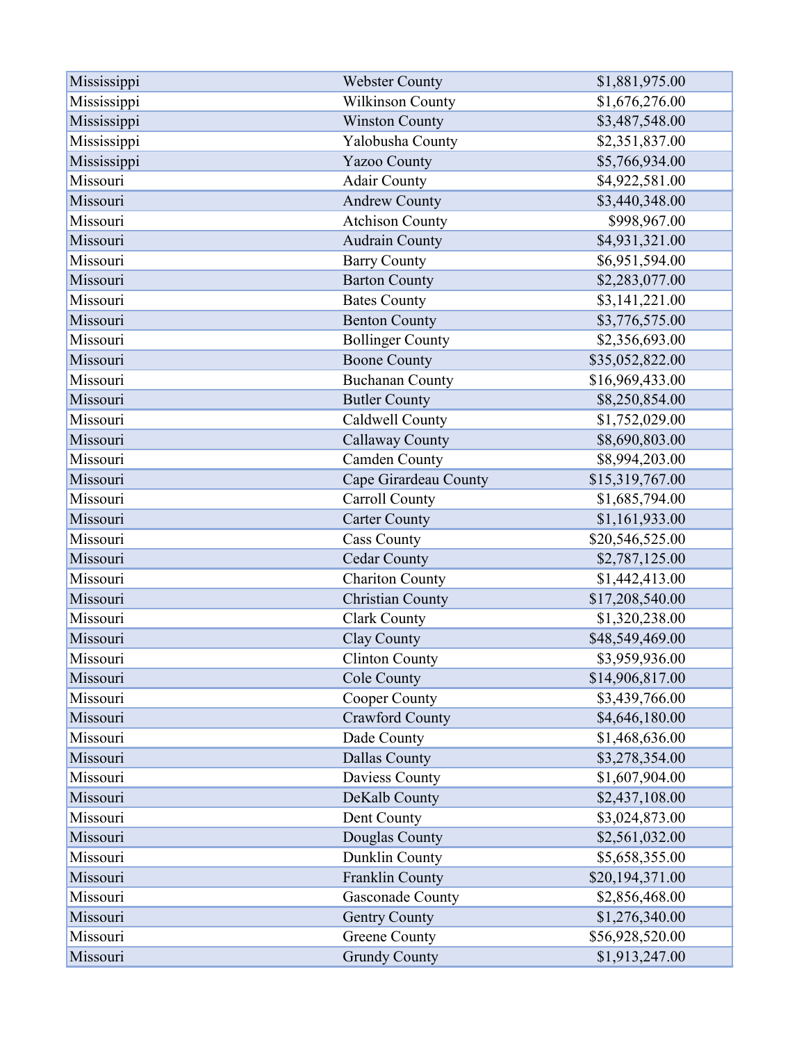| Mississippi | Webster County | $1,881,975.00 |
|---|---|---|
| Mississippi | Wilkinson County | $1,676,276.00 |
| Mississippi | Winston County | $3,487,548.00 |
| Mississippi | Yalobusha County | $2,351,837.00 |
| Mississippi | Yazoo County | $5,766,934.00 |
| Missouri | Adair County | $4,922,581.00 |
| Missouri | Andrew County | $3,440,348.00 |
| Missouri | Atchison County | $998,967.00 |
| Missouri | Audrain County | $4,931,321.00 |
| Missouri | Barry County | $6,951,594.00 |
| Missouri | Barton County | $2,283,077.00 |
| Missouri | Bates County | $3,141,221.00 |
| Missouri | Benton County | $3,776,575.00 |
| Missouri | Bollinger County | $2,356,693.00 |
| Missouri | Boone County | $35,052,822.00 |
| Missouri | Buchanan County | $16,969,433.00 |
| Missouri | Butler County | $8,250,854.00 |
| Missouri | Caldwell County | $1,752,029.00 |
| Missouri | Callaway County | $8,690,803.00 |
| Missouri | Camden County | $8,994,203.00 |
| Missouri | Cape Girardeau County | $15,319,767.00 |
| Missouri | Carroll County | $1,685,794.00 |
| Missouri | Carter County | $1,161,933.00 |
| Missouri | Cass County | $20,546,525.00 |
| Missouri | Cedar County | $2,787,125.00 |
| Missouri | Chariton County | $1,442,413.00 |
| Missouri | Christian County | $17,208,540.00 |
| Missouri | Clark County | $1,320,238.00 |
| Missouri | Clay County | $48,549,469.00 |
| Missouri | Clinton County | $3,959,936.00 |
| Missouri | Cole County | $14,906,817.00 |
| Missouri | Cooper County | $3,439,766.00 |
| Missouri | Crawford County | $4,646,180.00 |
| Missouri | Dade County | $1,468,636.00 |
| Missouri | Dallas County | $3,278,354.00 |
| Missouri | Daviess County | $1,607,904.00 |
| Missouri | DeKalb County | $2,437,108.00 |
| Missouri | Dent County | $3,024,873.00 |
| Missouri | Douglas County | $2,561,032.00 |
| Missouri | Dunklin County | $5,658,355.00 |
| Missouri | Franklin County | $20,194,371.00 |
| Missouri | Gasconade County | $2,856,468.00 |
| Missouri | Gentry County | $1,276,340.00 |
| Missouri | Greene County | $56,928,520.00 |
| Missouri | Grundy County | $1,913,247.00 |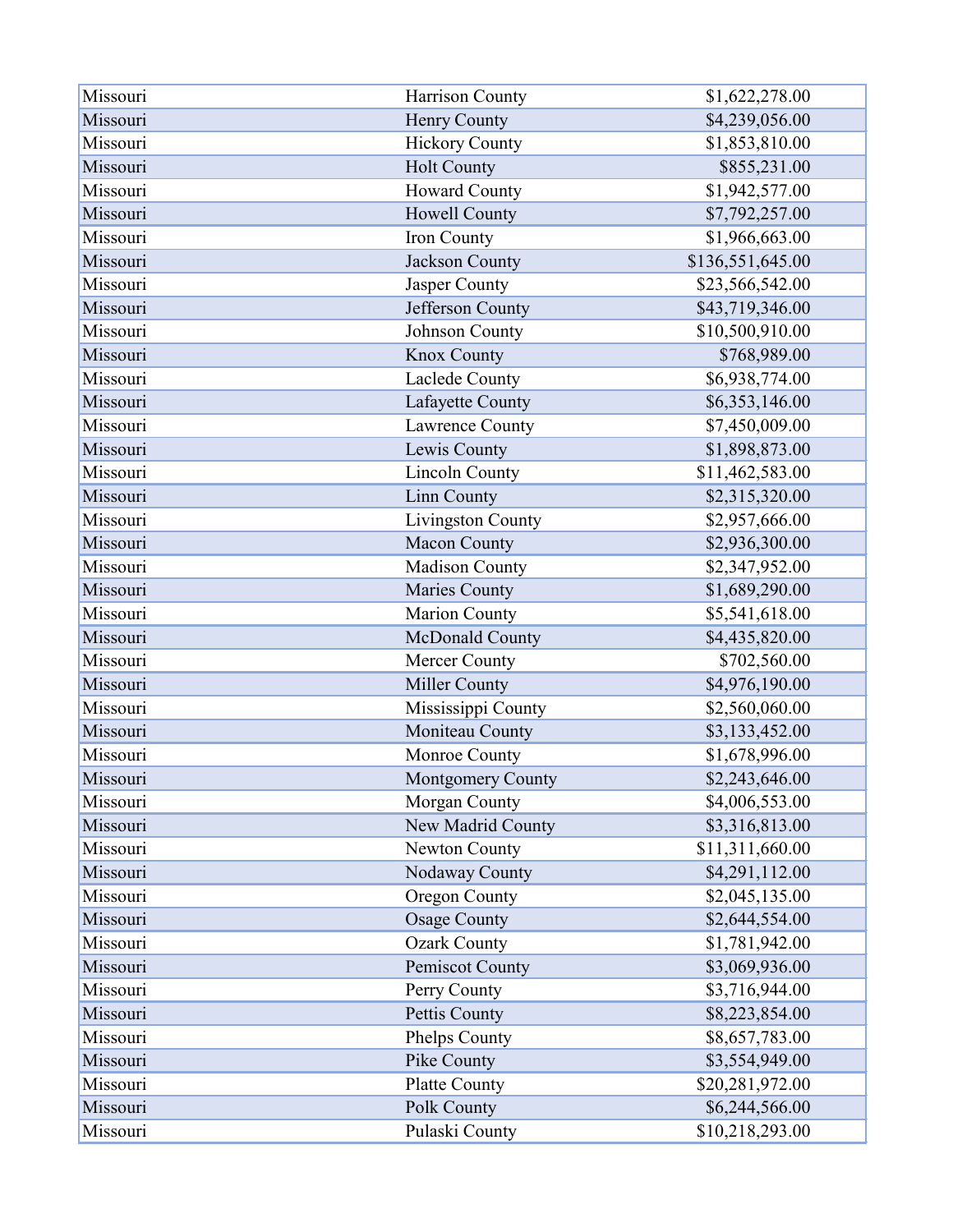| Missouri | Harrison County | $1,622,278.00 |
|---|---|---|
| Missouri | Henry County | $4,239,056.00 |
| Missouri | Hickory County | $1,853,810.00 |
| Missouri | Holt County | $855,231.00 |
| Missouri | Howard County | $1,942,577.00 |
| Missouri | Howell County | $7,792,257.00 |
| Missouri | Iron County | $1,966,663.00 |
| Missouri | Jackson County | $136,551,645.00 |
| Missouri | Jasper County | $23,566,542.00 |
| Missouri | Jefferson County | $43,719,346.00 |
| Missouri | Johnson County | $10,500,910.00 |
| Missouri | Knox County | $768,989.00 |
| Missouri | Laclede County | $6,938,774.00 |
| Missouri | Lafayette County | $6,353,146.00 |
| Missouri | Lawrence County | $7,450,009.00 |
| Missouri | Lewis County | $1,898,873.00 |
| Missouri | Lincoln County | $11,462,583.00 |
| Missouri | Linn County | $2,315,320.00 |
| Missouri | Livingston County | $2,957,666.00 |
| Missouri | Macon County | $2,936,300.00 |
| Missouri | Madison County | $2,347,952.00 |
| Missouri | Maries County | $1,689,290.00 |
| Missouri | Marion County | $5,541,618.00 |
| Missouri | McDonald County | $4,435,820.00 |
| Missouri | Mercer County | $702,560.00 |
| Missouri | Miller County | $4,976,190.00 |
| Missouri | Mississippi County | $2,560,060.00 |
| Missouri | Moniteau County | $3,133,452.00 |
| Missouri | Monroe County | $1,678,996.00 |
| Missouri | Montgomery County | $2,243,646.00 |
| Missouri | Morgan County | $4,006,553.00 |
| Missouri | New Madrid County | $3,316,813.00 |
| Missouri | Newton County | $11,311,660.00 |
| Missouri | Nodaway County | $4,291,112.00 |
| Missouri | Oregon County | $2,045,135.00 |
| Missouri | Osage County | $2,644,554.00 |
| Missouri | Ozark County | $1,781,942.00 |
| Missouri | Pemiscot County | $3,069,936.00 |
| Missouri | Perry County | $3,716,944.00 |
| Missouri | Pettis County | $8,223,854.00 |
| Missouri | Phelps County | $8,657,783.00 |
| Missouri | Pike County | $3,554,949.00 |
| Missouri | Platte County | $20,281,972.00 |
| Missouri | Polk County | $6,244,566.00 |
| Missouri | Pulaski County | $10,218,293.00 |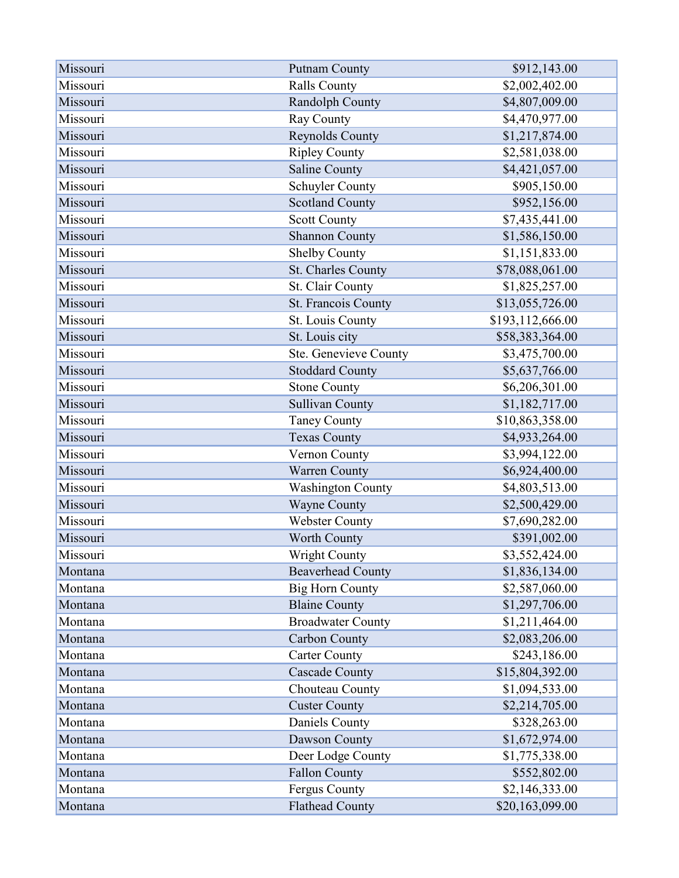| | | |
|---|---|---|
| Missouri | Putnam County | $912,143.00 |
| Missouri | Ralls County | $2,002,402.00 |
| Missouri | Randolph County | $4,807,009.00 |
| Missouri | Ray County | $4,470,977.00 |
| Missouri | Reynolds County | $1,217,874.00 |
| Missouri | Ripley County | $2,581,038.00 |
| Missouri | Saline County | $4,421,057.00 |
| Missouri | Schuyler County | $905,150.00 |
| Missouri | Scotland County | $952,156.00 |
| Missouri | Scott County | $7,435,441.00 |
| Missouri | Shannon County | $1,586,150.00 |
| Missouri | Shelby County | $1,151,833.00 |
| Missouri | St. Charles County | $78,088,061.00 |
| Missouri | St. Clair County | $1,825,257.00 |
| Missouri | St. Francois County | $13,055,726.00 |
| Missouri | St. Louis County | $193,112,666.00 |
| Missouri | St. Louis city | $58,383,364.00 |
| Missouri | Ste. Genevieve County | $3,475,700.00 |
| Missouri | Stoddard County | $5,637,766.00 |
| Missouri | Stone County | $6,206,301.00 |
| Missouri | Sullivan County | $1,182,717.00 |
| Missouri | Taney County | $10,863,358.00 |
| Missouri | Texas County | $4,933,264.00 |
| Missouri | Vernon County | $3,994,122.00 |
| Missouri | Warren County | $6,924,400.00 |
| Missouri | Washington County | $4,803,513.00 |
| Missouri | Wayne County | $2,500,429.00 |
| Missouri | Webster County | $7,690,282.00 |
| Missouri | Worth County | $391,002.00 |
| Missouri | Wright County | $3,552,424.00 |
| Montana | Beaverhead County | $1,836,134.00 |
| Montana | Big Horn County | $2,587,060.00 |
| Montana | Blaine County | $1,297,706.00 |
| Montana | Broadwater County | $1,211,464.00 |
| Montana | Carbon County | $2,083,206.00 |
| Montana | Carter County | $243,186.00 |
| Montana | Cascade County | $15,804,392.00 |
| Montana | Chouteau County | $1,094,533.00 |
| Montana | Custer County | $2,214,705.00 |
| Montana | Daniels County | $328,263.00 |
| Montana | Dawson County | $1,672,974.00 |
| Montana | Deer Lodge County | $1,775,338.00 |
| Montana | Fallon County | $552,802.00 |
| Montana | Fergus County | $2,146,333.00 |
| Montana | Flathead County | $20,163,099.00 |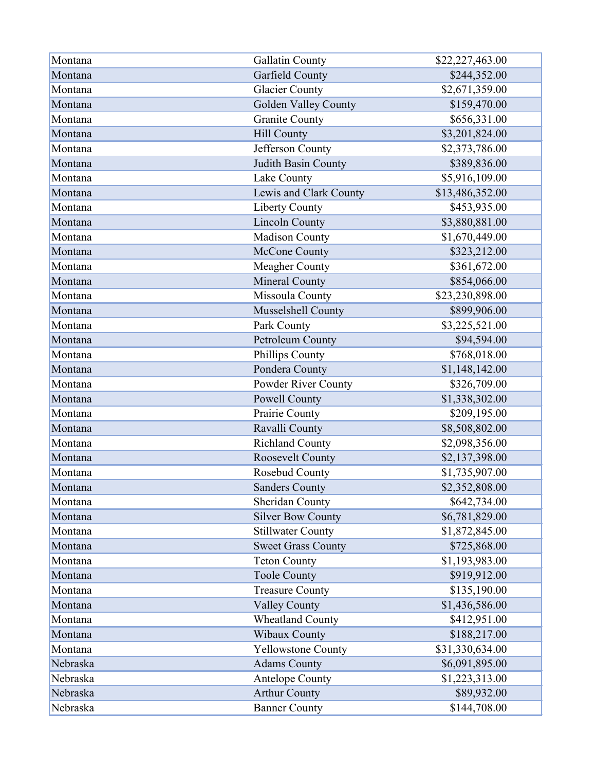| | | |
|---|---|---|
| Montana | Gallatin County | $22,227,463.00 |
| Montana | Garfield County | $244,352.00 |
| Montana | Glacier County | $2,671,359.00 |
| Montana | Golden Valley County | $159,470.00 |
| Montana | Granite County | $656,331.00 |
| Montana | Hill County | $3,201,824.00 |
| Montana | Jefferson County | $2,373,786.00 |
| Montana | Judith Basin County | $389,836.00 |
| Montana | Lake County | $5,916,109.00 |
| Montana | Lewis and Clark County | $13,486,352.00 |
| Montana | Liberty County | $453,935.00 |
| Montana | Lincoln County | $3,880,881.00 |
| Montana | Madison County | $1,670,449.00 |
| Montana | McCone County | $323,212.00 |
| Montana | Meagher County | $361,672.00 |
| Montana | Mineral County | $854,066.00 |
| Montana | Missoula County | $23,230,898.00 |
| Montana | Musselshell County | $899,906.00 |
| Montana | Park County | $3,225,521.00 |
| Montana | Petroleum County | $94,594.00 |
| Montana | Phillips County | $768,018.00 |
| Montana | Pondera County | $1,148,142.00 |
| Montana | Powder River County | $326,709.00 |
| Montana | Powell County | $1,338,302.00 |
| Montana | Prairie County | $209,195.00 |
| Montana | Ravalli County | $8,508,802.00 |
| Montana | Richland County | $2,098,356.00 |
| Montana | Roosevelt County | $2,137,398.00 |
| Montana | Rosebud County | $1,735,907.00 |
| Montana | Sanders County | $2,352,808.00 |
| Montana | Sheridan County | $642,734.00 |
| Montana | Silver Bow County | $6,781,829.00 |
| Montana | Stillwater County | $1,872,845.00 |
| Montana | Sweet Grass County | $725,868.00 |
| Montana | Teton County | $1,193,983.00 |
| Montana | Toole County | $919,912.00 |
| Montana | Treasure County | $135,190.00 |
| Montana | Valley County | $1,436,586.00 |
| Montana | Wheatland County | $412,951.00 |
| Montana | Wibaux County | $188,217.00 |
| Montana | Yellowstone County | $31,330,634.00 |
| Nebraska | Adams County | $6,091,895.00 |
| Nebraska | Antelope County | $1,223,313.00 |
| Nebraska | Arthur County | $89,932.00 |
| Nebraska | Banner County | $144,708.00 |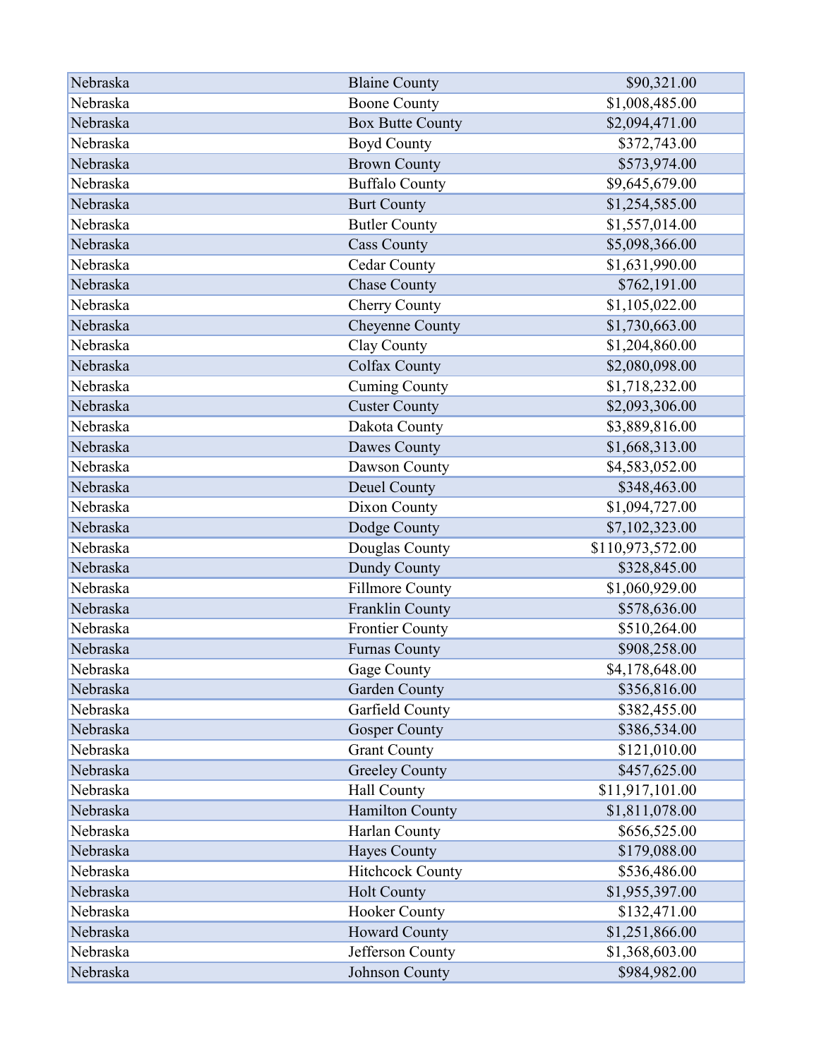| | | |
|---|---|---|
| Nebraska | Blaine County | $90,321.00 |
| Nebraska | Boone County | $1,008,485.00 |
| Nebraska | Box Butte County | $2,094,471.00 |
| Nebraska | Boyd County | $372,743.00 |
| Nebraska | Brown County | $573,974.00 |
| Nebraska | Buffalo County | $9,645,679.00 |
| Nebraska | Burt County | $1,254,585.00 |
| Nebraska | Butler County | $1,557,014.00 |
| Nebraska | Cass County | $5,098,366.00 |
| Nebraska | Cedar County | $1,631,990.00 |
| Nebraska | Chase County | $762,191.00 |
| Nebraska | Cherry County | $1,105,022.00 |
| Nebraska | Cheyenne County | $1,730,663.00 |
| Nebraska | Clay County | $1,204,860.00 |
| Nebraska | Colfax County | $2,080,098.00 |
| Nebraska | Cuming County | $1,718,232.00 |
| Nebraska | Custer County | $2,093,306.00 |
| Nebraska | Dakota County | $3,889,816.00 |
| Nebraska | Dawes County | $1,668,313.00 |
| Nebraska | Dawson County | $4,583,052.00 |
| Nebraska | Deuel County | $348,463.00 |
| Nebraska | Dixon County | $1,094,727.00 |
| Nebraska | Dodge County | $7,102,323.00 |
| Nebraska | Douglas County | $110,973,572.00 |
| Nebraska | Dundy County | $328,845.00 |
| Nebraska | Fillmore County | $1,060,929.00 |
| Nebraska | Franklin County | $578,636.00 |
| Nebraska | Frontier County | $510,264.00 |
| Nebraska | Furnas County | $908,258.00 |
| Nebraska | Gage County | $4,178,648.00 |
| Nebraska | Garden County | $356,816.00 |
| Nebraska | Garfield County | $382,455.00 |
| Nebraska | Gosper County | $386,534.00 |
| Nebraska | Grant County | $121,010.00 |
| Nebraska | Greeley County | $457,625.00 |
| Nebraska | Hall County | $11,917,101.00 |
| Nebraska | Hamilton County | $1,811,078.00 |
| Nebraska | Harlan County | $656,525.00 |
| Nebraska | Hayes County | $179,088.00 |
| Nebraska | Hitchcock County | $536,486.00 |
| Nebraska | Holt County | $1,955,397.00 |
| Nebraska | Hooker County | $132,471.00 |
| Nebraska | Howard County | $1,251,866.00 |
| Nebraska | Jefferson County | $1,368,603.00 |
| Nebraska | Johnson County | $984,982.00 |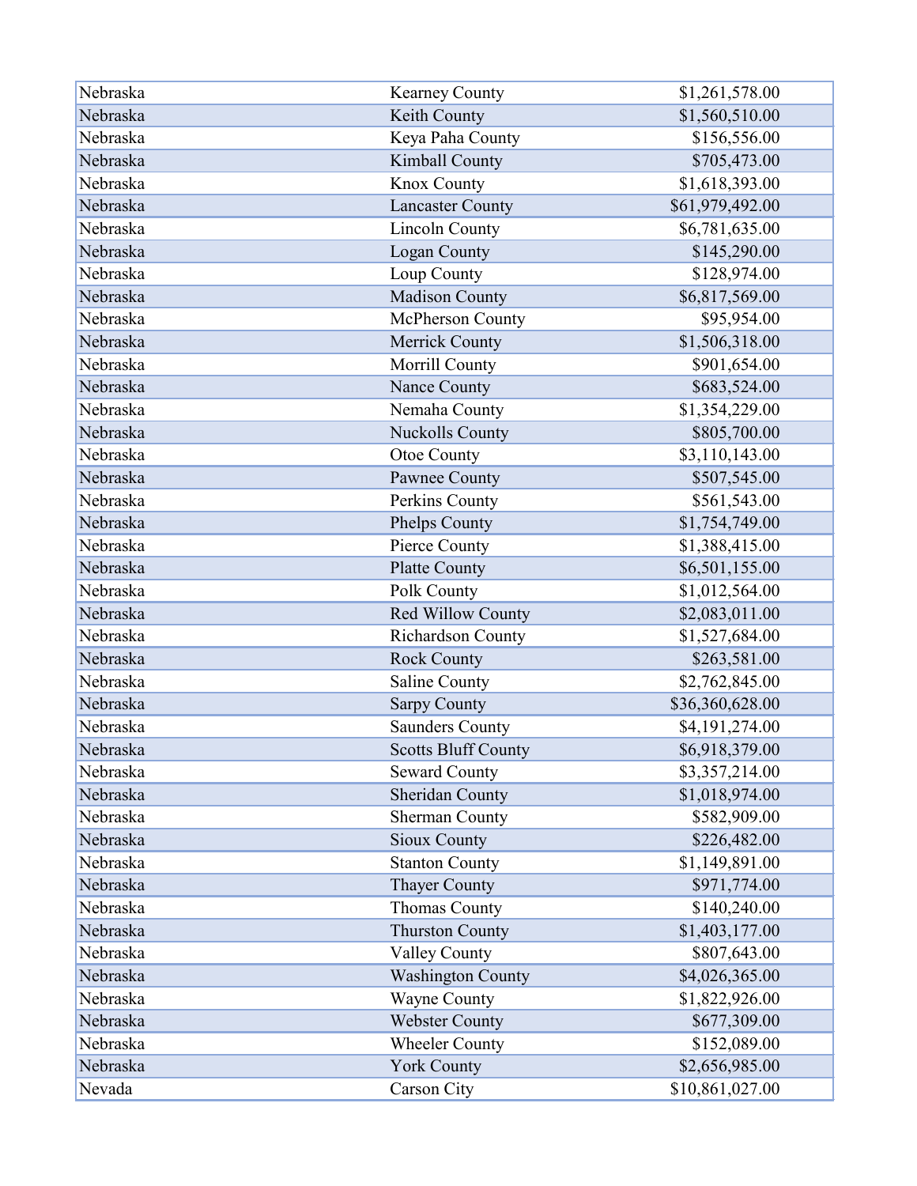| | | |
|---|---|---|
| Nebraska | Kearney County | $1,261,578.00 |
| Nebraska | Keith County | $1,560,510.00 |
| Nebraska | Keya Paha County | $156,556.00 |
| Nebraska | Kimball County | $705,473.00 |
| Nebraska | Knox County | $1,618,393.00 |
| Nebraska | Lancaster County | $61,979,492.00 |
| Nebraska | Lincoln County | $6,781,635.00 |
| Nebraska | Logan County | $145,290.00 |
| Nebraska | Loup County | $128,974.00 |
| Nebraska | Madison County | $6,817,569.00 |
| Nebraska | McPherson County | $95,954.00 |
| Nebraska | Merrick County | $1,506,318.00 |
| Nebraska | Morrill County | $901,654.00 |
| Nebraska | Nance County | $683,524.00 |
| Nebraska | Nemaha County | $1,354,229.00 |
| Nebraska | Nuckolls County | $805,700.00 |
| Nebraska | Otoe County | $3,110,143.00 |
| Nebraska | Pawnee County | $507,545.00 |
| Nebraska | Perkins County | $561,543.00 |
| Nebraska | Phelps County | $1,754,749.00 |
| Nebraska | Pierce County | $1,388,415.00 |
| Nebraska | Platte County | $6,501,155.00 |
| Nebraska | Polk County | $1,012,564.00 |
| Nebraska | Red Willow County | $2,083,011.00 |
| Nebraska | Richardson County | $1,527,684.00 |
| Nebraska | Rock County | $263,581.00 |
| Nebraska | Saline County | $2,762,845.00 |
| Nebraska | Sarpy County | $36,360,628.00 |
| Nebraska | Saunders County | $4,191,274.00 |
| Nebraska | Scotts Bluff County | $6,918,379.00 |
| Nebraska | Seward County | $3,357,214.00 |
| Nebraska | Sheridan County | $1,018,974.00 |
| Nebraska | Sherman County | $582,909.00 |
| Nebraska | Sioux County | $226,482.00 |
| Nebraska | Stanton County | $1,149,891.00 |
| Nebraska | Thayer County | $971,774.00 |
| Nebraska | Thomas County | $140,240.00 |
| Nebraska | Thurston County | $1,403,177.00 |
| Nebraska | Valley County | $807,643.00 |
| Nebraska | Washington County | $4,026,365.00 |
| Nebraska | Wayne County | $1,822,926.00 |
| Nebraska | Webster County | $677,309.00 |
| Nebraska | Wheeler County | $152,089.00 |
| Nebraska | York County | $2,656,985.00 |
| Nevada | Carson City | $10,861,027.00 |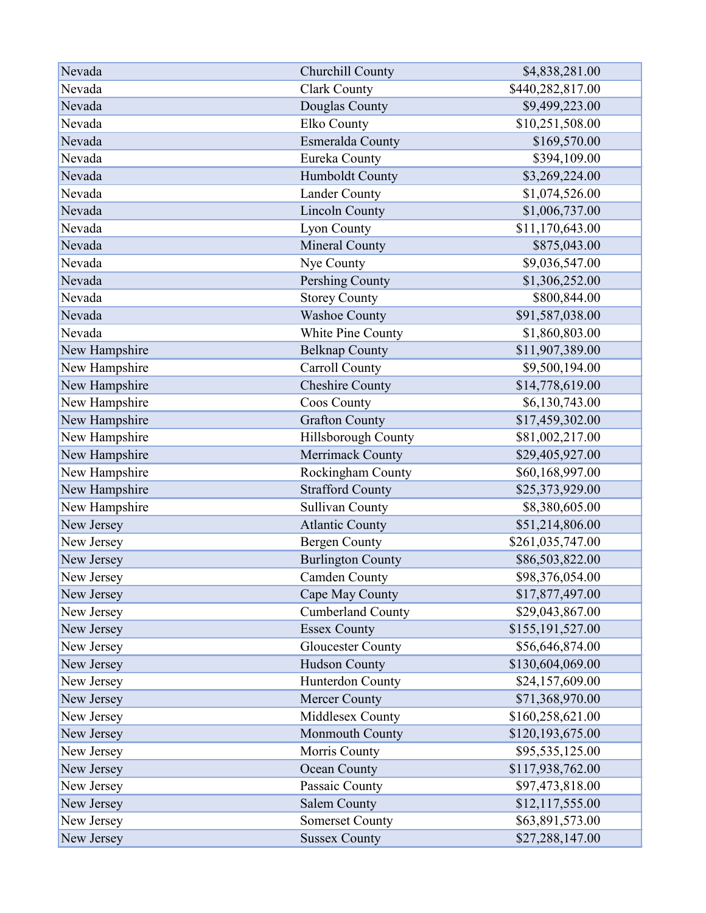| | | |
|---|---|---|
| Nevada | Churchill County | $4,838,281.00 |
| Nevada | Clark County | $440,282,817.00 |
| Nevada | Douglas County | $9,499,223.00 |
| Nevada | Elko County | $10,251,508.00 |
| Nevada | Esmeralda County | $169,570.00 |
| Nevada | Eureka County | $394,109.00 |
| Nevada | Humboldt County | $3,269,224.00 |
| Nevada | Lander County | $1,074,526.00 |
| Nevada | Lincoln County | $1,006,737.00 |
| Nevada | Lyon County | $11,170,643.00 |
| Nevada | Mineral County | $875,043.00 |
| Nevada | Nye County | $9,036,547.00 |
| Nevada | Pershing County | $1,306,252.00 |
| Nevada | Storey County | $800,844.00 |
| Nevada | Washoe County | $91,587,038.00 |
| Nevada | White Pine County | $1,860,803.00 |
| New Hampshire | Belknap County | $11,907,389.00 |
| New Hampshire | Carroll County | $9,500,194.00 |
| New Hampshire | Cheshire County | $14,778,619.00 |
| New Hampshire | Coos County | $6,130,743.00 |
| New Hampshire | Grafton County | $17,459,302.00 |
| New Hampshire | Hillsborough County | $81,002,217.00 |
| New Hampshire | Merrimack County | $29,405,927.00 |
| New Hampshire | Rockingham County | $60,168,997.00 |
| New Hampshire | Strafford County | $25,373,929.00 |
| New Hampshire | Sullivan County | $8,380,605.00 |
| New Jersey | Atlantic County | $51,214,806.00 |
| New Jersey | Bergen County | $261,035,747.00 |
| New Jersey | Burlington County | $86,503,822.00 |
| New Jersey | Camden County | $98,376,054.00 |
| New Jersey | Cape May County | $17,877,497.00 |
| New Jersey | Cumberland County | $29,043,867.00 |
| New Jersey | Essex County | $155,191,527.00 |
| New Jersey | Gloucester County | $56,646,874.00 |
| New Jersey | Hudson County | $130,604,069.00 |
| New Jersey | Hunterdon County | $24,157,609.00 |
| New Jersey | Mercer County | $71,368,970.00 |
| New Jersey | Middlesex County | $160,258,621.00 |
| New Jersey | Monmouth County | $120,193,675.00 |
| New Jersey | Morris County | $95,535,125.00 |
| New Jersey | Ocean County | $117,938,762.00 |
| New Jersey | Passaic County | $97,473,818.00 |
| New Jersey | Salem County | $12,117,555.00 |
| New Jersey | Somerset County | $63,891,573.00 |
| New Jersey | Sussex County | $27,288,147.00 |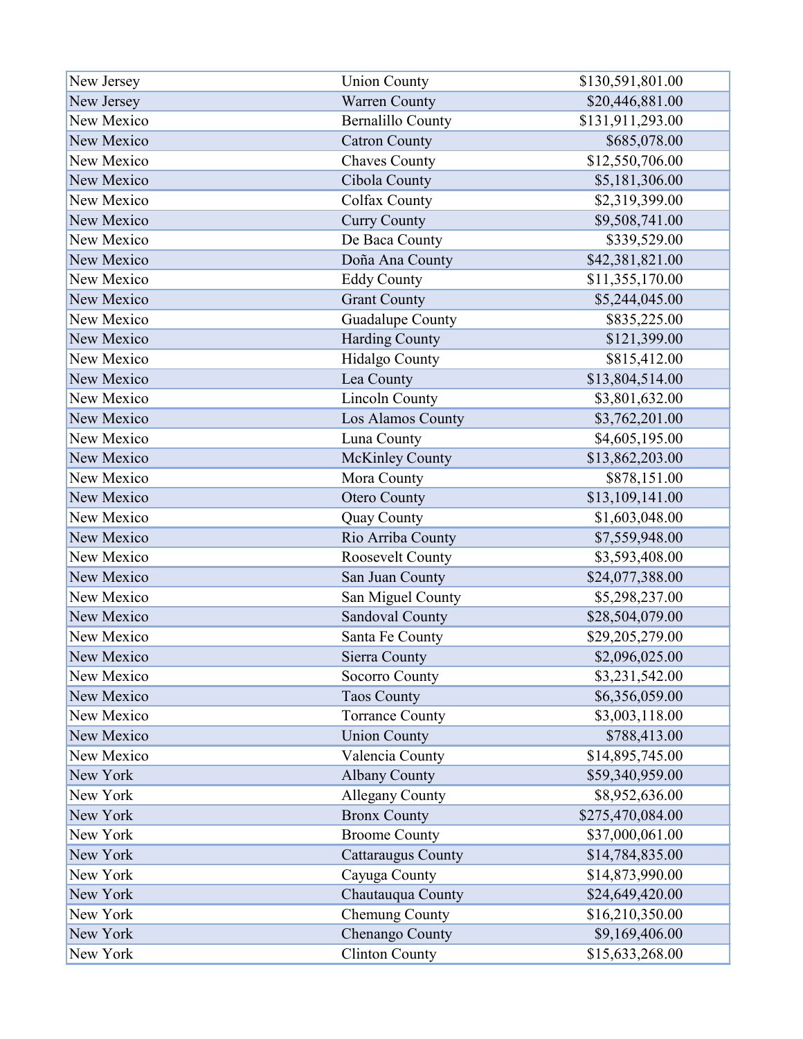| | | |
|---|---|---|
| New Jersey | Union County | $130,591,801.00 |
| New Jersey | Warren County | $20,446,881.00 |
| New Mexico | Bernalillo County | $131,911,293.00 |
| New Mexico | Catron County | $685,078.00 |
| New Mexico | Chaves County | $12,550,706.00 |
| New Mexico | Cibola County | $5,181,306.00 |
| New Mexico | Colfax County | $2,319,399.00 |
| New Mexico | Curry County | $9,508,741.00 |
| New Mexico | De Baca County | $339,529.00 |
| New Mexico | Doña Ana County | $42,381,821.00 |
| New Mexico | Eddy County | $11,355,170.00 |
| New Mexico | Grant County | $5,244,045.00 |
| New Mexico | Guadalupe County | $835,225.00 |
| New Mexico | Harding County | $121,399.00 |
| New Mexico | Hidalgo County | $815,412.00 |
| New Mexico | Lea County | $13,804,514.00 |
| New Mexico | Lincoln County | $3,801,632.00 |
| New Mexico | Los Alamos County | $3,762,201.00 |
| New Mexico | Luna County | $4,605,195.00 |
| New Mexico | McKinley County | $13,862,203.00 |
| New Mexico | Mora County | $878,151.00 |
| New Mexico | Otero County | $13,109,141.00 |
| New Mexico | Quay County | $1,603,048.00 |
| New Mexico | Rio Arriba County | $7,559,948.00 |
| New Mexico | Roosevelt County | $3,593,408.00 |
| New Mexico | San Juan County | $24,077,388.00 |
| New Mexico | San Miguel County | $5,298,237.00 |
| New Mexico | Sandoval County | $28,504,079.00 |
| New Mexico | Santa Fe County | $29,205,279.00 |
| New Mexico | Sierra County | $2,096,025.00 |
| New Mexico | Socorro County | $3,231,542.00 |
| New Mexico | Taos County | $6,356,059.00 |
| New Mexico | Torrance County | $3,003,118.00 |
| New Mexico | Union County | $788,413.00 |
| New Mexico | Valencia County | $14,895,745.00 |
| New York | Albany County | $59,340,959.00 |
| New York | Allegany County | $8,952,636.00 |
| New York | Bronx County | $275,470,084.00 |
| New York | Broome County | $37,000,061.00 |
| New York | Cattaraugus County | $14,784,835.00 |
| New York | Cayuga County | $14,873,990.00 |
| New York | Chautauqua County | $24,649,420.00 |
| New York | Chemung County | $16,210,350.00 |
| New York | Chenango County | $9,169,406.00 |
| New York | Clinton County | $15,633,268.00 |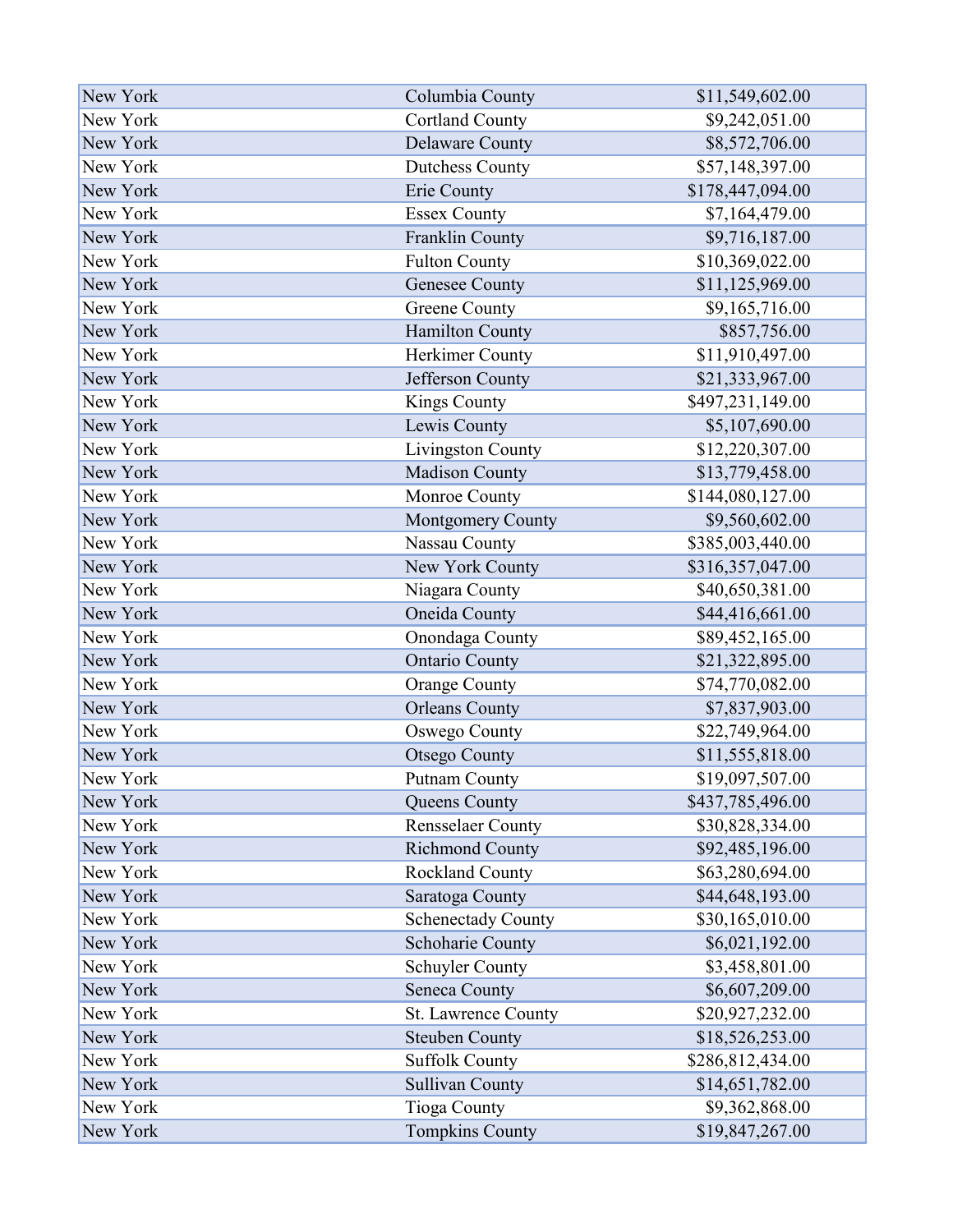| | | |
|---|---|---|
| New York | Columbia County | $11,549,602.00 |
| New York | Cortland County | $9,242,051.00 |
| New York | Delaware County | $8,572,706.00 |
| New York | Dutchess County | $57,148,397.00 |
| New York | Erie County | $178,447,094.00 |
| New York | Essex County | $7,164,479.00 |
| New York | Franklin County | $9,716,187.00 |
| New York | Fulton County | $10,369,022.00 |
| New York | Genesee County | $11,125,969.00 |
| New York | Greene County | $9,165,716.00 |
| New York | Hamilton County | $857,756.00 |
| New York | Herkimer County | $11,910,497.00 |
| New York | Jefferson County | $21,333,967.00 |
| New York | Kings County | $497,231,149.00 |
| New York | Lewis County | $5,107,690.00 |
| New York | Livingston County | $12,220,307.00 |
| New York | Madison County | $13,779,458.00 |
| New York | Monroe County | $144,080,127.00 |
| New York | Montgomery County | $9,560,602.00 |
| New York | Nassau County | $385,003,440.00 |
| New York | New York County | $316,357,047.00 |
| New York | Niagara County | $40,650,381.00 |
| New York | Oneida County | $44,416,661.00 |
| New York | Onondaga County | $89,452,165.00 |
| New York | Ontario County | $21,322,895.00 |
| New York | Orange County | $74,770,082.00 |
| New York | Orleans County | $7,837,903.00 |
| New York | Oswego County | $22,749,964.00 |
| New York | Otsego County | $11,555,818.00 |
| New York | Putnam County | $19,097,507.00 |
| New York | Queens County | $437,785,496.00 |
| New York | Rensselaer County | $30,828,334.00 |
| New York | Richmond County | $92,485,196.00 |
| New York | Rockland County | $63,280,694.00 |
| New York | Saratoga County | $44,648,193.00 |
| New York | Schenectady County | $30,165,010.00 |
| New York | Schoharie County | $6,021,192.00 |
| New York | Schuyler County | $3,458,801.00 |
| New York | Seneca County | $6,607,209.00 |
| New York | St. Lawrence County | $20,927,232.00 |
| New York | Steuben County | $18,526,253.00 |
| New York | Suffolk County | $286,812,434.00 |
| New York | Sullivan County | $14,651,782.00 |
| New York | Tioga County | $9,362,868.00 |
| New York | Tompkins County | $19,847,267.00 |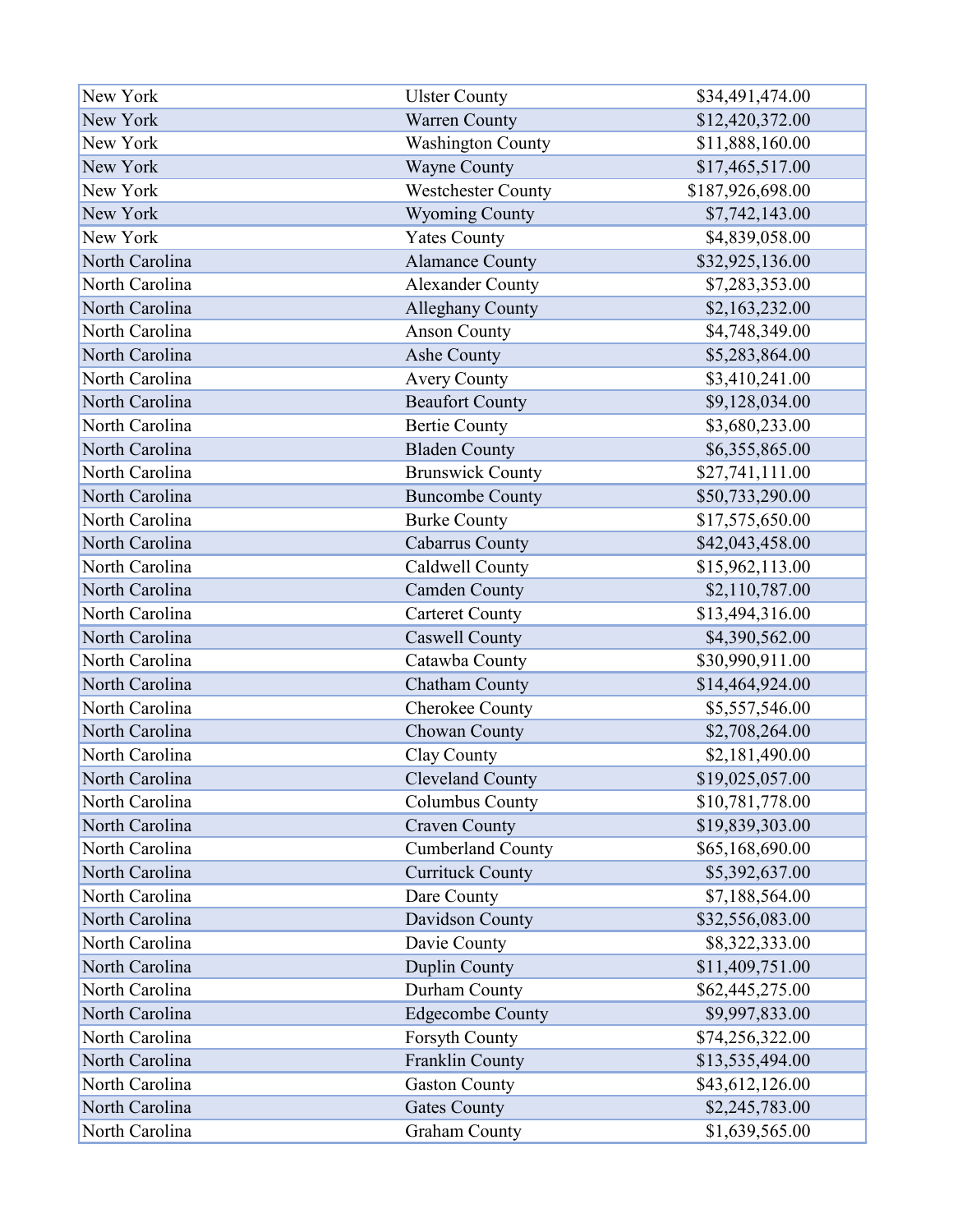| | | |
|---|---|---|
| New York | Ulster County | $34,491,474.00 |
| New York | Warren County | $12,420,372.00 |
| New York | Washington County | $11,888,160.00 |
| New York | Wayne County | $17,465,517.00 |
| New York | Westchester County | $187,926,698.00 |
| New York | Wyoming County | $7,742,143.00 |
| New York | Yates County | $4,839,058.00 |
| North Carolina | Alamance County | $32,925,136.00 |
| North Carolina | Alexander County | $7,283,353.00 |
| North Carolina | Alleghany County | $2,163,232.00 |
| North Carolina | Anson County | $4,748,349.00 |
| North Carolina | Ashe County | $5,283,864.00 |
| North Carolina | Avery County | $3,410,241.00 |
| North Carolina | Beaufort County | $9,128,034.00 |
| North Carolina | Bertie County | $3,680,233.00 |
| North Carolina | Bladen County | $6,355,865.00 |
| North Carolina | Brunswick County | $27,741,111.00 |
| North Carolina | Buncombe County | $50,733,290.00 |
| North Carolina | Burke County | $17,575,650.00 |
| North Carolina | Cabarrus County | $42,043,458.00 |
| North Carolina | Caldwell County | $15,962,113.00 |
| North Carolina | Camden County | $2,110,787.00 |
| North Carolina | Carteret County | $13,494,316.00 |
| North Carolina | Caswell County | $4,390,562.00 |
| North Carolina | Catawba County | $30,990,911.00 |
| North Carolina | Chatham County | $14,464,924.00 |
| North Carolina | Cherokee County | $5,557,546.00 |
| North Carolina | Chowan County | $2,708,264.00 |
| North Carolina | Clay County | $2,181,490.00 |
| North Carolina | Cleveland County | $19,025,057.00 |
| North Carolina | Columbus County | $10,781,778.00 |
| North Carolina | Craven County | $19,839,303.00 |
| North Carolina | Cumberland County | $65,168,690.00 |
| North Carolina | Currituck County | $5,392,637.00 |
| North Carolina | Dare County | $7,188,564.00 |
| North Carolina | Davidson County | $32,556,083.00 |
| North Carolina | Davie County | $8,322,333.00 |
| North Carolina | Duplin County | $11,409,751.00 |
| North Carolina | Durham County | $62,445,275.00 |
| North Carolina | Edgecombe County | $9,997,833.00 |
| North Carolina | Forsyth County | $74,256,322.00 |
| North Carolina | Franklin County | $13,535,494.00 |
| North Carolina | Gaston County | $43,612,126.00 |
| North Carolina | Gates County | $2,245,783.00 |
| North Carolina | Graham County | $1,639,565.00 |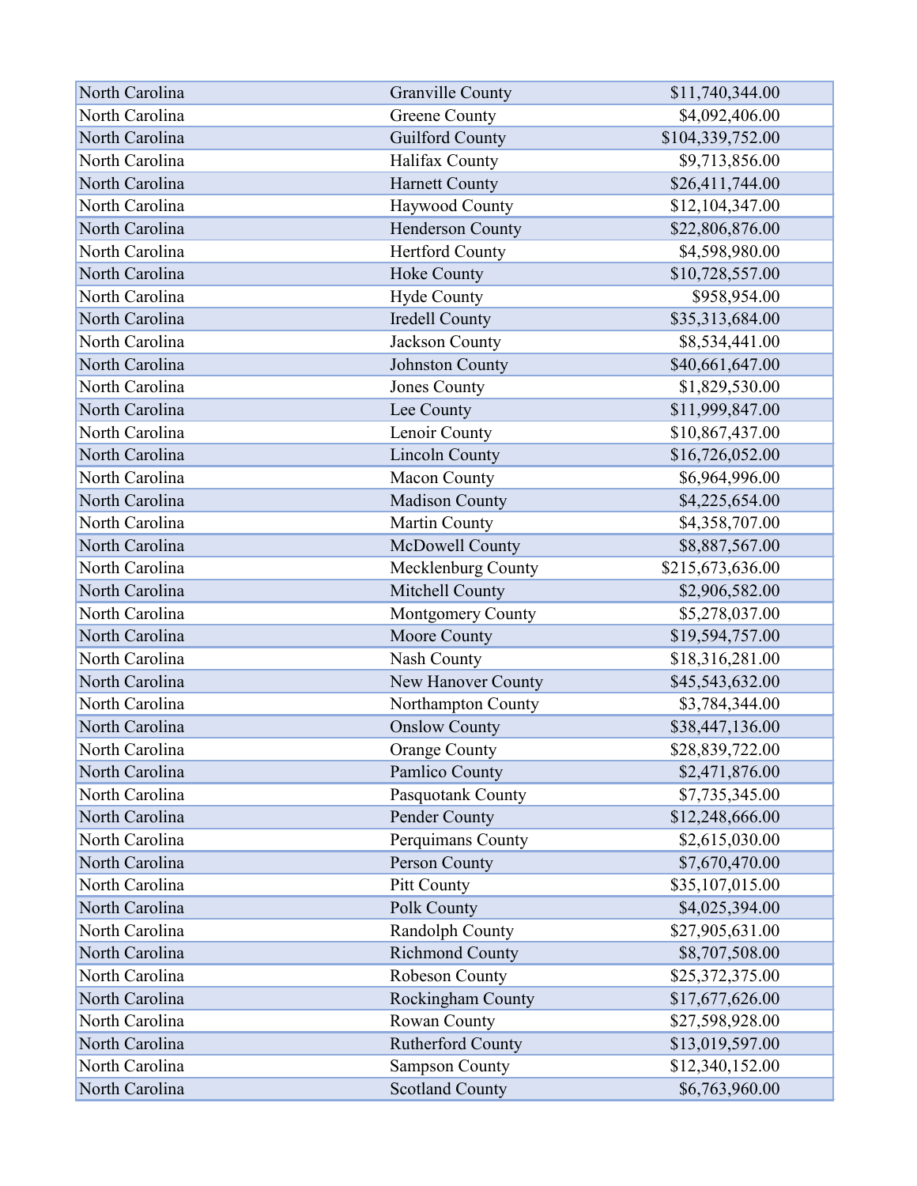| North Carolina | Granville County | $11,740,344.00 |
|---|---|---|
| North Carolina | Greene County | $4,092,406.00 |
| North Carolina | Guilford County | $104,339,752.00 |
| North Carolina | Halifax County | $9,713,856.00 |
| North Carolina | Harnett County | $26,411,744.00 |
| North Carolina | Haywood County | $12,104,347.00 |
| North Carolina | Henderson County | $22,806,876.00 |
| North Carolina | Hertford County | $4,598,980.00 |
| North Carolina | Hoke County | $10,728,557.00 |
| North Carolina | Hyde County | $958,954.00 |
| North Carolina | Iredell County | $35,313,684.00 |
| North Carolina | Jackson County | $8,534,441.00 |
| North Carolina | Johnston County | $40,661,647.00 |
| North Carolina | Jones County | $1,829,530.00 |
| North Carolina | Lee County | $11,999,847.00 |
| North Carolina | Lenoir County | $10,867,437.00 |
| North Carolina | Lincoln County | $16,726,052.00 |
| North Carolina | Macon County | $6,964,996.00 |
| North Carolina | Madison County | $4,225,654.00 |
| North Carolina | Martin County | $4,358,707.00 |
| North Carolina | McDowell County | $8,887,567.00 |
| North Carolina | Mecklenburg County | $215,673,636.00 |
| North Carolina | Mitchell County | $2,906,582.00 |
| North Carolina | Montgomery County | $5,278,037.00 |
| North Carolina | Moore County | $19,594,757.00 |
| North Carolina | Nash County | $18,316,281.00 |
| North Carolina | New Hanover County | $45,543,632.00 |
| North Carolina | Northampton County | $3,784,344.00 |
| North Carolina | Onslow County | $38,447,136.00 |
| North Carolina | Orange County | $28,839,722.00 |
| North Carolina | Pamlico County | $2,471,876.00 |
| North Carolina | Pasquotank County | $7,735,345.00 |
| North Carolina | Pender County | $12,248,666.00 |
| North Carolina | Perquimans County | $2,615,030.00 |
| North Carolina | Person County | $7,670,470.00 |
| North Carolina | Pitt County | $35,107,015.00 |
| North Carolina | Polk County | $4,025,394.00 |
| North Carolina | Randolph County | $27,905,631.00 |
| North Carolina | Richmond County | $8,707,508.00 |
| North Carolina | Robeson County | $25,372,375.00 |
| North Carolina | Rockingham County | $17,677,626.00 |
| North Carolina | Rowan County | $27,598,928.00 |
| North Carolina | Rutherford County | $13,019,597.00 |
| North Carolina | Sampson County | $12,340,152.00 |
| North Carolina | Scotland County | $6,763,960.00 |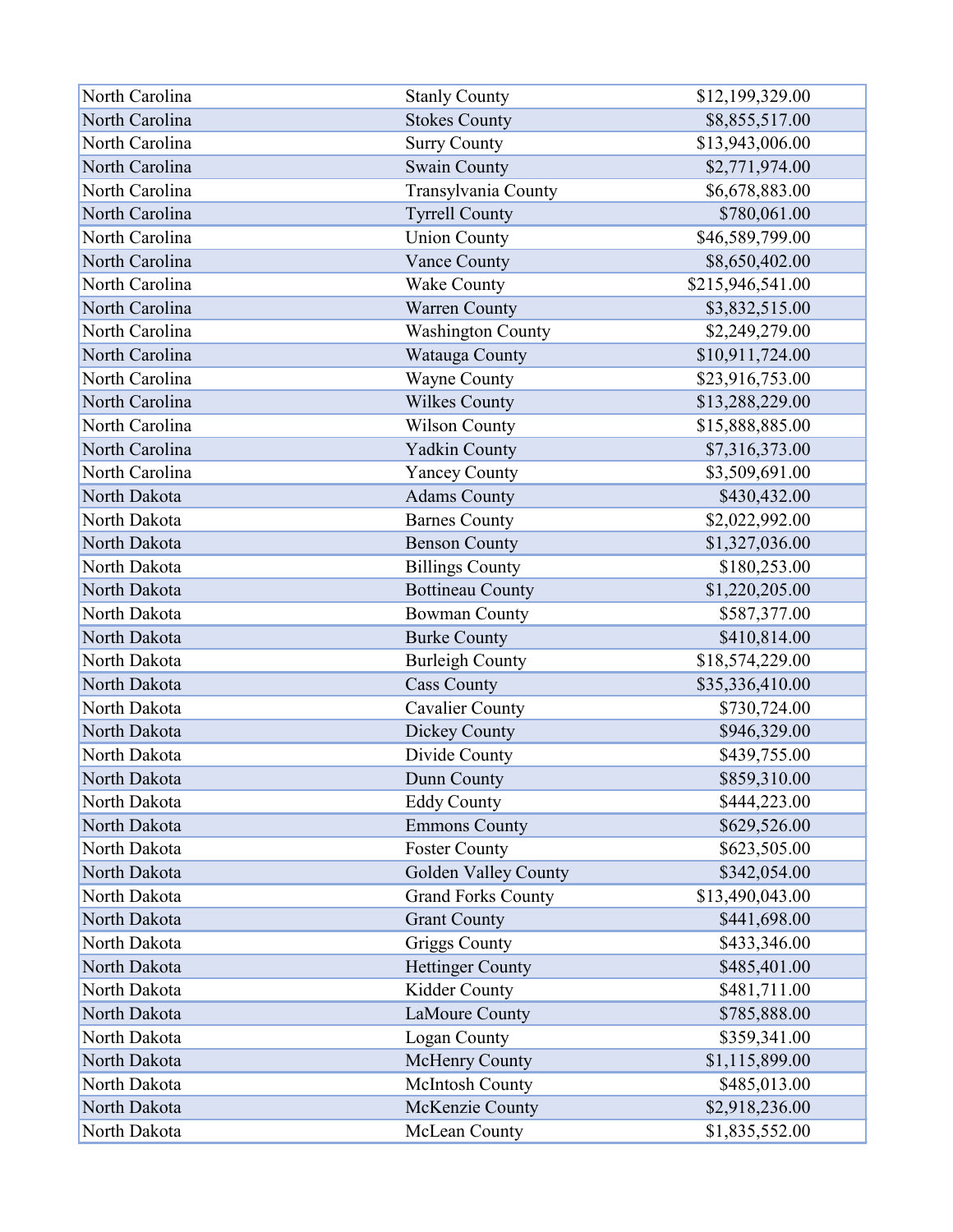| | | |
|---|---|---|
| North Carolina | Stanly County | $12,199,329.00 |
| North Carolina | Stokes County | $8,855,517.00 |
| North Carolina | Surry County | $13,943,006.00 |
| North Carolina | Swain County | $2,771,974.00 |
| North Carolina | Transylvania County | $6,678,883.00 |
| North Carolina | Tyrrell County | $780,061.00 |
| North Carolina | Union County | $46,589,799.00 |
| North Carolina | Vance County | $8,650,402.00 |
| North Carolina | Wake County | $215,946,541.00 |
| North Carolina | Warren County | $3,832,515.00 |
| North Carolina | Washington County | $2,249,279.00 |
| North Carolina | Watauga County | $10,911,724.00 |
| North Carolina | Wayne County | $23,916,753.00 |
| North Carolina | Wilkes County | $13,288,229.00 |
| North Carolina | Wilson County | $15,888,885.00 |
| North Carolina | Yadkin County | $7,316,373.00 |
| North Carolina | Yancey County | $3,509,691.00 |
| North Dakota | Adams County | $430,432.00 |
| North Dakota | Barnes County | $2,022,992.00 |
| North Dakota | Benson County | $1,327,036.00 |
| North Dakota | Billings County | $180,253.00 |
| North Dakota | Bottineau County | $1,220,205.00 |
| North Dakota | Bowman County | $587,377.00 |
| North Dakota | Burke County | $410,814.00 |
| North Dakota | Burleigh County | $18,574,229.00 |
| North Dakota | Cass County | $35,336,410.00 |
| North Dakota | Cavalier County | $730,724.00 |
| North Dakota | Dickey County | $946,329.00 |
| North Dakota | Divide County | $439,755.00 |
| North Dakota | Dunn County | $859,310.00 |
| North Dakota | Eddy County | $444,223.00 |
| North Dakota | Emmons County | $629,526.00 |
| North Dakota | Foster County | $623,505.00 |
| North Dakota | Golden Valley County | $342,054.00 |
| North Dakota | Grand Forks County | $13,490,043.00 |
| North Dakota | Grant County | $441,698.00 |
| North Dakota | Griggs County | $433,346.00 |
| North Dakota | Hettinger County | $485,401.00 |
| North Dakota | Kidder County | $481,711.00 |
| North Dakota | LaMoure County | $785,888.00 |
| North Dakota | Logan County | $359,341.00 |
| North Dakota | McHenry County | $1,115,899.00 |
| North Dakota | McIntosh County | $485,013.00 |
| North Dakota | McKenzie County | $2,918,236.00 |
| North Dakota | McLean County | $1,835,552.00 |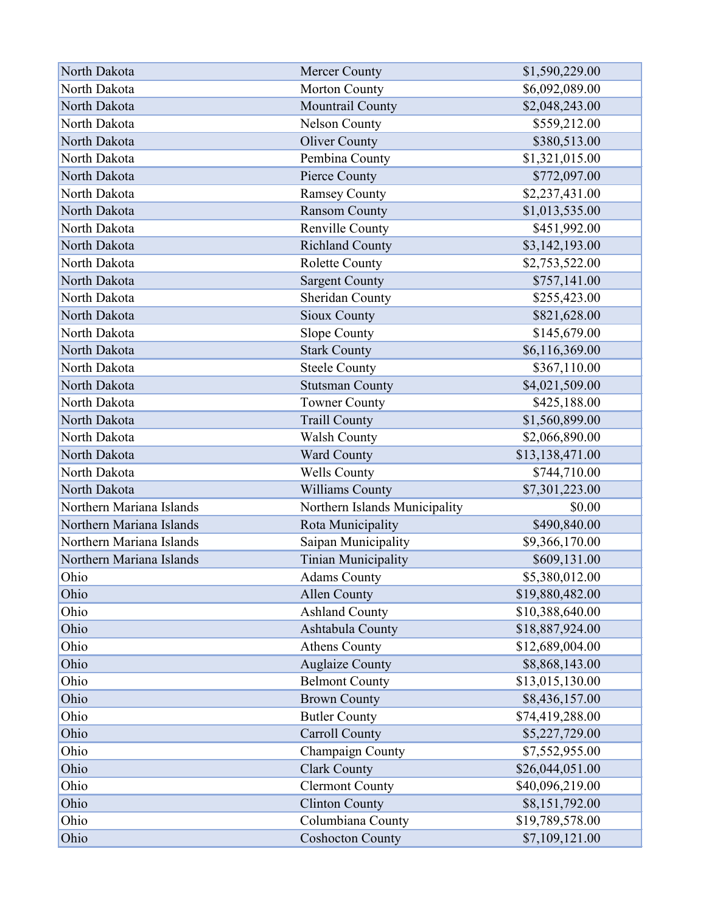| North Dakota | Mercer County | $1,590,229.00 |
|---|---|---|
| North Dakota | Morton County | $6,092,089.00 |
| North Dakota | Mountrail County | $2,048,243.00 |
| North Dakota | Nelson County | $559,212.00 |
| North Dakota | Oliver County | $380,513.00 |
| North Dakota | Pembina County | $1,321,015.00 |
| North Dakota | Pierce County | $772,097.00 |
| North Dakota | Ramsey County | $2,237,431.00 |
| North Dakota | Ransom County | $1,013,535.00 |
| North Dakota | Renville County | $451,992.00 |
| North Dakota | Richland County | $3,142,193.00 |
| North Dakota | Rolette County | $2,753,522.00 |
| North Dakota | Sargent County | $757,141.00 |
| North Dakota | Sheridan County | $255,423.00 |
| North Dakota | Sioux County | $821,628.00 |
| North Dakota | Slope County | $145,679.00 |
| North Dakota | Stark County | $6,116,369.00 |
| North Dakota | Steele County | $367,110.00 |
| North Dakota | Stutsman County | $4,021,509.00 |
| North Dakota | Towner County | $425,188.00 |
| North Dakota | Traill County | $1,560,899.00 |
| North Dakota | Walsh County | $2,066,890.00 |
| North Dakota | Ward County | $13,138,471.00 |
| North Dakota | Wells County | $744,710.00 |
| North Dakota | Williams County | $7,301,223.00 |
| Northern Mariana Islands | Northern Islands Municipality | $0.00 |
| Northern Mariana Islands | Rota Municipality | $490,840.00 |
| Northern Mariana Islands | Saipan Municipality | $9,366,170.00 |
| Northern Mariana Islands | Tinian Municipality | $609,131.00 |
| Ohio | Adams County | $5,380,012.00 |
| Ohio | Allen County | $19,880,482.00 |
| Ohio | Ashland County | $10,388,640.00 |
| Ohio | Ashtabula County | $18,887,924.00 |
| Ohio | Athens County | $12,689,004.00 |
| Ohio | Auglaize County | $8,868,143.00 |
| Ohio | Belmont County | $13,015,130.00 |
| Ohio | Brown County | $8,436,157.00 |
| Ohio | Butler County | $74,419,288.00 |
| Ohio | Carroll County | $5,227,729.00 |
| Ohio | Champaign County | $7,552,955.00 |
| Ohio | Clark County | $26,044,051.00 |
| Ohio | Clermont County | $40,096,219.00 |
| Ohio | Clinton County | $8,151,792.00 |
| Ohio | Columbiana County | $19,789,578.00 |
| Ohio | Coshocton County | $7,109,121.00 |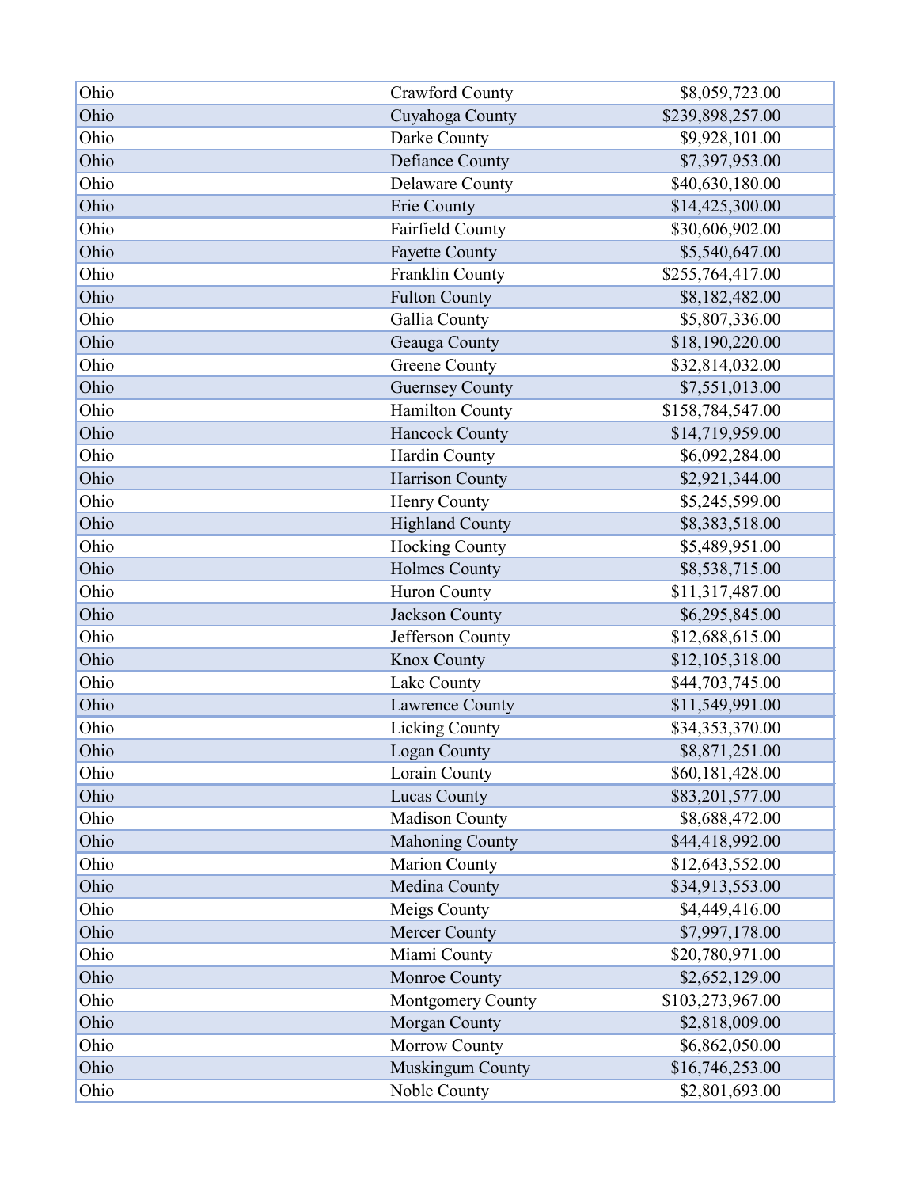| Ohio | Crawford County | $8,059,723.00 |
|---|---|---|
| Ohio | Cuyahoga County | $239,898,257.00 |
| Ohio | Darke County | $9,928,101.00 |
| Ohio | Defiance County | $7,397,953.00 |
| Ohio | Delaware County | $40,630,180.00 |
| Ohio | Erie County | $14,425,300.00 |
| Ohio | Fairfield County | $30,606,902.00 |
| Ohio | Fayette County | $5,540,647.00 |
| Ohio | Franklin County | $255,764,417.00 |
| Ohio | Fulton County | $8,182,482.00 |
| Ohio | Gallia County | $5,807,336.00 |
| Ohio | Geauga County | $18,190,220.00 |
| Ohio | Greene County | $32,814,032.00 |
| Ohio | Guernsey County | $7,551,013.00 |
| Ohio | Hamilton County | $158,784,547.00 |
| Ohio | Hancock County | $14,719,959.00 |
| Ohio | Hardin County | $6,092,284.00 |
| Ohio | Harrison County | $2,921,344.00 |
| Ohio | Henry County | $5,245,599.00 |
| Ohio | Highland County | $8,383,518.00 |
| Ohio | Hocking County | $5,489,951.00 |
| Ohio | Holmes County | $8,538,715.00 |
| Ohio | Huron County | $11,317,487.00 |
| Ohio | Jackson County | $6,295,845.00 |
| Ohio | Jefferson County | $12,688,615.00 |
| Ohio | Knox County | $12,105,318.00 |
| Ohio | Lake County | $44,703,745.00 |
| Ohio | Lawrence County | $11,549,991.00 |
| Ohio | Licking County | $34,353,370.00 |
| Ohio | Logan County | $8,871,251.00 |
| Ohio | Lorain County | $60,181,428.00 |
| Ohio | Lucas County | $83,201,577.00 |
| Ohio | Madison County | $8,688,472.00 |
| Ohio | Mahoning County | $44,418,992.00 |
| Ohio | Marion County | $12,643,552.00 |
| Ohio | Medina County | $34,913,553.00 |
| Ohio | Meigs County | $4,449,416.00 |
| Ohio | Mercer County | $7,997,178.00 |
| Ohio | Miami County | $20,780,971.00 |
| Ohio | Monroe County | $2,652,129.00 |
| Ohio | Montgomery County | $103,273,967.00 |
| Ohio | Morgan County | $2,818,009.00 |
| Ohio | Morrow County | $6,862,050.00 |
| Ohio | Muskingum County | $16,746,253.00 |
| Ohio | Noble County | $2,801,693.00 |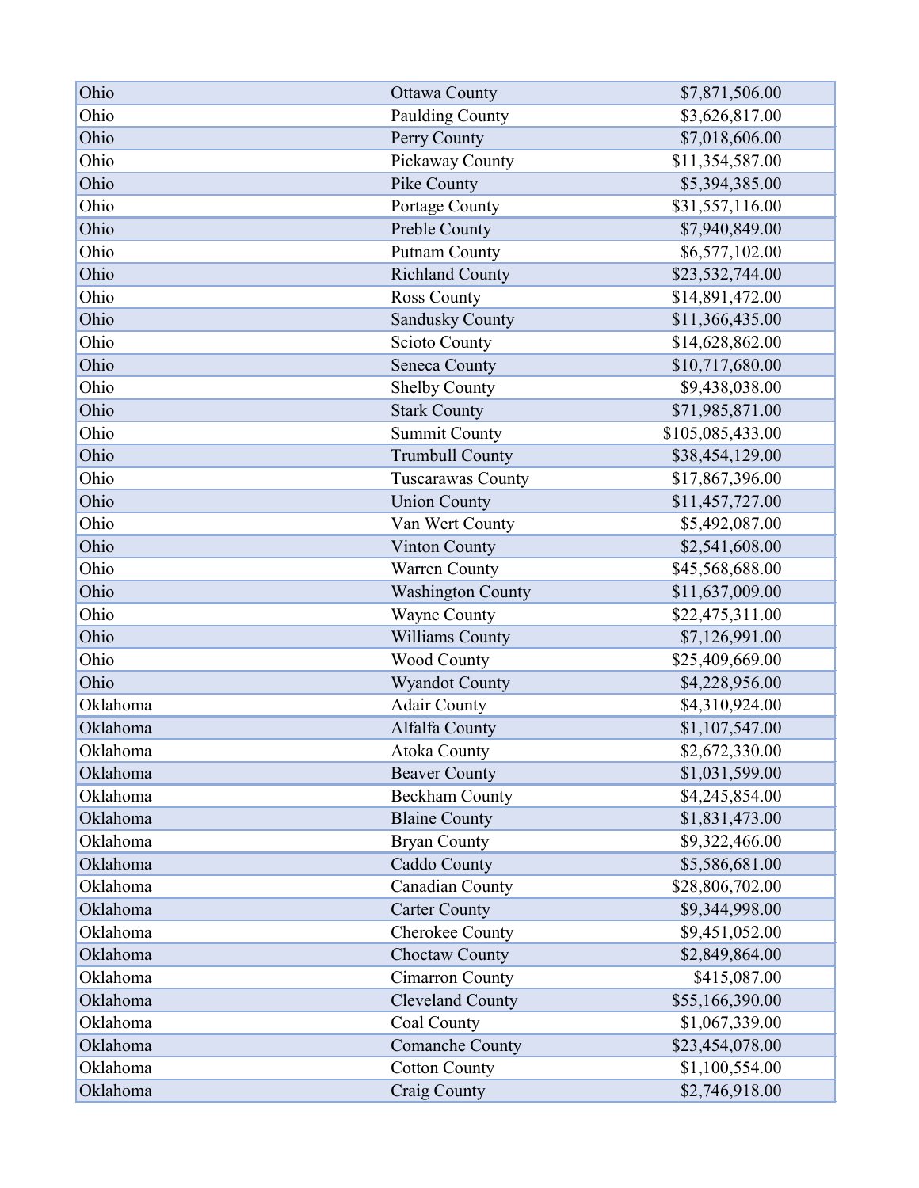| | | |
|---|---|---|
| Ohio | Ottawa County | $7,871,506.00 |
| Ohio | Paulding County | $3,626,817.00 |
| Ohio | Perry County | $7,018,606.00 |
| Ohio | Pickaway County | $11,354,587.00 |
| Ohio | Pike County | $5,394,385.00 |
| Ohio | Portage County | $31,557,116.00 |
| Ohio | Preble County | $7,940,849.00 |
| Ohio | Putnam County | $6,577,102.00 |
| Ohio | Richland County | $23,532,744.00 |
| Ohio | Ross County | $14,891,472.00 |
| Ohio | Sandusky County | $11,366,435.00 |
| Ohio | Scioto County | $14,628,862.00 |
| Ohio | Seneca County | $10,717,680.00 |
| Ohio | Shelby County | $9,438,038.00 |
| Ohio | Stark County | $71,985,871.00 |
| Ohio | Summit County | $105,085,433.00 |
| Ohio | Trumbull County | $38,454,129.00 |
| Ohio | Tuscarawas County | $17,867,396.00 |
| Ohio | Union County | $11,457,727.00 |
| Ohio | Van Wert County | $5,492,087.00 |
| Ohio | Vinton County | $2,541,608.00 |
| Ohio | Warren County | $45,568,688.00 |
| Ohio | Washington County | $11,637,009.00 |
| Ohio | Wayne County | $22,475,311.00 |
| Ohio | Williams County | $7,126,991.00 |
| Ohio | Wood County | $25,409,669.00 |
| Ohio | Wyandot County | $4,228,956.00 |
| Oklahoma | Adair County | $4,310,924.00 |
| Oklahoma | Alfalfa County | $1,107,547.00 |
| Oklahoma | Atoka County | $2,672,330.00 |
| Oklahoma | Beaver County | $1,031,599.00 |
| Oklahoma | Beckham County | $4,245,854.00 |
| Oklahoma | Blaine County | $1,831,473.00 |
| Oklahoma | Bryan County | $9,322,466.00 |
| Oklahoma | Caddo County | $5,586,681.00 |
| Oklahoma | Canadian County | $28,806,702.00 |
| Oklahoma | Carter County | $9,344,998.00 |
| Oklahoma | Cherokee County | $9,451,052.00 |
| Oklahoma | Choctaw County | $2,849,864.00 |
| Oklahoma | Cimarron County | $415,087.00 |
| Oklahoma | Cleveland County | $55,166,390.00 |
| Oklahoma | Coal County | $1,067,339.00 |
| Oklahoma | Comanche County | $23,454,078.00 |
| Oklahoma | Cotton County | $1,100,554.00 |
| Oklahoma | Craig County | $2,746,918.00 |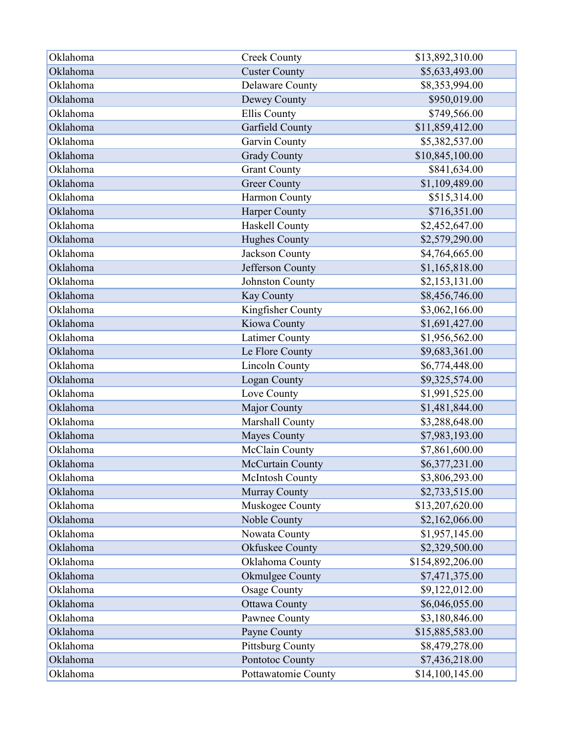| | | |
|---|---|---|
| Oklahoma | Creek County | $13,892,310.00 |
| Oklahoma | Custer County | $5,633,493.00 |
| Oklahoma | Delaware County | $8,353,994.00 |
| Oklahoma | Dewey County | $950,019.00 |
| Oklahoma | Ellis County | $749,566.00 |
| Oklahoma | Garfield County | $11,859,412.00 |
| Oklahoma | Garvin County | $5,382,537.00 |
| Oklahoma | Grady County | $10,845,100.00 |
| Oklahoma | Grant County | $841,634.00 |
| Oklahoma | Greer County | $1,109,489.00 |
| Oklahoma | Harmon County | $515,314.00 |
| Oklahoma | Harper County | $716,351.00 |
| Oklahoma | Haskell County | $2,452,647.00 |
| Oklahoma | Hughes County | $2,579,290.00 |
| Oklahoma | Jackson County | $4,764,665.00 |
| Oklahoma | Jefferson County | $1,165,818.00 |
| Oklahoma | Johnston County | $2,153,131.00 |
| Oklahoma | Kay County | $8,456,746.00 |
| Oklahoma | Kingfisher County | $3,062,166.00 |
| Oklahoma | Kiowa County | $1,691,427.00 |
| Oklahoma | Latimer County | $1,956,562.00 |
| Oklahoma | Le Flore County | $9,683,361.00 |
| Oklahoma | Lincoln County | $6,774,448.00 |
| Oklahoma | Logan County | $9,325,574.00 |
| Oklahoma | Love County | $1,991,525.00 |
| Oklahoma | Major County | $1,481,844.00 |
| Oklahoma | Marshall County | $3,288,648.00 |
| Oklahoma | Mayes County | $7,983,193.00 |
| Oklahoma | McClain County | $7,861,600.00 |
| Oklahoma | McCurtain County | $6,377,231.00 |
| Oklahoma | McIntosh County | $3,806,293.00 |
| Oklahoma | Murray County | $2,733,515.00 |
| Oklahoma | Muskogee County | $13,207,620.00 |
| Oklahoma | Noble County | $2,162,066.00 |
| Oklahoma | Nowata County | $1,957,145.00 |
| Oklahoma | Okfuskee County | $2,329,500.00 |
| Oklahoma | Oklahoma County | $154,892,206.00 |
| Oklahoma | Okmulgee County | $7,471,375.00 |
| Oklahoma | Osage County | $9,122,012.00 |
| Oklahoma | Ottawa County | $6,046,055.00 |
| Oklahoma | Pawnee County | $3,180,846.00 |
| Oklahoma | Payne County | $15,885,583.00 |
| Oklahoma | Pittsburg County | $8,479,278.00 |
| Oklahoma | Pontotoc County | $7,436,218.00 |
| Oklahoma | Pottawatomie County | $14,100,145.00 |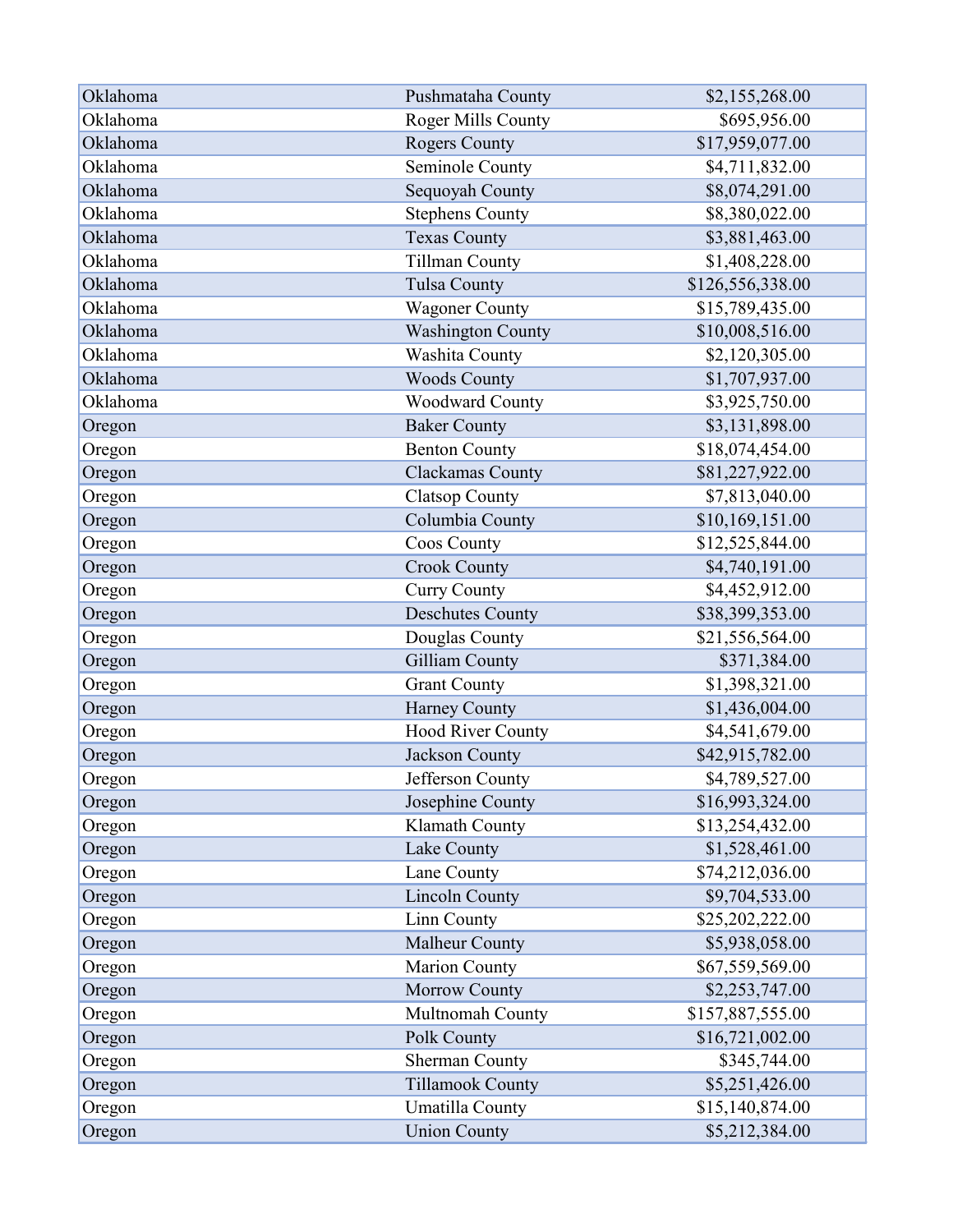| | | |
|---|---|---|
| Oklahoma | Pushmataha County | $2,155,268.00 |
| Oklahoma | Roger Mills County | $695,956.00 |
| Oklahoma | Rogers County | $17,959,077.00 |
| Oklahoma | Seminole County | $4,711,832.00 |
| Oklahoma | Sequoyah County | $8,074,291.00 |
| Oklahoma | Stephens County | $8,380,022.00 |
| Oklahoma | Texas County | $3,881,463.00 |
| Oklahoma | Tillman County | $1,408,228.00 |
| Oklahoma | Tulsa County | $126,556,338.00 |
| Oklahoma | Wagoner County | $15,789,435.00 |
| Oklahoma | Washington County | $10,008,516.00 |
| Oklahoma | Washita County | $2,120,305.00 |
| Oklahoma | Woods County | $1,707,937.00 |
| Oklahoma | Woodward County | $3,925,750.00 |
| Oregon | Baker County | $3,131,898.00 |
| Oregon | Benton County | $18,074,454.00 |
| Oregon | Clackamas County | $81,227,922.00 |
| Oregon | Clatsop County | $7,813,040.00 |
| Oregon | Columbia County | $10,169,151.00 |
| Oregon | Coos County | $12,525,844.00 |
| Oregon | Crook County | $4,740,191.00 |
| Oregon | Curry County | $4,452,912.00 |
| Oregon | Deschutes County | $38,399,353.00 |
| Oregon | Douglas County | $21,556,564.00 |
| Oregon | Gilliam County | $371,384.00 |
| Oregon | Grant County | $1,398,321.00 |
| Oregon | Harney County | $1,436,004.00 |
| Oregon | Hood River County | $4,541,679.00 |
| Oregon | Jackson County | $42,915,782.00 |
| Oregon | Jefferson County | $4,789,527.00 |
| Oregon | Josephine County | $16,993,324.00 |
| Oregon | Klamath County | $13,254,432.00 |
| Oregon | Lake County | $1,528,461.00 |
| Oregon | Lane County | $74,212,036.00 |
| Oregon | Lincoln County | $9,704,533.00 |
| Oregon | Linn County | $25,202,222.00 |
| Oregon | Malheur County | $5,938,058.00 |
| Oregon | Marion County | $67,559,569.00 |
| Oregon | Morrow County | $2,253,747.00 |
| Oregon | Multnomah County | $157,887,555.00 |
| Oregon | Polk County | $16,721,002.00 |
| Oregon | Sherman County | $345,744.00 |
| Oregon | Tillamook County | $5,251,426.00 |
| Oregon | Umatilla County | $15,140,874.00 |
| Oregon | Union County | $5,212,384.00 |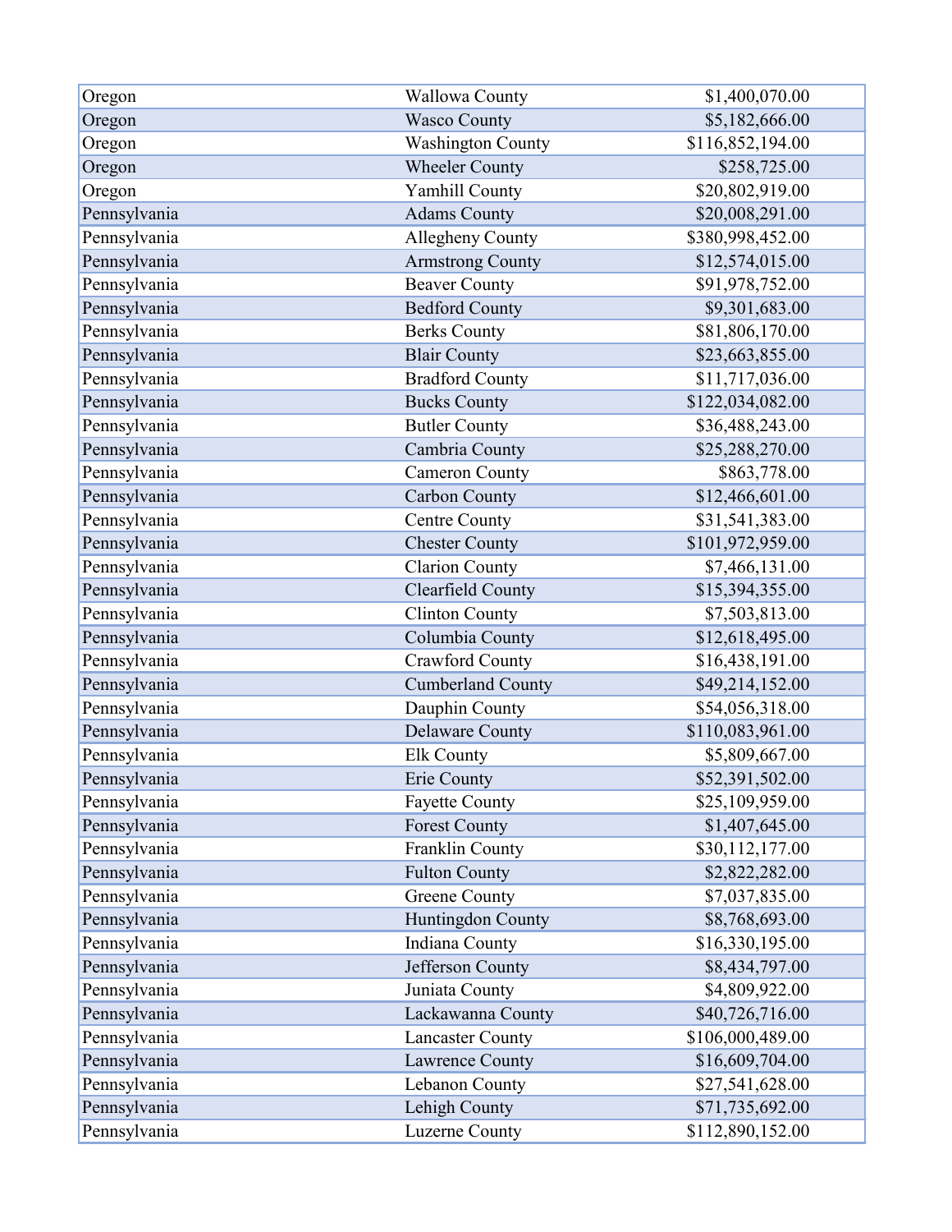| | | |
|---|---|---|
| Oregon | Wallowa County | $1,400,070.00 |
| Oregon | Wasco County | $5,182,666.00 |
| Oregon | Washington County | $116,852,194.00 |
| Oregon | Wheeler County | $258,725.00 |
| Oregon | Yamhill County | $20,802,919.00 |
| Pennsylvania | Adams County | $20,008,291.00 |
| Pennsylvania | Allegheny County | $380,998,452.00 |
| Pennsylvania | Armstrong County | $12,574,015.00 |
| Pennsylvania | Beaver County | $91,978,752.00 |
| Pennsylvania | Bedford County | $9,301,683.00 |
| Pennsylvania | Berks County | $81,806,170.00 |
| Pennsylvania | Blair County | $23,663,855.00 |
| Pennsylvania | Bradford County | $11,717,036.00 |
| Pennsylvania | Bucks County | $122,034,082.00 |
| Pennsylvania | Butler County | $36,488,243.00 |
| Pennsylvania | Cambria County | $25,288,270.00 |
| Pennsylvania | Cameron County | $863,778.00 |
| Pennsylvania | Carbon County | $12,466,601.00 |
| Pennsylvania | Centre County | $31,541,383.00 |
| Pennsylvania | Chester County | $101,972,959.00 |
| Pennsylvania | Clarion County | $7,466,131.00 |
| Pennsylvania | Clearfield County | $15,394,355.00 |
| Pennsylvania | Clinton County | $7,503,813.00 |
| Pennsylvania | Columbia County | $12,618,495.00 |
| Pennsylvania | Crawford County | $16,438,191.00 |
| Pennsylvania | Cumberland County | $49,214,152.00 |
| Pennsylvania | Dauphin County | $54,056,318.00 |
| Pennsylvania | Delaware County | $110,083,961.00 |
| Pennsylvania | Elk County | $5,809,667.00 |
| Pennsylvania | Erie County | $52,391,502.00 |
| Pennsylvania | Fayette County | $25,109,959.00 |
| Pennsylvania | Forest County | $1,407,645.00 |
| Pennsylvania | Franklin County | $30,112,177.00 |
| Pennsylvania | Fulton County | $2,822,282.00 |
| Pennsylvania | Greene County | $7,037,835.00 |
| Pennsylvania | Huntingdon County | $8,768,693.00 |
| Pennsylvania | Indiana County | $16,330,195.00 |
| Pennsylvania | Jefferson County | $8,434,797.00 |
| Pennsylvania | Juniata County | $4,809,922.00 |
| Pennsylvania | Lackawanna County | $40,726,716.00 |
| Pennsylvania | Lancaster County | $106,000,489.00 |
| Pennsylvania | Lawrence County | $16,609,704.00 |
| Pennsylvania | Lebanon County | $27,541,628.00 |
| Pennsylvania | Lehigh County | $71,735,692.00 |
| Pennsylvania | Luzerne County | $112,890,152.00 |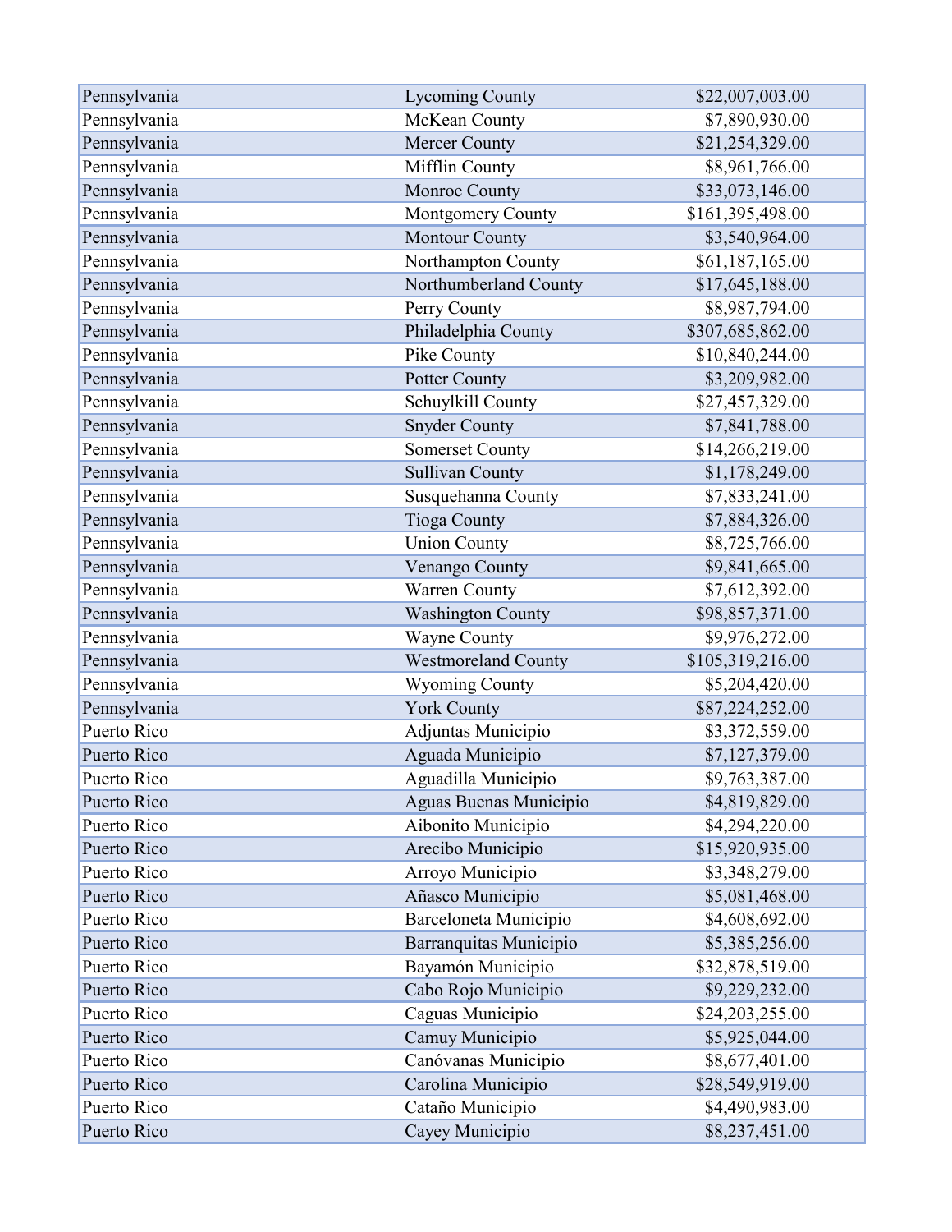| | | |
|---|---|---|
| Pennsylvania | Lycoming County | $22,007,003.00 |
| Pennsylvania | McKean County | $7,890,930.00 |
| Pennsylvania | Mercer County | $21,254,329.00 |
| Pennsylvania | Mifflin County | $8,961,766.00 |
| Pennsylvania | Monroe County | $33,073,146.00 |
| Pennsylvania | Montgomery County | $161,395,498.00 |
| Pennsylvania | Montour County | $3,540,964.00 |
| Pennsylvania | Northampton County | $61,187,165.00 |
| Pennsylvania | Northumberland County | $17,645,188.00 |
| Pennsylvania | Perry County | $8,987,794.00 |
| Pennsylvania | Philadelphia County | $307,685,862.00 |
| Pennsylvania | Pike County | $10,840,244.00 |
| Pennsylvania | Potter County | $3,209,982.00 |
| Pennsylvania | Schuylkill County | $27,457,329.00 |
| Pennsylvania | Snyder County | $7,841,788.00 |
| Pennsylvania | Somerset County | $14,266,219.00 |
| Pennsylvania | Sullivan County | $1,178,249.00 |
| Pennsylvania | Susquehanna County | $7,833,241.00 |
| Pennsylvania | Tioga County | $7,884,326.00 |
| Pennsylvania | Union County | $8,725,766.00 |
| Pennsylvania | Venango County | $9,841,665.00 |
| Pennsylvania | Warren County | $7,612,392.00 |
| Pennsylvania | Washington County | $98,857,371.00 |
| Pennsylvania | Wayne County | $9,976,272.00 |
| Pennsylvania | Westmoreland County | $105,319,216.00 |
| Pennsylvania | Wyoming County | $5,204,420.00 |
| Pennsylvania | York County | $87,224,252.00 |
| Puerto Rico | Adjuntas Municipio | $3,372,559.00 |
| Puerto Rico | Aguada Municipio | $7,127,379.00 |
| Puerto Rico | Aguadilla Municipio | $9,763,387.00 |
| Puerto Rico | Aguas Buenas Municipio | $4,819,829.00 |
| Puerto Rico | Aibonito Municipio | $4,294,220.00 |
| Puerto Rico | Arecibo Municipio | $15,920,935.00 |
| Puerto Rico | Arroyo Municipio | $3,348,279.00 |
| Puerto Rico | Añasco Municipio | $5,081,468.00 |
| Puerto Rico | Barceloneta Municipio | $4,608,692.00 |
| Puerto Rico | Barranquitas Municipio | $5,385,256.00 |
| Puerto Rico | Bayamón Municipio | $32,878,519.00 |
| Puerto Rico | Cabo Rojo Municipio | $9,229,232.00 |
| Puerto Rico | Caguas Municipio | $24,203,255.00 |
| Puerto Rico | Camuy Municipio | $5,925,044.00 |
| Puerto Rico | Canóvanas Municipio | $8,677,401.00 |
| Puerto Rico | Carolina Municipio | $28,549,919.00 |
| Puerto Rico | Cataño Municipio | $4,490,983.00 |
| Puerto Rico | Cayey Municipio | $8,237,451.00 |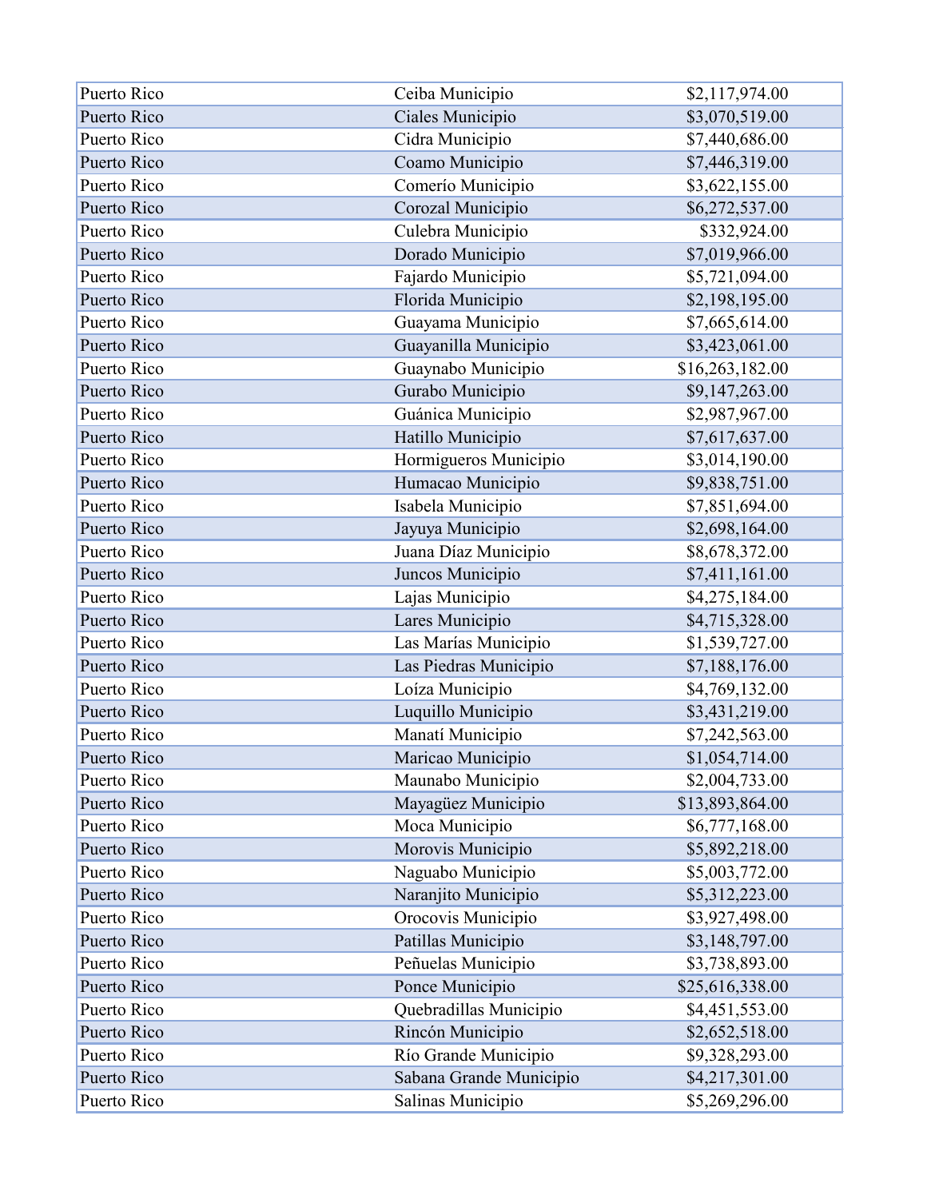| | | |
|---|---|---|
| Puerto Rico | Ceiba Municipio | $2,117,974.00 |
| Puerto Rico | Ciales Municipio | $3,070,519.00 |
| Puerto Rico | Cidra Municipio | $7,440,686.00 |
| Puerto Rico | Coamo Municipio | $7,446,319.00 |
| Puerto Rico | Comerío Municipio | $3,622,155.00 |
| Puerto Rico | Corozal Municipio | $6,272,537.00 |
| Puerto Rico | Culebra Municipio | $332,924.00 |
| Puerto Rico | Dorado Municipio | $7,019,966.00 |
| Puerto Rico | Fajardo Municipio | $5,721,094.00 |
| Puerto Rico | Florida Municipio | $2,198,195.00 |
| Puerto Rico | Guayama Municipio | $7,665,614.00 |
| Puerto Rico | Guayanilla Municipio | $3,423,061.00 |
| Puerto Rico | Guaynabo Municipio | $16,263,182.00 |
| Puerto Rico | Gurabo Municipio | $9,147,263.00 |
| Puerto Rico | Guánica Municipio | $2,987,967.00 |
| Puerto Rico | Hatillo Municipio | $7,617,637.00 |
| Puerto Rico | Hormigueros Municipio | $3,014,190.00 |
| Puerto Rico | Humacao Municipio | $9,838,751.00 |
| Puerto Rico | Isabela Municipio | $7,851,694.00 |
| Puerto Rico | Jayuya Municipio | $2,698,164.00 |
| Puerto Rico | Juana Díaz Municipio | $8,678,372.00 |
| Puerto Rico | Juncos Municipio | $7,411,161.00 |
| Puerto Rico | Lajas Municipio | $4,275,184.00 |
| Puerto Rico | Lares Municipio | $4,715,328.00 |
| Puerto Rico | Las Marías Municipio | $1,539,727.00 |
| Puerto Rico | Las Piedras Municipio | $7,188,176.00 |
| Puerto Rico | Loíza Municipio | $4,769,132.00 |
| Puerto Rico | Luquillo Municipio | $3,431,219.00 |
| Puerto Rico | Manatí Municipio | $7,242,563.00 |
| Puerto Rico | Maricao Municipio | $1,054,714.00 |
| Puerto Rico | Maunabo Municipio | $2,004,733.00 |
| Puerto Rico | Mayagüez Municipio | $13,893,864.00 |
| Puerto Rico | Moca Municipio | $6,777,168.00 |
| Puerto Rico | Morovis Municipio | $5,892,218.00 |
| Puerto Rico | Naguabo Municipio | $5,003,772.00 |
| Puerto Rico | Naranjito Municipio | $5,312,223.00 |
| Puerto Rico | Orocovis Municipio | $3,927,498.00 |
| Puerto Rico | Patillas Municipio | $3,148,797.00 |
| Puerto Rico | Peñuelas Municipio | $3,738,893.00 |
| Puerto Rico | Ponce Municipio | $25,616,338.00 |
| Puerto Rico | Quebradillas Municipio | $4,451,553.00 |
| Puerto Rico | Rincón Municipio | $2,652,518.00 |
| Puerto Rico | Río Grande Municipio | $9,328,293.00 |
| Puerto Rico | Sabana Grande Municipio | $4,217,301.00 |
| Puerto Rico | Salinas Municipio | $5,269,296.00 |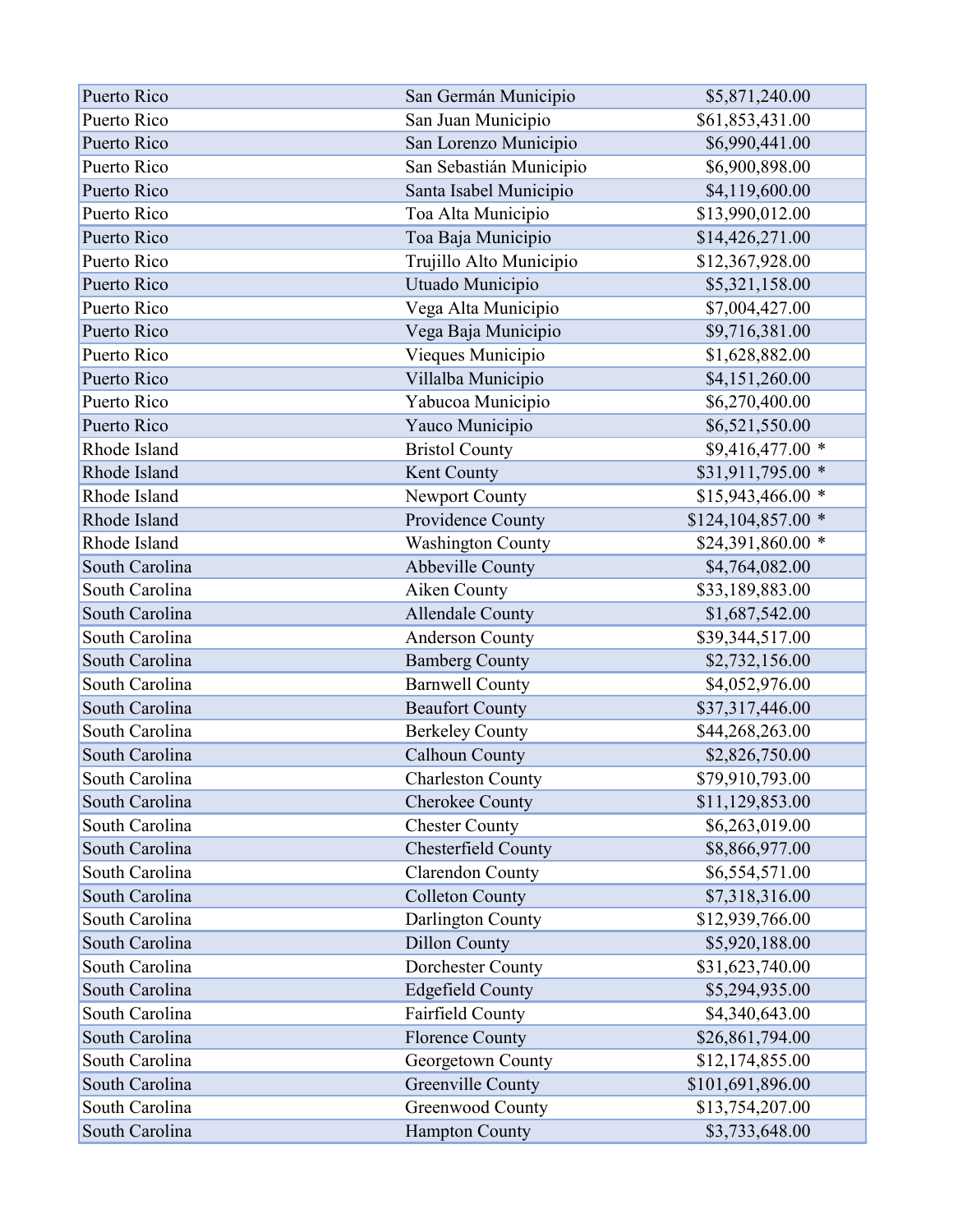| | | |
|---|---|---|
| Puerto Rico | San Germán Municipio | $5,871,240.00 |
| Puerto Rico | San Juan Municipio | $61,853,431.00 |
| Puerto Rico | San Lorenzo Municipio | $6,990,441.00 |
| Puerto Rico | San Sebastián Municipio | $6,900,898.00 |
| Puerto Rico | Santa Isabel Municipio | $4,119,600.00 |
| Puerto Rico | Toa Alta Municipio | $13,990,012.00 |
| Puerto Rico | Toa Baja Municipio | $14,426,271.00 |
| Puerto Rico | Trujillo Alto Municipio | $12,367,928.00 |
| Puerto Rico | Utuado Municipio | $5,321,158.00 |
| Puerto Rico | Vega Alta Municipio | $7,004,427.00 |
| Puerto Rico | Vega Baja Municipio | $9,716,381.00 |
| Puerto Rico | Vieques Municipio | $1,628,882.00 |
| Puerto Rico | Villalba Municipio | $4,151,260.00 |
| Puerto Rico | Yabucoa Municipio | $6,270,400.00 |
| Puerto Rico | Yauco Municipio | $6,521,550.00 |
| Rhode Island | Bristol County | $9,416,477.00 * |
| Rhode Island | Kent County | $31,911,795.00 * |
| Rhode Island | Newport County | $15,943,466.00 * |
| Rhode Island | Providence County | $124,104,857.00 * |
| Rhode Island | Washington County | $24,391,860.00 * |
| South Carolina | Abbeville County | $4,764,082.00 |
| South Carolina | Aiken County | $33,189,883.00 |
| South Carolina | Allendale County | $1,687,542.00 |
| South Carolina | Anderson County | $39,344,517.00 |
| South Carolina | Bamberg County | $2,732,156.00 |
| South Carolina | Barnwell County | $4,052,976.00 |
| South Carolina | Beaufort County | $37,317,446.00 |
| South Carolina | Berkeley County | $44,268,263.00 |
| South Carolina | Calhoun County | $2,826,750.00 |
| South Carolina | Charleston County | $79,910,793.00 |
| South Carolina | Cherokee County | $11,129,853.00 |
| South Carolina | Chester County | $6,263,019.00 |
| South Carolina | Chesterfield County | $8,866,977.00 |
| South Carolina | Clarendon County | $6,554,571.00 |
| South Carolina | Colleton County | $7,318,316.00 |
| South Carolina | Darlington County | $12,939,766.00 |
| South Carolina | Dillon County | $5,920,188.00 |
| South Carolina | Dorchester County | $31,623,740.00 |
| South Carolina | Edgefield County | $5,294,935.00 |
| South Carolina | Fairfield County | $4,340,643.00 |
| South Carolina | Florence County | $26,861,794.00 |
| South Carolina | Georgetown County | $12,174,855.00 |
| South Carolina | Greenville County | $101,691,896.00 |
| South Carolina | Greenwood County | $13,754,207.00 |
| South Carolina | Hampton County | $3,733,648.00 |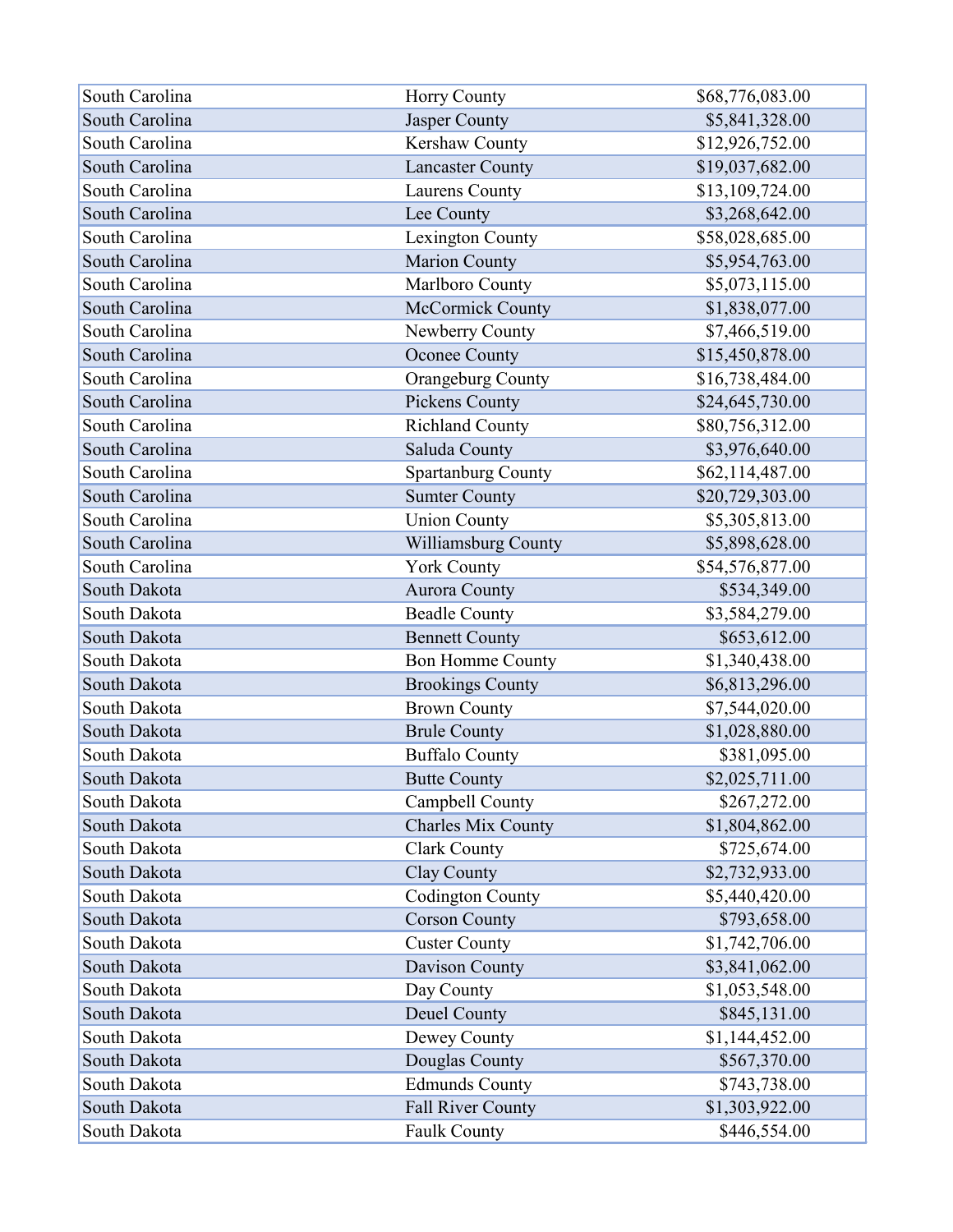| | | |
|---|---|---|
| South Carolina | Horry County | $68,776,083.00 |
| South Carolina | Jasper County | $5,841,328.00 |
| South Carolina | Kershaw County | $12,926,752.00 |
| South Carolina | Lancaster County | $19,037,682.00 |
| South Carolina | Laurens County | $13,109,724.00 |
| South Carolina | Lee County | $3,268,642.00 |
| South Carolina | Lexington County | $58,028,685.00 |
| South Carolina | Marion County | $5,954,763.00 |
| South Carolina | Marlboro County | $5,073,115.00 |
| South Carolina | McCormick County | $1,838,077.00 |
| South Carolina | Newberry County | $7,466,519.00 |
| South Carolina | Oconee County | $15,450,878.00 |
| South Carolina | Orangeburg County | $16,738,484.00 |
| South Carolina | Pickens County | $24,645,730.00 |
| South Carolina | Richland County | $80,756,312.00 |
| South Carolina | Saluda County | $3,976,640.00 |
| South Carolina | Spartanburg County | $62,114,487.00 |
| South Carolina | Sumter County | $20,729,303.00 |
| South Carolina | Union County | $5,305,813.00 |
| South Carolina | Williamsburg County | $5,898,628.00 |
| South Carolina | York County | $54,576,877.00 |
| South Dakota | Aurora County | $534,349.00 |
| South Dakota | Beadle County | $3,584,279.00 |
| South Dakota | Bennett County | $653,612.00 |
| South Dakota | Bon Homme County | $1,340,438.00 |
| South Dakota | Brookings County | $6,813,296.00 |
| South Dakota | Brown County | $7,544,020.00 |
| South Dakota | Brule County | $1,028,880.00 |
| South Dakota | Buffalo County | $381,095.00 |
| South Dakota | Butte County | $2,025,711.00 |
| South Dakota | Campbell County | $267,272.00 |
| South Dakota | Charles Mix County | $1,804,862.00 |
| South Dakota | Clark County | $725,674.00 |
| South Dakota | Clay County | $2,732,933.00 |
| South Dakota | Codington County | $5,440,420.00 |
| South Dakota | Corson County | $793,658.00 |
| South Dakota | Custer County | $1,742,706.00 |
| South Dakota | Davison County | $3,841,062.00 |
| South Dakota | Day County | $1,053,548.00 |
| South Dakota | Deuel County | $845,131.00 |
| South Dakota | Dewey County | $1,144,452.00 |
| South Dakota | Douglas County | $567,370.00 |
| South Dakota | Edmunds County | $743,738.00 |
| South Dakota | Fall River County | $1,303,922.00 |
| South Dakota | Faulk County | $446,554.00 |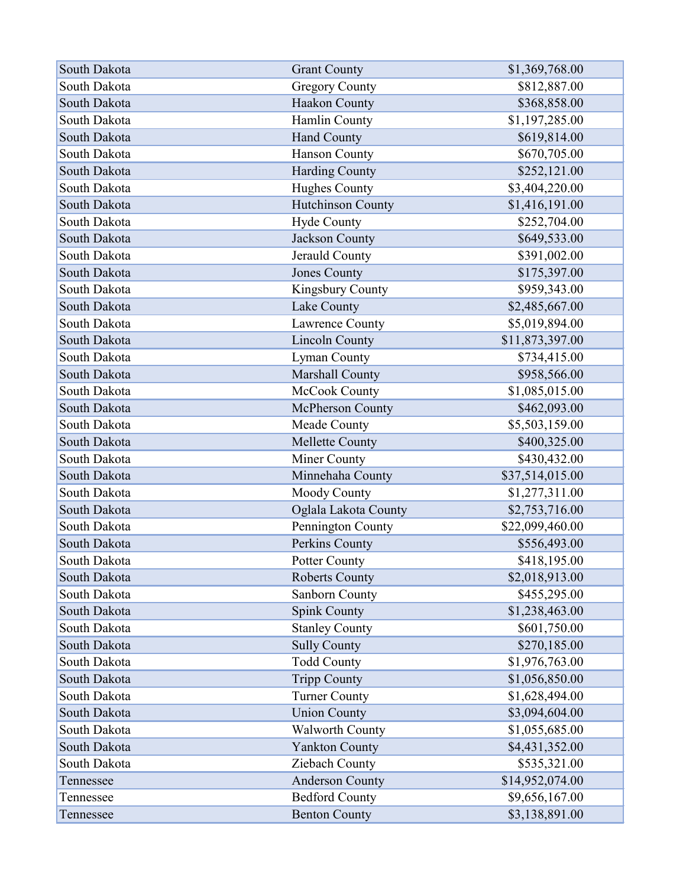| | | |
|---|---|---|
| South Dakota | Grant County | $1,369,768.00 |
| South Dakota | Gregory County | $812,887.00 |
| South Dakota | Haakon County | $368,858.00 |
| South Dakota | Hamlin County | $1,197,285.00 |
| South Dakota | Hand County | $619,814.00 |
| South Dakota | Hanson County | $670,705.00 |
| South Dakota | Harding County | $252,121.00 |
| South Dakota | Hughes County | $3,404,220.00 |
| South Dakota | Hutchinson County | $1,416,191.00 |
| South Dakota | Hyde County | $252,704.00 |
| South Dakota | Jackson County | $649,533.00 |
| South Dakota | Jerauld County | $391,002.00 |
| South Dakota | Jones County | $175,397.00 |
| South Dakota | Kingsbury County | $959,343.00 |
| South Dakota | Lake County | $2,485,667.00 |
| South Dakota | Lawrence County | $5,019,894.00 |
| South Dakota | Lincoln County | $11,873,397.00 |
| South Dakota | Lyman County | $734,415.00 |
| South Dakota | Marshall County | $958,566.00 |
| South Dakota | McCook County | $1,085,015.00 |
| South Dakota | McPherson County | $462,093.00 |
| South Dakota | Meade County | $5,503,159.00 |
| South Dakota | Mellette County | $400,325.00 |
| South Dakota | Miner County | $430,432.00 |
| South Dakota | Minnehaha County | $37,514,015.00 |
| South Dakota | Moody County | $1,277,311.00 |
| South Dakota | Oglala Lakota County | $2,753,716.00 |
| South Dakota | Pennington County | $22,099,460.00 |
| South Dakota | Perkins County | $556,493.00 |
| South Dakota | Potter County | $418,195.00 |
| South Dakota | Roberts County | $2,018,913.00 |
| South Dakota | Sanborn County | $455,295.00 |
| South Dakota | Spink County | $1,238,463.00 |
| South Dakota | Stanley County | $601,750.00 |
| South Dakota | Sully County | $270,185.00 |
| South Dakota | Todd County | $1,976,763.00 |
| South Dakota | Tripp County | $1,056,850.00 |
| South Dakota | Turner County | $1,628,494.00 |
| South Dakota | Union County | $3,094,604.00 |
| South Dakota | Walworth County | $1,055,685.00 |
| South Dakota | Yankton County | $4,431,352.00 |
| South Dakota | Ziebach County | $535,321.00 |
| Tennessee | Anderson County | $14,952,074.00 |
| Tennessee | Bedford County | $9,656,167.00 |
| Tennessee | Benton County | $3,138,891.00 |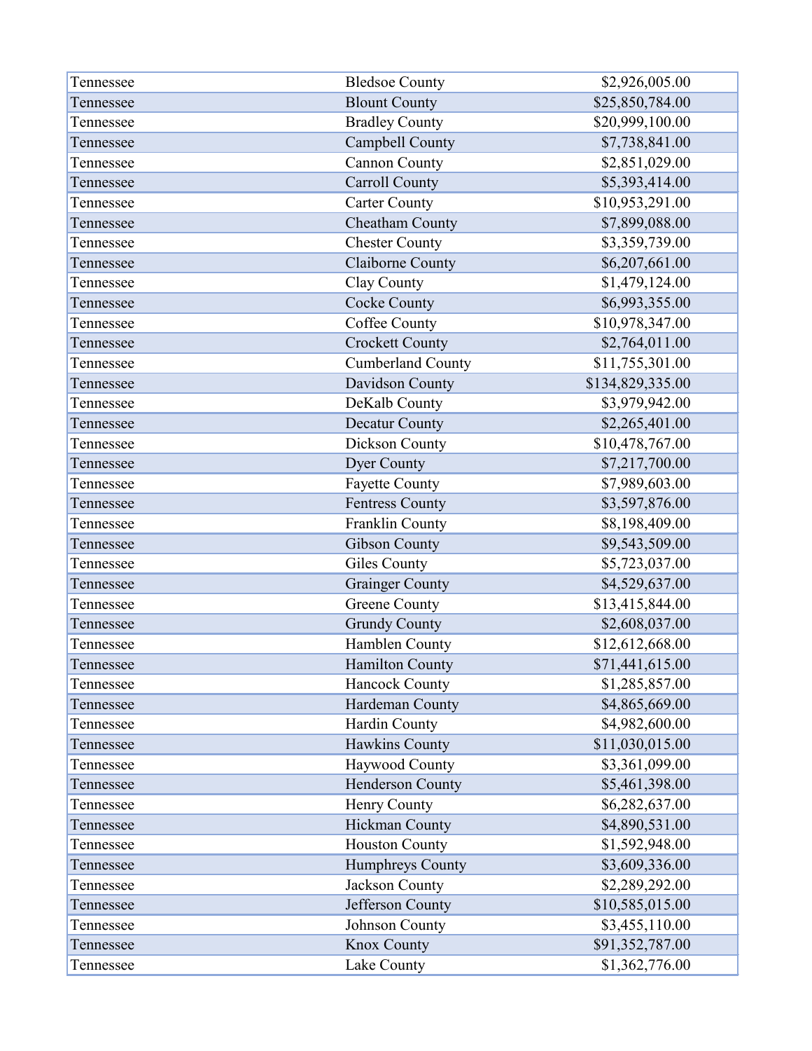| | | |
|---|---|---|
| Tennessee | Bledsoe County | $2,926,005.00 |
| Tennessee | Blount County | $25,850,784.00 |
| Tennessee | Bradley County | $20,999,100.00 |
| Tennessee | Campbell County | $7,738,841.00 |
| Tennessee | Cannon County | $2,851,029.00 |
| Tennessee | Carroll County | $5,393,414.00 |
| Tennessee | Carter County | $10,953,291.00 |
| Tennessee | Cheatham County | $7,899,088.00 |
| Tennessee | Chester County | $3,359,739.00 |
| Tennessee | Claiborne County | $6,207,661.00 |
| Tennessee | Clay County | $1,479,124.00 |
| Tennessee | Cocke County | $6,993,355.00 |
| Tennessee | Coffee County | $10,978,347.00 |
| Tennessee | Crockett County | $2,764,011.00 |
| Tennessee | Cumberland County | $11,755,301.00 |
| Tennessee | Davidson County | $134,829,335.00 |
| Tennessee | DeKalb County | $3,979,942.00 |
| Tennessee | Decatur County | $2,265,401.00 |
| Tennessee | Dickson County | $10,478,767.00 |
| Tennessee | Dyer County | $7,217,700.00 |
| Tennessee | Fayette County | $7,989,603.00 |
| Tennessee | Fentress County | $3,597,876.00 |
| Tennessee | Franklin County | $8,198,409.00 |
| Tennessee | Gibson County | $9,543,509.00 |
| Tennessee | Giles County | $5,723,037.00 |
| Tennessee | Grainger County | $4,529,637.00 |
| Tennessee | Greene County | $13,415,844.00 |
| Tennessee | Grundy County | $2,608,037.00 |
| Tennessee | Hamblen County | $12,612,668.00 |
| Tennessee | Hamilton County | $71,441,615.00 |
| Tennessee | Hancock County | $1,285,857.00 |
| Tennessee | Hardeman County | $4,865,669.00 |
| Tennessee | Hardin County | $4,982,600.00 |
| Tennessee | Hawkins County | $11,030,015.00 |
| Tennessee | Haywood County | $3,361,099.00 |
| Tennessee | Henderson County | $5,461,398.00 |
| Tennessee | Henry County | $6,282,637.00 |
| Tennessee | Hickman County | $4,890,531.00 |
| Tennessee | Houston County | $1,592,948.00 |
| Tennessee | Humphreys County | $3,609,336.00 |
| Tennessee | Jackson County | $2,289,292.00 |
| Tennessee | Jefferson County | $10,585,015.00 |
| Tennessee | Johnson County | $3,455,110.00 |
| Tennessee | Knox County | $91,352,787.00 |
| Tennessee | Lake County | $1,362,776.00 |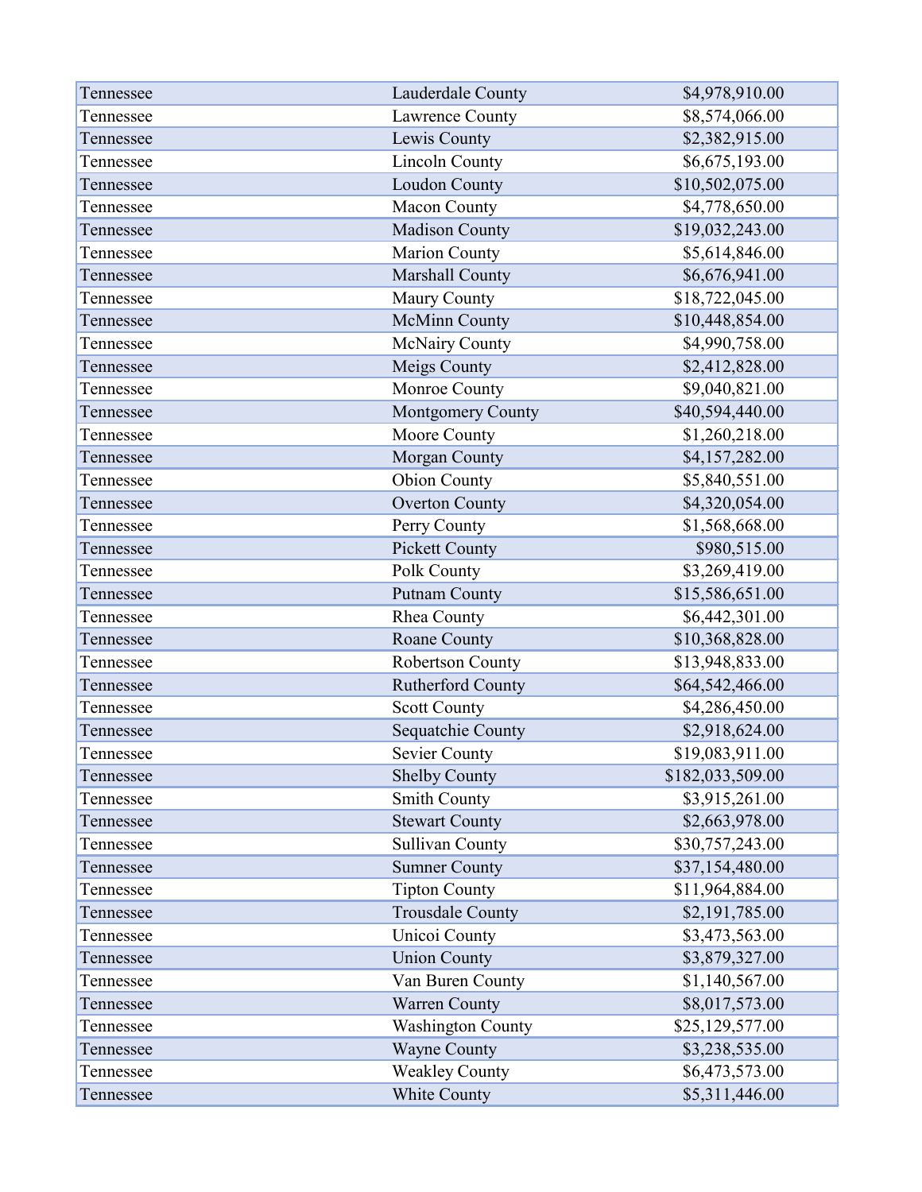| | | |
|---|---|---|
| Tennessee | Lauderdale County | $4,978,910.00 |
| Tennessee | Lawrence County | $8,574,066.00 |
| Tennessee | Lewis County | $2,382,915.00 |
| Tennessee | Lincoln County | $6,675,193.00 |
| Tennessee | Loudon County | $10,502,075.00 |
| Tennessee | Macon County | $4,778,650.00 |
| Tennessee | Madison County | $19,032,243.00 |
| Tennessee | Marion County | $5,614,846.00 |
| Tennessee | Marshall County | $6,676,941.00 |
| Tennessee | Maury County | $18,722,045.00 |
| Tennessee | McMinn County | $10,448,854.00 |
| Tennessee | McNairy County | $4,990,758.00 |
| Tennessee | Meigs County | $2,412,828.00 |
| Tennessee | Monroe County | $9,040,821.00 |
| Tennessee | Montgomery County | $40,594,440.00 |
| Tennessee | Moore County | $1,260,218.00 |
| Tennessee | Morgan County | $4,157,282.00 |
| Tennessee | Obion County | $5,840,551.00 |
| Tennessee | Overton County | $4,320,054.00 |
| Tennessee | Perry County | $1,568,668.00 |
| Tennessee | Pickett County | $980,515.00 |
| Tennessee | Polk County | $3,269,419.00 |
| Tennessee | Putnam County | $15,586,651.00 |
| Tennessee | Rhea County | $6,442,301.00 |
| Tennessee | Roane County | $10,368,828.00 |
| Tennessee | Robertson County | $13,948,833.00 |
| Tennessee | Rutherford County | $64,542,466.00 |
| Tennessee | Scott County | $4,286,450.00 |
| Tennessee | Sequatchie County | $2,918,624.00 |
| Tennessee | Sevier County | $19,083,911.00 |
| Tennessee | Shelby County | $182,033,509.00 |
| Tennessee | Smith County | $3,915,261.00 |
| Tennessee | Stewart County | $2,663,978.00 |
| Tennessee | Sullivan County | $30,757,243.00 |
| Tennessee | Sumner County | $37,154,480.00 |
| Tennessee | Tipton County | $11,964,884.00 |
| Tennessee | Trousdale County | $2,191,785.00 |
| Tennessee | Unicoi County | $3,473,563.00 |
| Tennessee | Union County | $3,879,327.00 |
| Tennessee | Van Buren County | $1,140,567.00 |
| Tennessee | Warren County | $8,017,573.00 |
| Tennessee | Washington County | $25,129,577.00 |
| Tennessee | Wayne County | $3,238,535.00 |
| Tennessee | Weakley County | $6,473,573.00 |
| Tennessee | White County | $5,311,446.00 |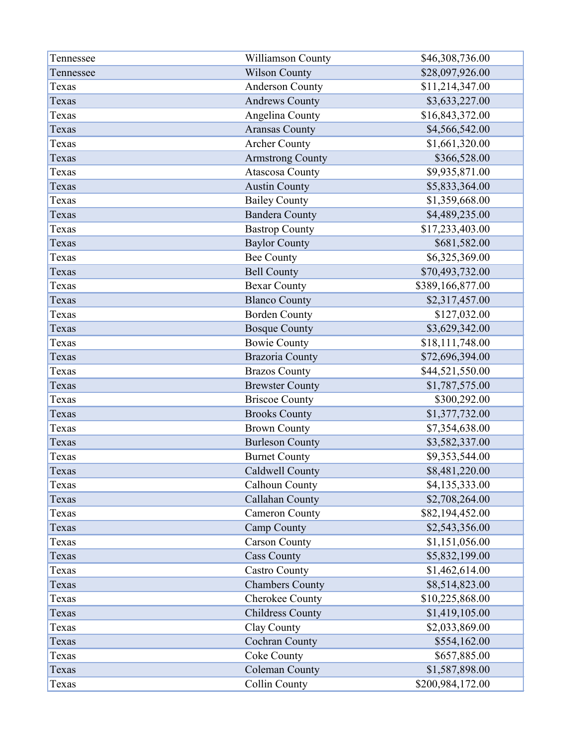| | | |
|---|---|---|
| Tennessee | Williamson County | $46,308,736.00 |
| Tennessee | Wilson County | $28,097,926.00 |
| Texas | Anderson County | $11,214,347.00 |
| Texas | Andrews County | $3,633,227.00 |
| Texas | Angelina County | $16,843,372.00 |
| Texas | Aransas County | $4,566,542.00 |
| Texas | Archer County | $1,661,320.00 |
| Texas | Armstrong County | $366,528.00 |
| Texas | Atascosa County | $9,935,871.00 |
| Texas | Austin County | $5,833,364.00 |
| Texas | Bailey County | $1,359,668.00 |
| Texas | Bandera County | $4,489,235.00 |
| Texas | Bastrop County | $17,233,403.00 |
| Texas | Baylor County | $681,582.00 |
| Texas | Bee County | $6,325,369.00 |
| Texas | Bell County | $70,493,732.00 |
| Texas | Bexar County | $389,166,877.00 |
| Texas | Blanco County | $2,317,457.00 |
| Texas | Borden County | $127,032.00 |
| Texas | Bosque County | $3,629,342.00 |
| Texas | Bowie County | $18,111,748.00 |
| Texas | Brazoria County | $72,696,394.00 |
| Texas | Brazos County | $44,521,550.00 |
| Texas | Brewster County | $1,787,575.00 |
| Texas | Briscoe County | $300,292.00 |
| Texas | Brooks County | $1,377,732.00 |
| Texas | Brown County | $7,354,638.00 |
| Texas | Burleson County | $3,582,337.00 |
| Texas | Burnet County | $9,353,544.00 |
| Texas | Caldwell County | $8,481,220.00 |
| Texas | Calhoun County | $4,135,333.00 |
| Texas | Callahan County | $2,708,264.00 |
| Texas | Cameron County | $82,194,452.00 |
| Texas | Camp County | $2,543,356.00 |
| Texas | Carson County | $1,151,056.00 |
| Texas | Cass County | $5,832,199.00 |
| Texas | Castro County | $1,462,614.00 |
| Texas | Chambers County | $8,514,823.00 |
| Texas | Cherokee County | $10,225,868.00 |
| Texas | Childress County | $1,419,105.00 |
| Texas | Clay County | $2,033,869.00 |
| Texas | Cochran County | $554,162.00 |
| Texas | Coke County | $657,885.00 |
| Texas | Coleman County | $1,587,898.00 |
| Texas | Collin County | $200,984,172.00 |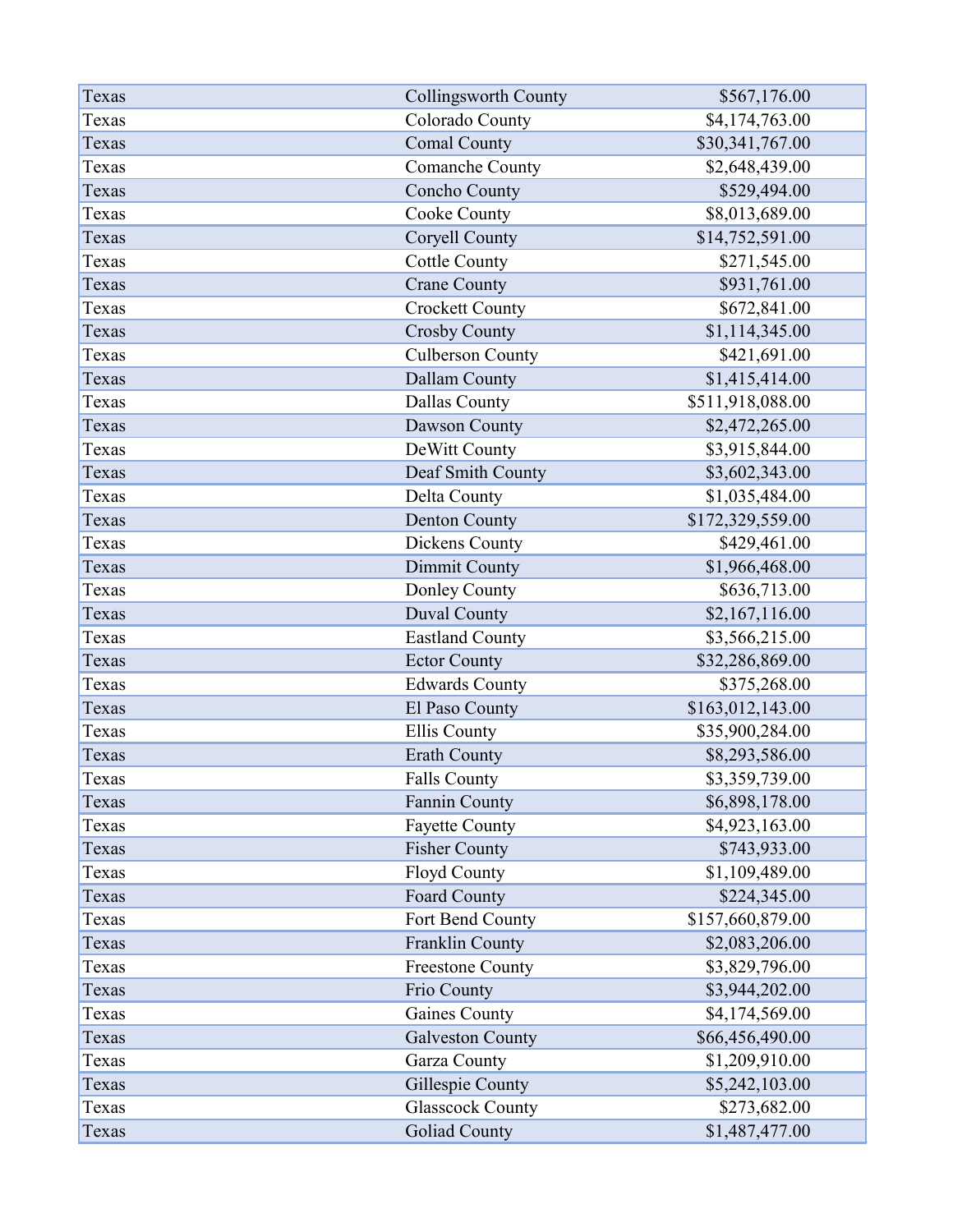| | | |
|---|---|---|
| Texas | Collingsworth County | $567,176.00 |
| Texas | Colorado County | $4,174,763.00 |
| Texas | Comal County | $30,341,767.00 |
| Texas | Comanche County | $2,648,439.00 |
| Texas | Concho County | $529,494.00 |
| Texas | Cooke County | $8,013,689.00 |
| Texas | Coryell County | $14,752,591.00 |
| Texas | Cottle County | $271,545.00 |
| Texas | Crane County | $931,761.00 |
| Texas | Crockett County | $672,841.00 |
| Texas | Crosby County | $1,114,345.00 |
| Texas | Culberson County | $421,691.00 |
| Texas | Dallam County | $1,415,414.00 |
| Texas | Dallas County | $511,918,088.00 |
| Texas | Dawson County | $2,472,265.00 |
| Texas | DeWitt County | $3,915,844.00 |
| Texas | Deaf Smith County | $3,602,343.00 |
| Texas | Delta County | $1,035,484.00 |
| Texas | Denton County | $172,329,559.00 |
| Texas | Dickens County | $429,461.00 |
| Texas | Dimmit County | $1,966,468.00 |
| Texas | Donley County | $636,713.00 |
| Texas | Duval County | $2,167,116.00 |
| Texas | Eastland County | $3,566,215.00 |
| Texas | Ector County | $32,286,869.00 |
| Texas | Edwards County | $375,268.00 |
| Texas | El Paso County | $163,012,143.00 |
| Texas | Ellis County | $35,900,284.00 |
| Texas | Erath County | $8,293,586.00 |
| Texas | Falls County | $3,359,739.00 |
| Texas | Fannin County | $6,898,178.00 |
| Texas | Fayette County | $4,923,163.00 |
| Texas | Fisher County | $743,933.00 |
| Texas | Floyd County | $1,109,489.00 |
| Texas | Foard County | $224,345.00 |
| Texas | Fort Bend County | $157,660,879.00 |
| Texas | Franklin County | $2,083,206.00 |
| Texas | Freestone County | $3,829,796.00 |
| Texas | Frio County | $3,944,202.00 |
| Texas | Gaines County | $4,174,569.00 |
| Texas | Galveston County | $66,456,490.00 |
| Texas | Garza County | $1,209,910.00 |
| Texas | Gillespie County | $5,242,103.00 |
| Texas | Glasscock County | $273,682.00 |
| Texas | Goliad County | $1,487,477.00 |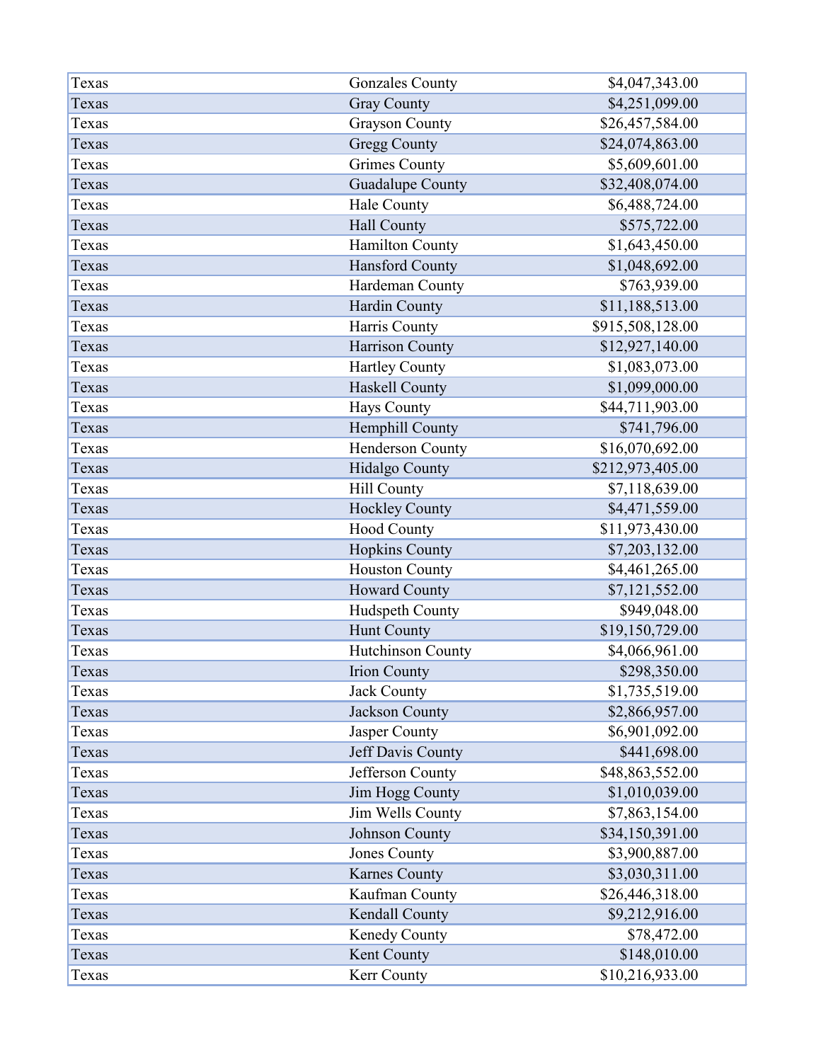| | | |
|---|---|---|
| Texas | Gonzales County | $4,047,343.00 |
| Texas | Gray County | $4,251,099.00 |
| Texas | Grayson County | $26,457,584.00 |
| Texas | Gregg County | $24,074,863.00 |
| Texas | Grimes County | $5,609,601.00 |
| Texas | Guadalupe County | $32,408,074.00 |
| Texas | Hale County | $6,488,724.00 |
| Texas | Hall County | $575,722.00 |
| Texas | Hamilton County | $1,643,450.00 |
| Texas | Hansford County | $1,048,692.00 |
| Texas | Hardeman County | $763,939.00 |
| Texas | Hardin County | $11,188,513.00 |
| Texas | Harris County | $915,508,128.00 |
| Texas | Harrison County | $12,927,140.00 |
| Texas | Hartley County | $1,083,073.00 |
| Texas | Haskell County | $1,099,000.00 |
| Texas | Hays County | $44,711,903.00 |
| Texas | Hemphill County | $741,796.00 |
| Texas | Henderson County | $16,070,692.00 |
| Texas | Hidalgo County | $212,973,405.00 |
| Texas | Hill County | $7,118,639.00 |
| Texas | Hockley County | $4,471,559.00 |
| Texas | Hood County | $11,973,430.00 |
| Texas | Hopkins County | $7,203,132.00 |
| Texas | Houston County | $4,461,265.00 |
| Texas | Howard County | $7,121,552.00 |
| Texas | Hudspeth County | $949,048.00 |
| Texas | Hunt County | $19,150,729.00 |
| Texas | Hutchinson County | $4,066,961.00 |
| Texas | Irion County | $298,350.00 |
| Texas | Jack County | $1,735,519.00 |
| Texas | Jackson County | $2,866,957.00 |
| Texas | Jasper County | $6,901,092.00 |
| Texas | Jeff Davis County | $441,698.00 |
| Texas | Jefferson County | $48,863,552.00 |
| Texas | Jim Hogg County | $1,010,039.00 |
| Texas | Jim Wells County | $7,863,154.00 |
| Texas | Johnson County | $34,150,391.00 |
| Texas | Jones County | $3,900,887.00 |
| Texas | Karnes County | $3,030,311.00 |
| Texas | Kaufman County | $26,446,318.00 |
| Texas | Kendall County | $9,212,916.00 |
| Texas | Kenedy County | $78,472.00 |
| Texas | Kent County | $148,010.00 |
| Texas | Kerr County | $10,216,933.00 |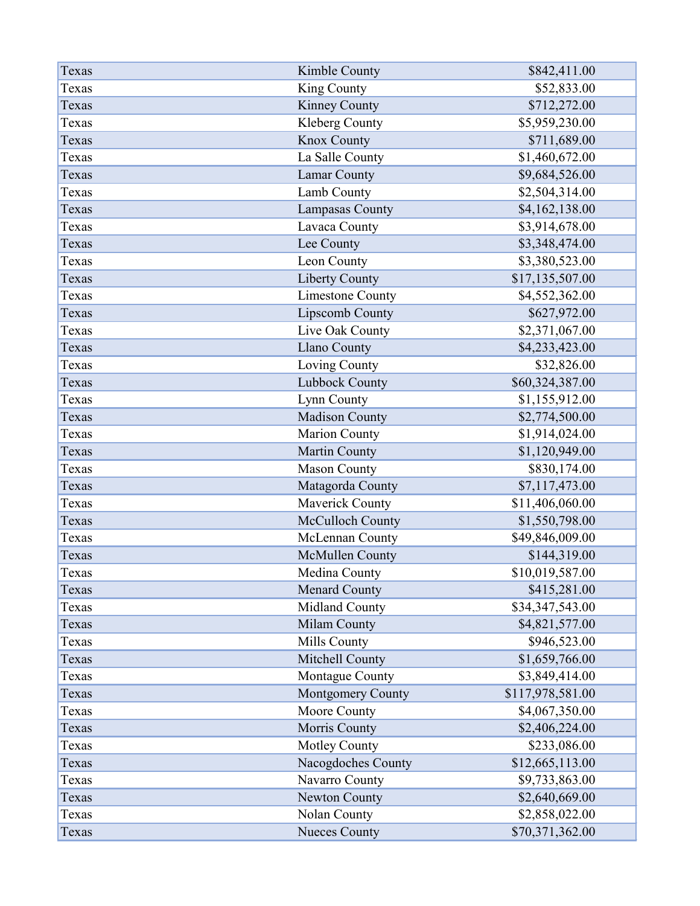| Texas | Kimble County | $842,411.00 |
|---|---|---|
| Texas | King County | $52,833.00 |
| Texas | Kinney County | $712,272.00 |
| Texas | Kleberg County | $5,959,230.00 |
| Texas | Knox County | $711,689.00 |
| Texas | La Salle County | $1,460,672.00 |
| Texas | Lamar County | $9,684,526.00 |
| Texas | Lamb County | $2,504,314.00 |
| Texas | Lampasas County | $4,162,138.00 |
| Texas | Lavaca County | $3,914,678.00 |
| Texas | Lee County | $3,348,474.00 |
| Texas | Leon County | $3,380,523.00 |
| Texas | Liberty County | $17,135,507.00 |
| Texas | Limestone County | $4,552,362.00 |
| Texas | Lipscomb County | $627,972.00 |
| Texas | Live Oak County | $2,371,067.00 |
| Texas | Llano County | $4,233,423.00 |
| Texas | Loving County | $32,826.00 |
| Texas | Lubbock County | $60,324,387.00 |
| Texas | Lynn County | $1,155,912.00 |
| Texas | Madison County | $2,774,500.00 |
| Texas | Marion County | $1,914,024.00 |
| Texas | Martin County | $1,120,949.00 |
| Texas | Mason County | $830,174.00 |
| Texas | Matagorda County | $7,117,473.00 |
| Texas | Maverick County | $11,406,060.00 |
| Texas | McCulloch County | $1,550,798.00 |
| Texas | McLennan County | $49,846,009.00 |
| Texas | McMullen County | $144,319.00 |
| Texas | Medina County | $10,019,587.00 |
| Texas | Menard County | $415,281.00 |
| Texas | Midland County | $34,347,543.00 |
| Texas | Milam County | $4,821,577.00 |
| Texas | Mills County | $946,523.00 |
| Texas | Mitchell County | $1,659,766.00 |
| Texas | Montague County | $3,849,414.00 |
| Texas | Montgomery County | $117,978,581.00 |
| Texas | Moore County | $4,067,350.00 |
| Texas | Morris County | $2,406,224.00 |
| Texas | Motley County | $233,086.00 |
| Texas | Nacogdoches County | $12,665,113.00 |
| Texas | Navarro County | $9,733,863.00 |
| Texas | Newton County | $2,640,669.00 |
| Texas | Nolan County | $2,858,022.00 |
| Texas | Nueces County | $70,371,362.00 |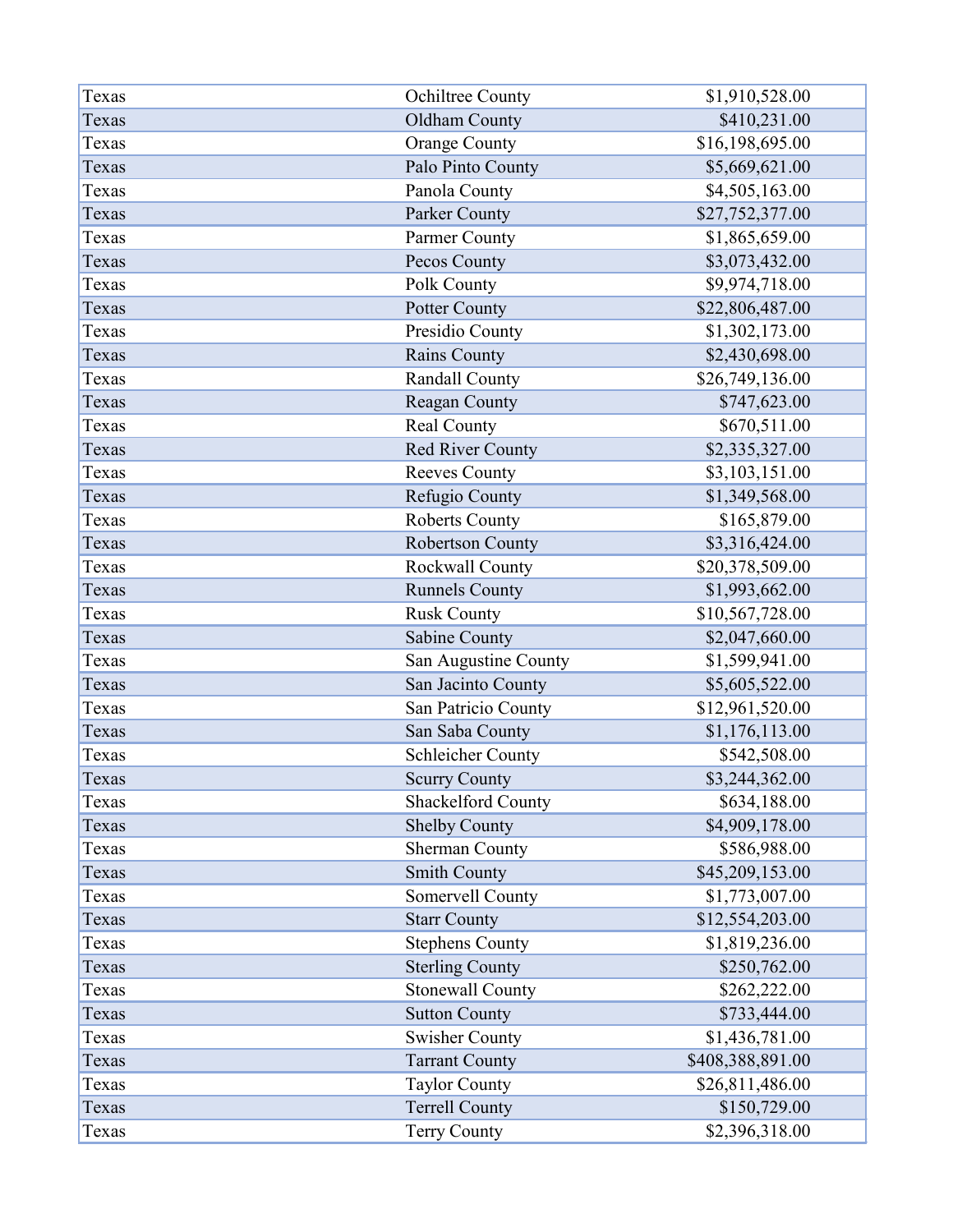| | | |
|---|---|---|
| Texas | Ochiltree County | $1,910,528.00 |
| Texas | Oldham County | $410,231.00 |
| Texas | Orange County | $16,198,695.00 |
| Texas | Palo Pinto County | $5,669,621.00 |
| Texas | Panola County | $4,505,163.00 |
| Texas | Parker County | $27,752,377.00 |
| Texas | Parmer County | $1,865,659.00 |
| Texas | Pecos County | $3,073,432.00 |
| Texas | Polk County | $9,974,718.00 |
| Texas | Potter County | $22,806,487.00 |
| Texas | Presidio County | $1,302,173.00 |
| Texas | Rains County | $2,430,698.00 |
| Texas | Randall County | $26,749,136.00 |
| Texas | Reagan County | $747,623.00 |
| Texas | Real County | $670,511.00 |
| Texas | Red River County | $2,335,327.00 |
| Texas | Reeves County | $3,103,151.00 |
| Texas | Refugio County | $1,349,568.00 |
| Texas | Roberts County | $165,879.00 |
| Texas | Robertson County | $3,316,424.00 |
| Texas | Rockwall County | $20,378,509.00 |
| Texas | Runnels County | $1,993,662.00 |
| Texas | Rusk County | $10,567,728.00 |
| Texas | Sabine County | $2,047,660.00 |
| Texas | San Augustine County | $1,599,941.00 |
| Texas | San Jacinto County | $5,605,522.00 |
| Texas | San Patricio County | $12,961,520.00 |
| Texas | San Saba County | $1,176,113.00 |
| Texas | Schleicher County | $542,508.00 |
| Texas | Scurry County | $3,244,362.00 |
| Texas | Shackelford County | $634,188.00 |
| Texas | Shelby County | $4,909,178.00 |
| Texas | Sherman County | $586,988.00 |
| Texas | Smith County | $45,209,153.00 |
| Texas | Somervell County | $1,773,007.00 |
| Texas | Starr County | $12,554,203.00 |
| Texas | Stephens County | $1,819,236.00 |
| Texas | Sterling County | $250,762.00 |
| Texas | Stonewall County | $262,222.00 |
| Texas | Sutton County | $733,444.00 |
| Texas | Swisher County | $1,436,781.00 |
| Texas | Tarrant County | $408,388,891.00 |
| Texas | Taylor County | $26,811,486.00 |
| Texas | Terrell County | $150,729.00 |
| Texas | Terry County | $2,396,318.00 |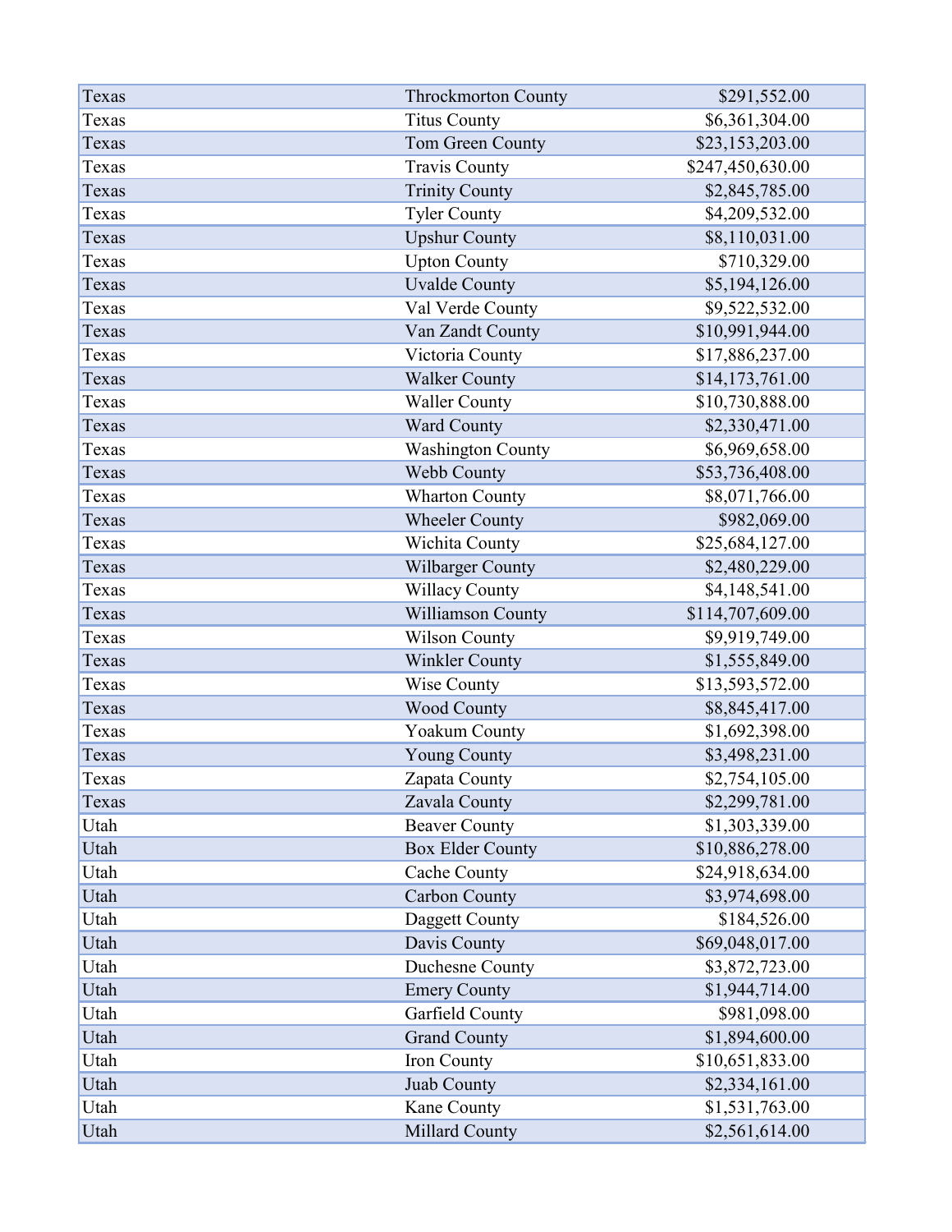| | | |
|---|---|---|
| Texas | Throckmorton County | $291,552.00 |
| Texas | Titus County | $6,361,304.00 |
| Texas | Tom Green County | $23,153,203.00 |
| Texas | Travis County | $247,450,630.00 |
| Texas | Trinity County | $2,845,785.00 |
| Texas | Tyler County | $4,209,532.00 |
| Texas | Upshur County | $8,110,031.00 |
| Texas | Upton County | $710,329.00 |
| Texas | Uvalde County | $5,194,126.00 |
| Texas | Val Verde County | $9,522,532.00 |
| Texas | Van Zandt County | $10,991,944.00 |
| Texas | Victoria County | $17,886,237.00 |
| Texas | Walker County | $14,173,761.00 |
| Texas | Waller County | $10,730,888.00 |
| Texas | Ward County | $2,330,471.00 |
| Texas | Washington County | $6,969,658.00 |
| Texas | Webb County | $53,736,408.00 |
| Texas | Wharton County | $8,071,766.00 |
| Texas | Wheeler County | $982,069.00 |
| Texas | Wichita County | $25,684,127.00 |
| Texas | Wilbarger County | $2,480,229.00 |
| Texas | Willacy County | $4,148,541.00 |
| Texas | Williamson County | $114,707,609.00 |
| Texas | Wilson County | $9,919,749.00 |
| Texas | Winkler County | $1,555,849.00 |
| Texas | Wise County | $13,593,572.00 |
| Texas | Wood County | $8,845,417.00 |
| Texas | Yoakum County | $1,692,398.00 |
| Texas | Young County | $3,498,231.00 |
| Texas | Zapata County | $2,754,105.00 |
| Texas | Zavala County | $2,299,781.00 |
| Utah | Beaver County | $1,303,339.00 |
| Utah | Box Elder County | $10,886,278.00 |
| Utah | Cache County | $24,918,634.00 |
| Utah | Carbon County | $3,974,698.00 |
| Utah | Daggett County | $184,526.00 |
| Utah | Davis County | $69,048,017.00 |
| Utah | Duchesne County | $3,872,723.00 |
| Utah | Emery County | $1,944,714.00 |
| Utah | Garfield County | $981,098.00 |
| Utah | Grand County | $1,894,600.00 |
| Utah | Iron County | $10,651,833.00 |
| Utah | Juab County | $2,334,161.00 |
| Utah | Kane County | $1,531,763.00 |
| Utah | Millard County | $2,561,614.00 |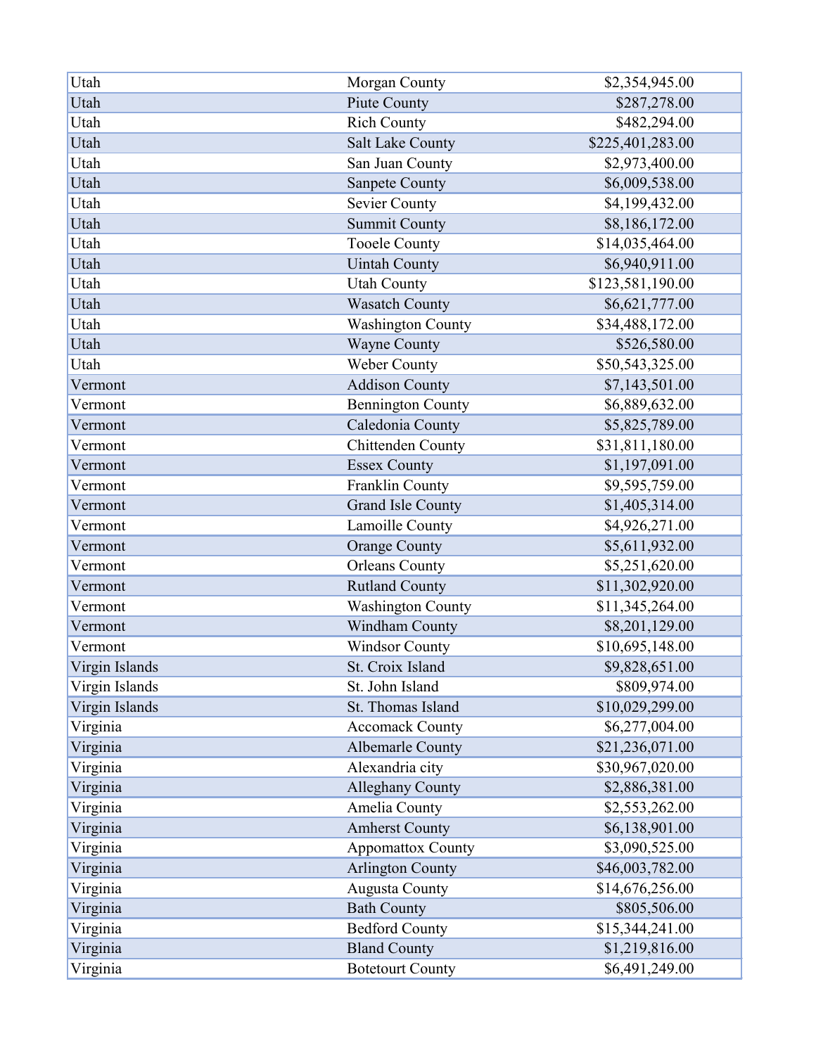| | | |
|---|---|---|
| Utah | Morgan County | $2,354,945.00 |
| Utah | Piute County | $287,278.00 |
| Utah | Rich County | $482,294.00 |
| Utah | Salt Lake County | $225,401,283.00 |
| Utah | San Juan County | $2,973,400.00 |
| Utah | Sanpete County | $6,009,538.00 |
| Utah | Sevier County | $4,199,432.00 |
| Utah | Summit County | $8,186,172.00 |
| Utah | Tooele County | $14,035,464.00 |
| Utah | Uintah County | $6,940,911.00 |
| Utah | Utah County | $123,581,190.00 |
| Utah | Wasatch County | $6,621,777.00 |
| Utah | Washington County | $34,488,172.00 |
| Utah | Wayne County | $526,580.00 |
| Utah | Weber County | $50,543,325.00 |
| Vermont | Addison County | $7,143,501.00 |
| Vermont | Bennington County | $6,889,632.00 |
| Vermont | Caledonia County | $5,825,789.00 |
| Vermont | Chittenden County | $31,811,180.00 |
| Vermont | Essex County | $1,197,091.00 |
| Vermont | Franklin County | $9,595,759.00 |
| Vermont | Grand Isle County | $1,405,314.00 |
| Vermont | Lamoille County | $4,926,271.00 |
| Vermont | Orange County | $5,611,932.00 |
| Vermont | Orleans County | $5,251,620.00 |
| Vermont | Rutland County | $11,302,920.00 |
| Vermont | Washington County | $11,345,264.00 |
| Vermont | Windham County | $8,201,129.00 |
| Vermont | Windsor County | $10,695,148.00 |
| Virgin Islands | St. Croix Island | $9,828,651.00 |
| Virgin Islands | St. John Island | $809,974.00 |
| Virgin Islands | St. Thomas Island | $10,029,299.00 |
| Virginia | Accomack County | $6,277,004.00 |
| Virginia | Albemarle County | $21,236,071.00 |
| Virginia | Alexandria city | $30,967,020.00 |
| Virginia | Alleghany County | $2,886,381.00 |
| Virginia | Amelia County | $2,553,262.00 |
| Virginia | Amherst County | $6,138,901.00 |
| Virginia | Appomattox County | $3,090,525.00 |
| Virginia | Arlington County | $46,003,782.00 |
| Virginia | Augusta County | $14,676,256.00 |
| Virginia | Bath County | $805,506.00 |
| Virginia | Bedford County | $15,344,241.00 |
| Virginia | Bland County | $1,219,816.00 |
| Virginia | Botetourt County | $6,491,249.00 |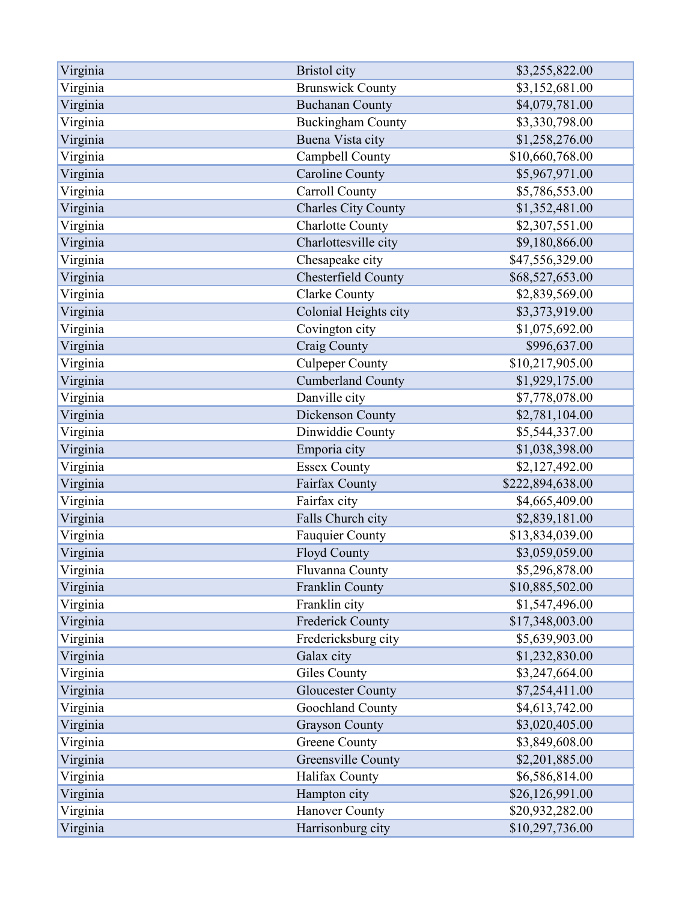| | | |
|---|---|---|
| Virginia | Bristol city | $3,255,822.00 |
| Virginia | Brunswick County | $3,152,681.00 |
| Virginia | Buchanan County | $4,079,781.00 |
| Virginia | Buckingham County | $3,330,798.00 |
| Virginia | Buena Vista city | $1,258,276.00 |
| Virginia | Campbell County | $10,660,768.00 |
| Virginia | Caroline County | $5,967,971.00 |
| Virginia | Carroll County | $5,786,553.00 |
| Virginia | Charles City County | $1,352,481.00 |
| Virginia | Charlotte County | $2,307,551.00 |
| Virginia | Charlottesville city | $9,180,866.00 |
| Virginia | Chesapeake city | $47,556,329.00 |
| Virginia | Chesterfield County | $68,527,653.00 |
| Virginia | Clarke County | $2,839,569.00 |
| Virginia | Colonial Heights city | $3,373,919.00 |
| Virginia | Covington city | $1,075,692.00 |
| Virginia | Craig County | $996,637.00 |
| Virginia | Culpeper County | $10,217,905.00 |
| Virginia | Cumberland County | $1,929,175.00 |
| Virginia | Danville city | $7,778,078.00 |
| Virginia | Dickenson County | $2,781,104.00 |
| Virginia | Dinwiddie County | $5,544,337.00 |
| Virginia | Emporia city | $1,038,398.00 |
| Virginia | Essex County | $2,127,492.00 |
| Virginia | Fairfax County | $222,894,638.00 |
| Virginia | Fairfax city | $4,665,409.00 |
| Virginia | Falls Church city | $2,839,181.00 |
| Virginia | Fauquier County | $13,834,039.00 |
| Virginia | Floyd County | $3,059,059.00 |
| Virginia | Fluvanna County | $5,296,878.00 |
| Virginia | Franklin County | $10,885,502.00 |
| Virginia | Franklin city | $1,547,496.00 |
| Virginia | Frederick County | $17,348,003.00 |
| Virginia | Fredericksburg city | $5,639,903.00 |
| Virginia | Galax city | $1,232,830.00 |
| Virginia | Giles County | $3,247,664.00 |
| Virginia | Gloucester County | $7,254,411.00 |
| Virginia | Goochland County | $4,613,742.00 |
| Virginia | Grayson County | $3,020,405.00 |
| Virginia | Greene County | $3,849,608.00 |
| Virginia | Greensville County | $2,201,885.00 |
| Virginia | Halifax County | $6,586,814.00 |
| Virginia | Hampton city | $26,126,991.00 |
| Virginia | Hanover County | $20,932,282.00 |
| Virginia | Harrisonburg city | $10,297,736.00 |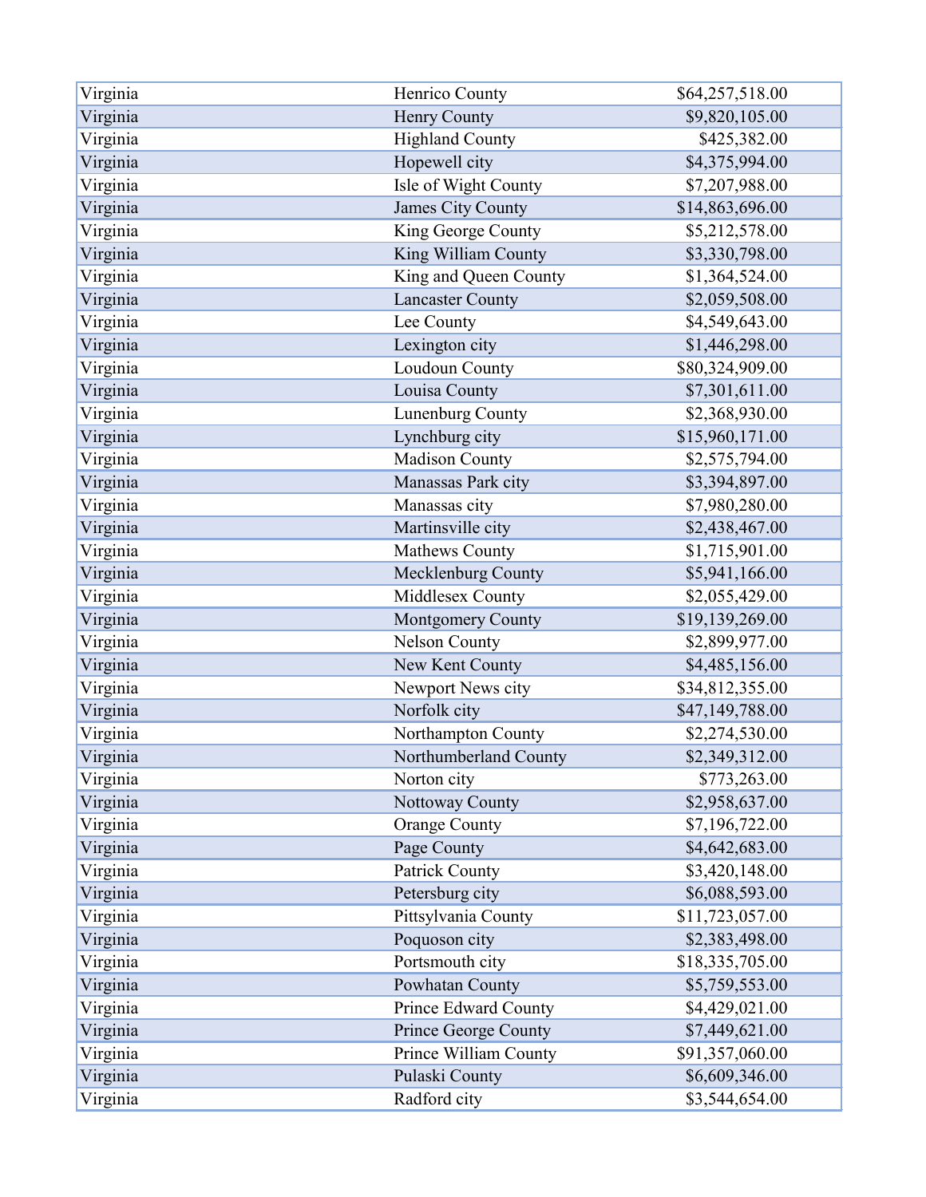| | | |
|---|---|---|
| Virginia | Henrico County | $64,257,518.00 |
| Virginia | Henry County | $9,820,105.00 |
| Virginia | Highland County | $425,382.00 |
| Virginia | Hopewell city | $4,375,994.00 |
| Virginia | Isle of Wight County | $7,207,988.00 |
| Virginia | James City County | $14,863,696.00 |
| Virginia | King George County | $5,212,578.00 |
| Virginia | King William County | $3,330,798.00 |
| Virginia | King and Queen County | $1,364,524.00 |
| Virginia | Lancaster County | $2,059,508.00 |
| Virginia | Lee County | $4,549,643.00 |
| Virginia | Lexington city | $1,446,298.00 |
| Virginia | Loudoun County | $80,324,909.00 |
| Virginia | Louisa County | $7,301,611.00 |
| Virginia | Lunenburg County | $2,368,930.00 |
| Virginia | Lynchburg city | $15,960,171.00 |
| Virginia | Madison County | $2,575,794.00 |
| Virginia | Manassas Park city | $3,394,897.00 |
| Virginia | Manassas city | $7,980,280.00 |
| Virginia | Martinsville city | $2,438,467.00 |
| Virginia | Mathews County | $1,715,901.00 |
| Virginia | Mecklenburg County | $5,941,166.00 |
| Virginia | Middlesex County | $2,055,429.00 |
| Virginia | Montgomery County | $19,139,269.00 |
| Virginia | Nelson County | $2,899,977.00 |
| Virginia | New Kent County | $4,485,156.00 |
| Virginia | Newport News city | $34,812,355.00 |
| Virginia | Norfolk city | $47,149,788.00 |
| Virginia | Northampton County | $2,274,530.00 |
| Virginia | Northumberland County | $2,349,312.00 |
| Virginia | Norton city | $773,263.00 |
| Virginia | Nottoway County | $2,958,637.00 |
| Virginia | Orange County | $7,196,722.00 |
| Virginia | Page County | $4,642,683.00 |
| Virginia | Patrick County | $3,420,148.00 |
| Virginia | Petersburg city | $6,088,593.00 |
| Virginia | Pittsylvania County | $11,723,057.00 |
| Virginia | Poquoson city | $2,383,498.00 |
| Virginia | Portsmouth city | $18,335,705.00 |
| Virginia | Powhatan County | $5,759,553.00 |
| Virginia | Prince Edward County | $4,429,021.00 |
| Virginia | Prince George County | $7,449,621.00 |
| Virginia | Prince William County | $91,357,060.00 |
| Virginia | Pulaski County | $6,609,346.00 |
| Virginia | Radford city | $3,544,654.00 |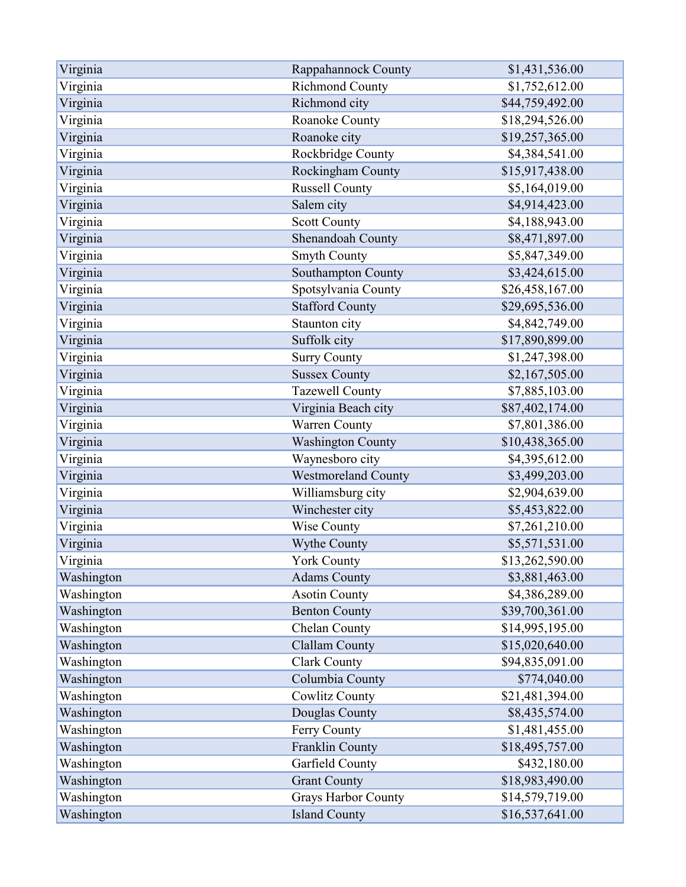| | | |
|---|---|---|
| Virginia | Rappahannock County | $1,431,536.00 |
| Virginia | Richmond County | $1,752,612.00 |
| Virginia | Richmond city | $44,759,492.00 |
| Virginia | Roanoke County | $18,294,526.00 |
| Virginia | Roanoke city | $19,257,365.00 |
| Virginia | Rockbridge County | $4,384,541.00 |
| Virginia | Rockingham County | $15,917,438.00 |
| Virginia | Russell County | $5,164,019.00 |
| Virginia | Salem city | $4,914,423.00 |
| Virginia | Scott County | $4,188,943.00 |
| Virginia | Shenandoah County | $8,471,897.00 |
| Virginia | Smyth County | $5,847,349.00 |
| Virginia | Southampton County | $3,424,615.00 |
| Virginia | Spotsylvania County | $26,458,167.00 |
| Virginia | Stafford County | $29,695,536.00 |
| Virginia | Staunton city | $4,842,749.00 |
| Virginia | Suffolk city | $17,890,899.00 |
| Virginia | Surry County | $1,247,398.00 |
| Virginia | Sussex County | $2,167,505.00 |
| Virginia | Tazewell County | $7,885,103.00 |
| Virginia | Virginia Beach city | $87,402,174.00 |
| Virginia | Warren County | $7,801,386.00 |
| Virginia | Washington County | $10,438,365.00 |
| Virginia | Waynesboro city | $4,395,612.00 |
| Virginia | Westmoreland County | $3,499,203.00 |
| Virginia | Williamsburg city | $2,904,639.00 |
| Virginia | Winchester city | $5,453,822.00 |
| Virginia | Wise County | $7,261,210.00 |
| Virginia | Wythe County | $5,571,531.00 |
| Virginia | York County | $13,262,590.00 |
| Washington | Adams County | $3,881,463.00 |
| Washington | Asotin County | $4,386,289.00 |
| Washington | Benton County | $39,700,361.00 |
| Washington | Chelan County | $14,995,195.00 |
| Washington | Clallam County | $15,020,640.00 |
| Washington | Clark County | $94,835,091.00 |
| Washington | Columbia County | $774,040.00 |
| Washington | Cowlitz County | $21,481,394.00 |
| Washington | Douglas County | $8,435,574.00 |
| Washington | Ferry County | $1,481,455.00 |
| Washington | Franklin County | $18,495,757.00 |
| Washington | Garfield County | $432,180.00 |
| Washington | Grant County | $18,983,490.00 |
| Washington | Grays Harbor County | $14,579,719.00 |
| Washington | Island County | $16,537,641.00 |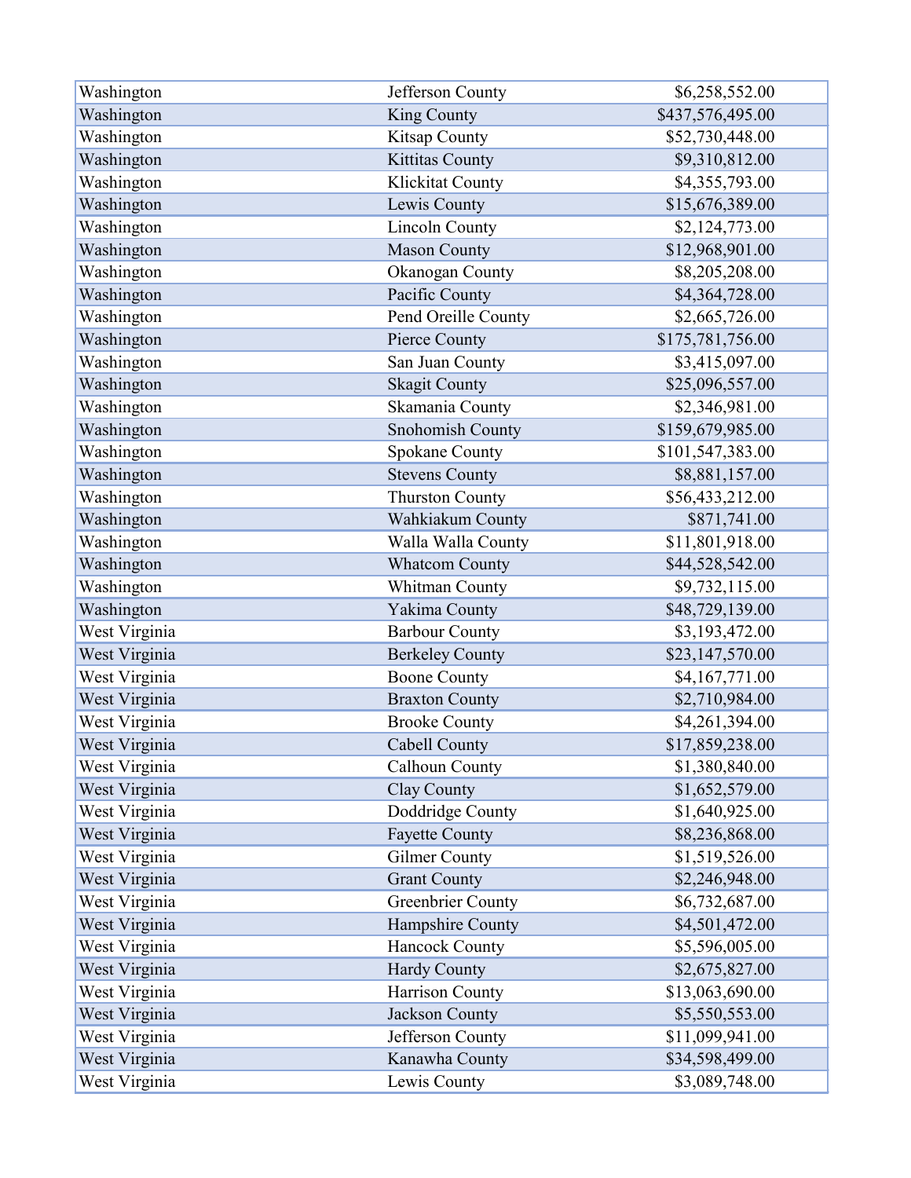| | | |
|---|---|---|
| Washington | Jefferson County | $6,258,552.00 |
| Washington | King County | $437,576,495.00 |
| Washington | Kitsap County | $52,730,448.00 |
| Washington | Kittitas County | $9,310,812.00 |
| Washington | Klickitat County | $4,355,793.00 |
| Washington | Lewis County | $15,676,389.00 |
| Washington | Lincoln County | $2,124,773.00 |
| Washington | Mason County | $12,968,901.00 |
| Washington | Okanogan County | $8,205,208.00 |
| Washington | Pacific County | $4,364,728.00 |
| Washington | Pend Oreille County | $2,665,726.00 |
| Washington | Pierce County | $175,781,756.00 |
| Washington | San Juan County | $3,415,097.00 |
| Washington | Skagit County | $25,096,557.00 |
| Washington | Skamania County | $2,346,981.00 |
| Washington | Snohomish County | $159,679,985.00 |
| Washington | Spokane County | $101,547,383.00 |
| Washington | Stevens County | $8,881,157.00 |
| Washington | Thurston County | $56,433,212.00 |
| Washington | Wahkiakum County | $871,741.00 |
| Washington | Walla Walla County | $11,801,918.00 |
| Washington | Whatcom County | $44,528,542.00 |
| Washington | Whitman County | $9,732,115.00 |
| Washington | Yakima County | $48,729,139.00 |
| West Virginia | Barbour County | $3,193,472.00 |
| West Virginia | Berkeley County | $23,147,570.00 |
| West Virginia | Boone County | $4,167,771.00 |
| West Virginia | Braxton County | $2,710,984.00 |
| West Virginia | Brooke County | $4,261,394.00 |
| West Virginia | Cabell County | $17,859,238.00 |
| West Virginia | Calhoun County | $1,380,840.00 |
| West Virginia | Clay County | $1,652,579.00 |
| West Virginia | Doddridge County | $1,640,925.00 |
| West Virginia | Fayette County | $8,236,868.00 |
| West Virginia | Gilmer County | $1,519,526.00 |
| West Virginia | Grant County | $2,246,948.00 |
| West Virginia | Greenbrier County | $6,732,687.00 |
| West Virginia | Hampshire County | $4,501,472.00 |
| West Virginia | Hancock County | $5,596,005.00 |
| West Virginia | Hardy County | $2,675,827.00 |
| West Virginia | Harrison County | $13,063,690.00 |
| West Virginia | Jackson County | $5,550,553.00 |
| West Virginia | Jefferson County | $11,099,941.00 |
| West Virginia | Kanawha County | $34,598,499.00 |
| West Virginia | Lewis County | $3,089,748.00 |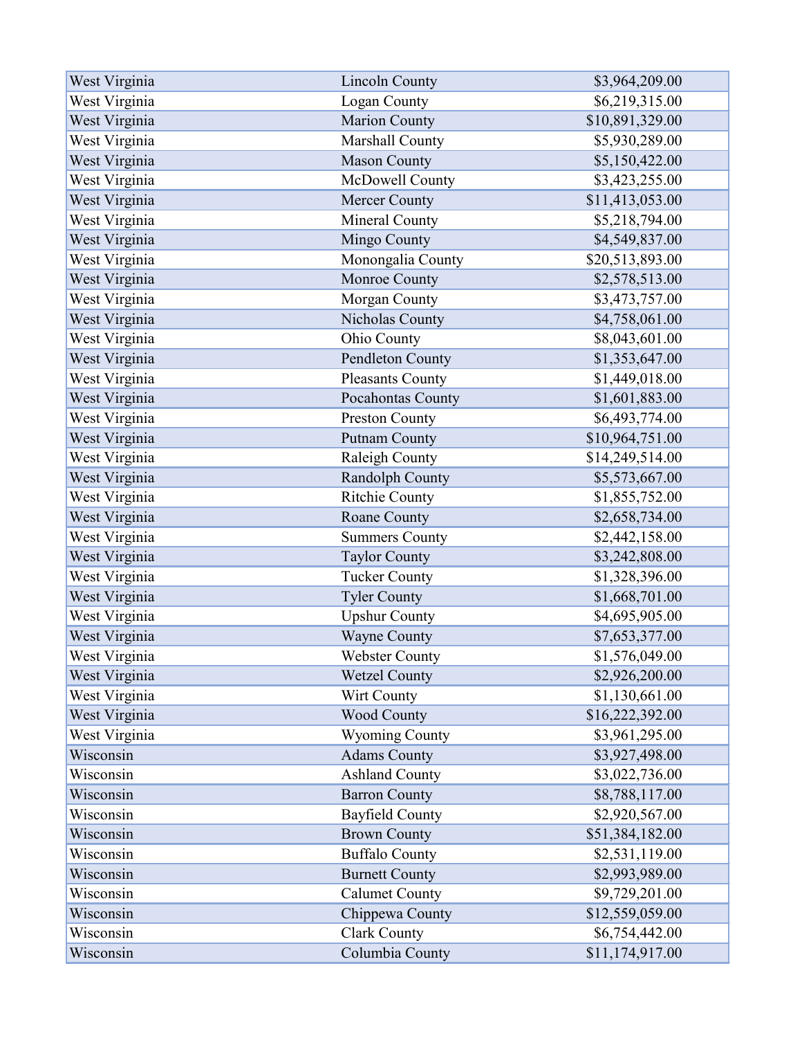| | | |
|---|---|---|
| West Virginia | Lincoln County | $3,964,209.00 |
| West Virginia | Logan County | $6,219,315.00 |
| West Virginia | Marion County | $10,891,329.00 |
| West Virginia | Marshall County | $5,930,289.00 |
| West Virginia | Mason County | $5,150,422.00 |
| West Virginia | McDowell County | $3,423,255.00 |
| West Virginia | Mercer County | $11,413,053.00 |
| West Virginia | Mineral County | $5,218,794.00 |
| West Virginia | Mingo County | $4,549,837.00 |
| West Virginia | Monongalia County | $20,513,893.00 |
| West Virginia | Monroe County | $2,578,513.00 |
| West Virginia | Morgan County | $3,473,757.00 |
| West Virginia | Nicholas County | $4,758,061.00 |
| West Virginia | Ohio County | $8,043,601.00 |
| West Virginia | Pendleton County | $1,353,647.00 |
| West Virginia | Pleasants County | $1,449,018.00 |
| West Virginia | Pocahontas County | $1,601,883.00 |
| West Virginia | Preston County | $6,493,774.00 |
| West Virginia | Putnam County | $10,964,751.00 |
| West Virginia | Raleigh County | $14,249,514.00 |
| West Virginia | Randolph County | $5,573,667.00 |
| West Virginia | Ritchie County | $1,855,752.00 |
| West Virginia | Roane County | $2,658,734.00 |
| West Virginia | Summers County | $2,442,158.00 |
| West Virginia | Taylor County | $3,242,808.00 |
| West Virginia | Tucker County | $1,328,396.00 |
| West Virginia | Tyler County | $1,668,701.00 |
| West Virginia | Upshur County | $4,695,905.00 |
| West Virginia | Wayne County | $7,653,377.00 |
| West Virginia | Webster County | $1,576,049.00 |
| West Virginia | Wetzel County | $2,926,200.00 |
| West Virginia | Wirt County | $1,130,661.00 |
| West Virginia | Wood County | $16,222,392.00 |
| West Virginia | Wyoming County | $3,961,295.00 |
| Wisconsin | Adams County | $3,927,498.00 |
| Wisconsin | Ashland County | $3,022,736.00 |
| Wisconsin | Barron County | $8,788,117.00 |
| Wisconsin | Bayfield County | $2,920,567.00 |
| Wisconsin | Brown County | $51,384,182.00 |
| Wisconsin | Buffalo County | $2,531,119.00 |
| Wisconsin | Burnett County | $2,993,989.00 |
| Wisconsin | Calumet County | $9,729,201.00 |
| Wisconsin | Chippewa County | $12,559,059.00 |
| Wisconsin | Clark County | $6,754,442.00 |
| Wisconsin | Columbia County | $11,174,917.00 |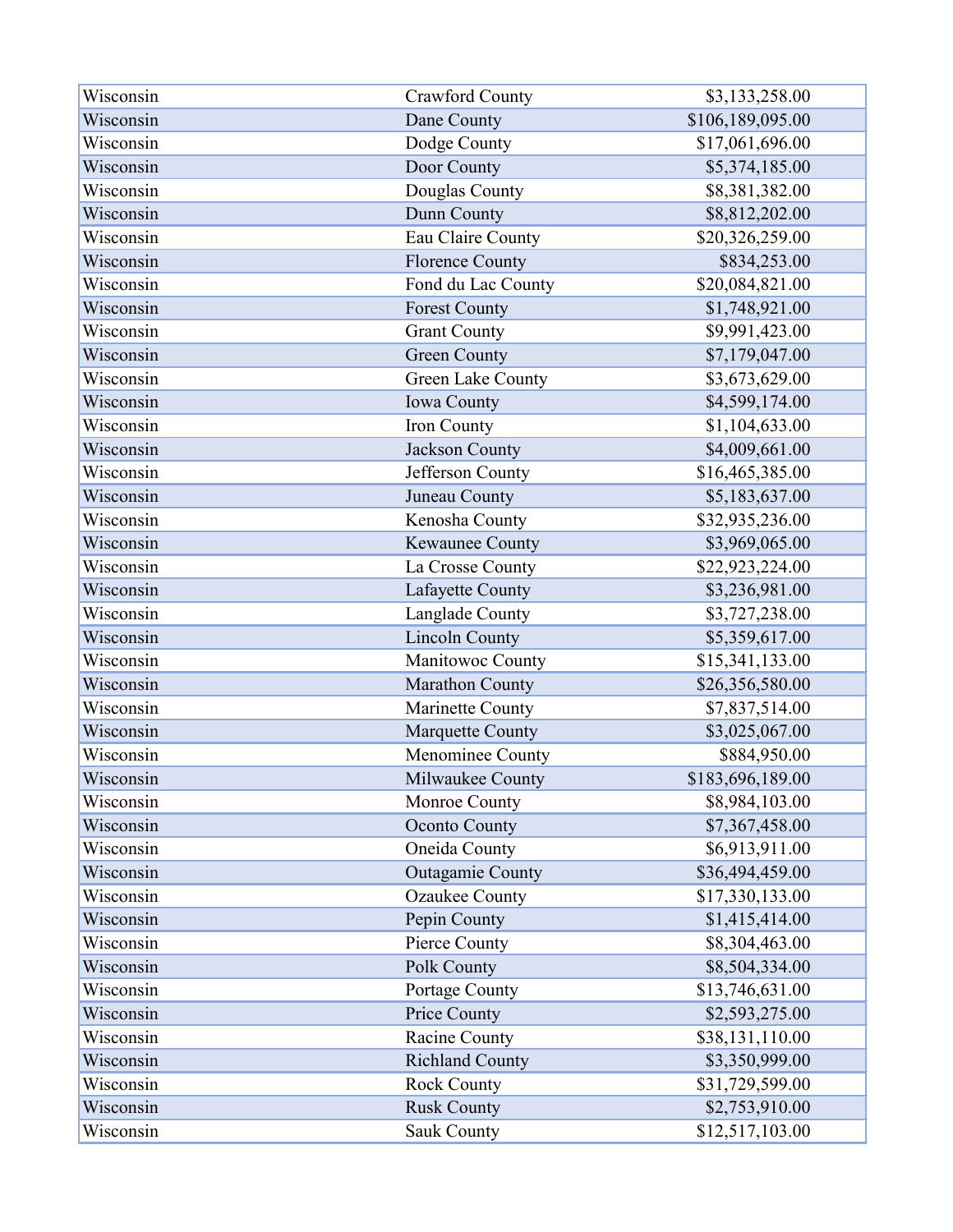| | | |
|---|---|---|
| Wisconsin | Crawford County | $3,133,258.00 |
| Wisconsin | Dane County | $106,189,095.00 |
| Wisconsin | Dodge County | $17,061,696.00 |
| Wisconsin | Door County | $5,374,185.00 |
| Wisconsin | Douglas County | $8,381,382.00 |
| Wisconsin | Dunn County | $8,812,202.00 |
| Wisconsin | Eau Claire County | $20,326,259.00 |
| Wisconsin | Florence County | $834,253.00 |
| Wisconsin | Fond du Lac County | $20,084,821.00 |
| Wisconsin | Forest County | $1,748,921.00 |
| Wisconsin | Grant County | $9,991,423.00 |
| Wisconsin | Green County | $7,179,047.00 |
| Wisconsin | Green Lake County | $3,673,629.00 |
| Wisconsin | Iowa County | $4,599,174.00 |
| Wisconsin | Iron County | $1,104,633.00 |
| Wisconsin | Jackson County | $4,009,661.00 |
| Wisconsin | Jefferson County | $16,465,385.00 |
| Wisconsin | Juneau County | $5,183,637.00 |
| Wisconsin | Kenosha County | $32,935,236.00 |
| Wisconsin | Kewaunee County | $3,969,065.00 |
| Wisconsin | La Crosse County | $22,923,224.00 |
| Wisconsin | Lafayette County | $3,236,981.00 |
| Wisconsin | Langlade County | $3,727,238.00 |
| Wisconsin | Lincoln County | $5,359,617.00 |
| Wisconsin | Manitowoc County | $15,341,133.00 |
| Wisconsin | Marathon County | $26,356,580.00 |
| Wisconsin | Marinette County | $7,837,514.00 |
| Wisconsin | Marquette County | $3,025,067.00 |
| Wisconsin | Menominee County | $884,950.00 |
| Wisconsin | Milwaukee County | $183,696,189.00 |
| Wisconsin | Monroe County | $8,984,103.00 |
| Wisconsin | Oconto County | $7,367,458.00 |
| Wisconsin | Oneida County | $6,913,911.00 |
| Wisconsin | Outagamie County | $36,494,459.00 |
| Wisconsin | Ozaukee County | $17,330,133.00 |
| Wisconsin | Pepin County | $1,415,414.00 |
| Wisconsin | Pierce County | $8,304,463.00 |
| Wisconsin | Polk County | $8,504,334.00 |
| Wisconsin | Portage County | $13,746,631.00 |
| Wisconsin | Price County | $2,593,275.00 |
| Wisconsin | Racine County | $38,131,110.00 |
| Wisconsin | Richland County | $3,350,999.00 |
| Wisconsin | Rock County | $31,729,599.00 |
| Wisconsin | Rusk County | $2,753,910.00 |
| Wisconsin | Sauk County | $12,517,103.00 |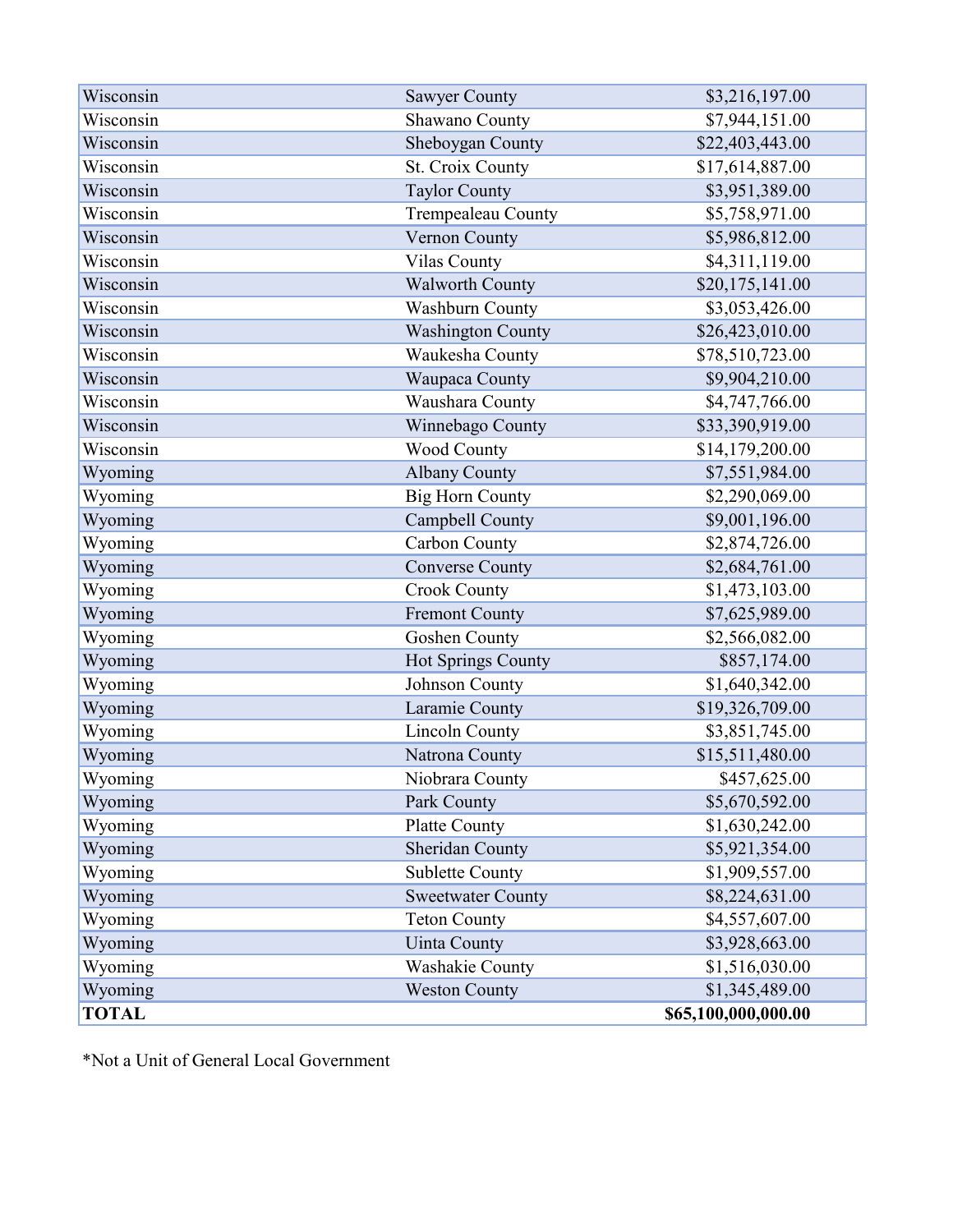| | | |
|---|---|---|
| Wisconsin | Sawyer County | $3,216,197.00 |
| Wisconsin | Shawano County | $7,944,151.00 |
| Wisconsin | Sheboygan County | $22,403,443.00 |
| Wisconsin | St. Croix County | $17,614,887.00 |
| Wisconsin | Taylor County | $3,951,389.00 |
| Wisconsin | Trempealeau County | $5,758,971.00 |
| Wisconsin | Vernon County | $5,986,812.00 |
| Wisconsin | Vilas County | $4,311,119.00 |
| Wisconsin | Walworth County | $20,175,141.00 |
| Wisconsin | Washburn County | $3,053,426.00 |
| Wisconsin | Washington County | $26,423,010.00 |
| Wisconsin | Waukesha County | $78,510,723.00 |
| Wisconsin | Waupaca County | $9,904,210.00 |
| Wisconsin | Waushara County | $4,747,766.00 |
| Wisconsin | Winnebago County | $33,390,919.00 |
| Wisconsin | Wood County | $14,179,200.00 |
| Wyoming | Albany County | $7,551,984.00 |
| Wyoming | Big Horn County | $2,290,069.00 |
| Wyoming | Campbell County | $9,001,196.00 |
| Wyoming | Carbon County | $2,874,726.00 |
| Wyoming | Converse County | $2,684,761.00 |
| Wyoming | Crook County | $1,473,103.00 |
| Wyoming | Fremont County | $7,625,989.00 |
| Wyoming | Goshen County | $2,566,082.00 |
| Wyoming | Hot Springs County | $857,174.00 |
| Wyoming | Johnson County | $1,640,342.00 |
| Wyoming | Laramie County | $19,326,709.00 |
| Wyoming | Lincoln County | $3,851,745.00 |
| Wyoming | Natrona County | $15,511,480.00 |
| Wyoming | Niobrara County | $457,625.00 |
| Wyoming | Park County | $5,670,592.00 |
| Wyoming | Platte County | $1,630,242.00 |
| Wyoming | Sheridan County | $5,921,354.00 |
| Wyoming | Sublette County | $1,909,557.00 |
| Wyoming | Sweetwater County | $8,224,631.00 |
| Wyoming | Teton County | $4,557,607.00 |
| Wyoming | Uinta County | $3,928,663.00 |
| Wyoming | Washakie County | $1,516,030.00 |
| Wyoming | Weston County | $1,345,489.00 |
| **TOTAL** | | **$65,100,000,000.00** |

*Not a Unit of General Local Government